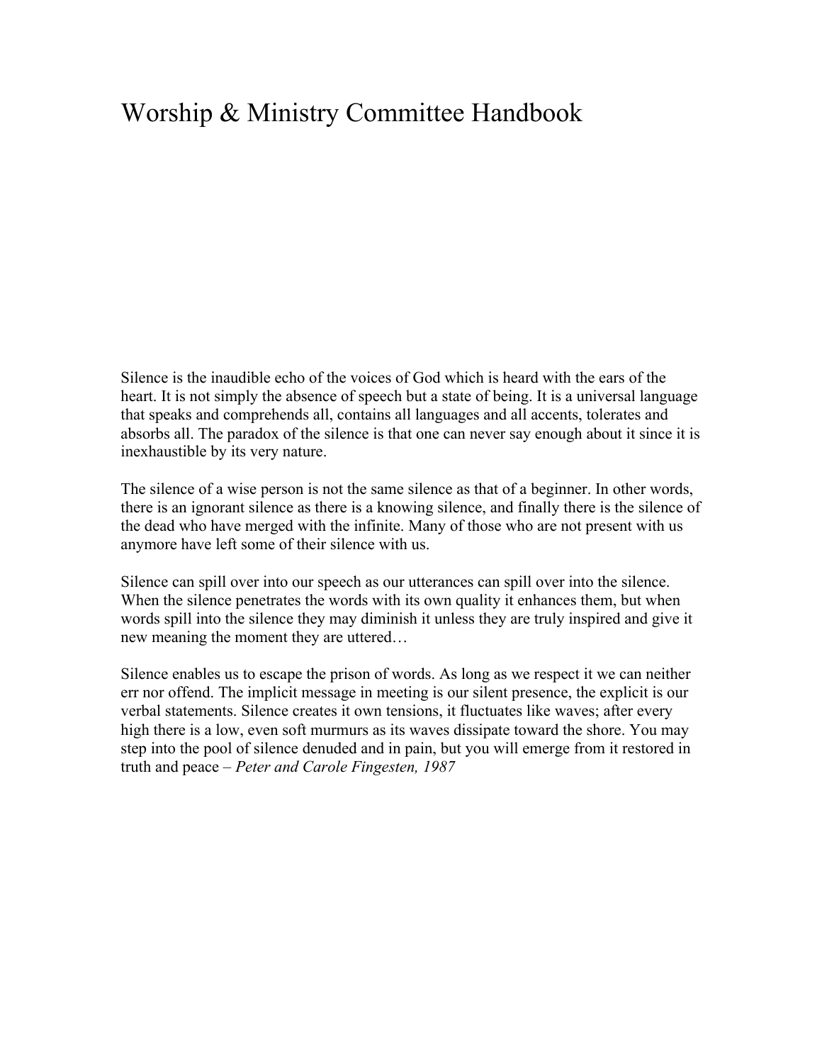# Worship & Ministry Committee Handbook

Silence is the inaudible echo of the voices of God which is heard with the ears of the heart. It is not simply the absence of speech but a state of being. It is a universal language that speaks and comprehends all, contains all languages and all accents, tolerates and absorbs all. The paradox of the silence is that one can never say enough about it since it is inexhaustible by its very nature.

The silence of a wise person is not the same silence as that of a beginner. In other words, there is an ignorant silence as there is a knowing silence, and finally there is the silence of the dead who have merged with the infinite. Many of those who are not present with us anymore have left some of their silence with us.

Silence can spill over into our speech as our utterances can spill over into the silence. When the silence penetrates the words with its own quality it enhances them, but when words spill into the silence they may diminish it unless they are truly inspired and give it new meaning the moment they are uttered…

Silence enables us to escape the prison of words. As long as we respect it we can neither err nor offend. The implicit message in meeting is our silent presence, the explicit is our verbal statements. Silence creates it own tensions, it fluctuates like waves; after every high there is a low, even soft murmurs as its waves dissipate toward the shore. You may step into the pool of silence denuded and in pain, but you will emerge from it restored in truth and peace – *Peter and Carole Fingesten, 1987*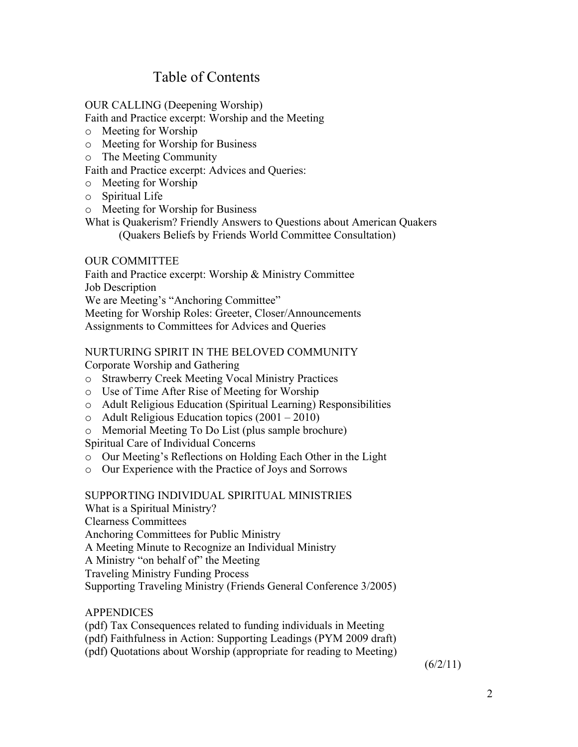# Table of Contents

OUR CALLING (Deepening Worship)

Faith and Practice excerpt: Worship and the Meeting

- Meeting for Worship
- Meeting for Worship for Business
- The Meeting Community

Faith and Practice excerpt: Advices and Queries:

- Meeting for Worship
- Spiritual Life
- Meeting for Worship for Business

What is Quakerism? Friendly Answers to Questions about American Quakers
(Quakers Beliefs by Friends World Committee Consultation)

OUR COMMITTEE

Faith and Practice excerpt: Worship & Ministry Committee
Job Description
We are Meeting's "Anchoring Committee"
Meeting for Worship Roles: Greeter, Closer/Announcements
Assignments to Committees for Advices and Queries

NURTURING SPIRIT IN THE BELOVED COMMUNITY

Corporate Worship and Gathering

- Strawberry Creek Meeting Vocal Ministry Practices
- Use of Time After Rise of Meeting for Worship
- Adult Religious Education (Spiritual Learning) Responsibilities
- Adult Religious Education topics (2001 – 2010)
- Memorial Meeting To Do List (plus sample brochure)

Spiritual Care of Individual Concerns

- Our Meeting's Reflections on Holding Each Other in the Light
- Our Experience with the Practice of Joys and Sorrows

SUPPORTING INDIVIDUAL SPIRITUAL MINISTRIES

What is a Spiritual Ministry?
Clearness Committees
Anchoring Committees for Public Ministry
A Meeting Minute to Recognize an Individual Ministry
A Ministry "on behalf of" the Meeting
Traveling Ministry Funding Process
Supporting Traveling Ministry (Friends General Conference 3/2005)

APPENDICES

(pdf) Tax Consequences related to funding individuals in Meeting
(pdf) Faithfulness in Action: Supporting Leadings (PYM 2009 draft)
(pdf) Quotations about Worship (appropriate for reading to Meeting)

(6/2/11)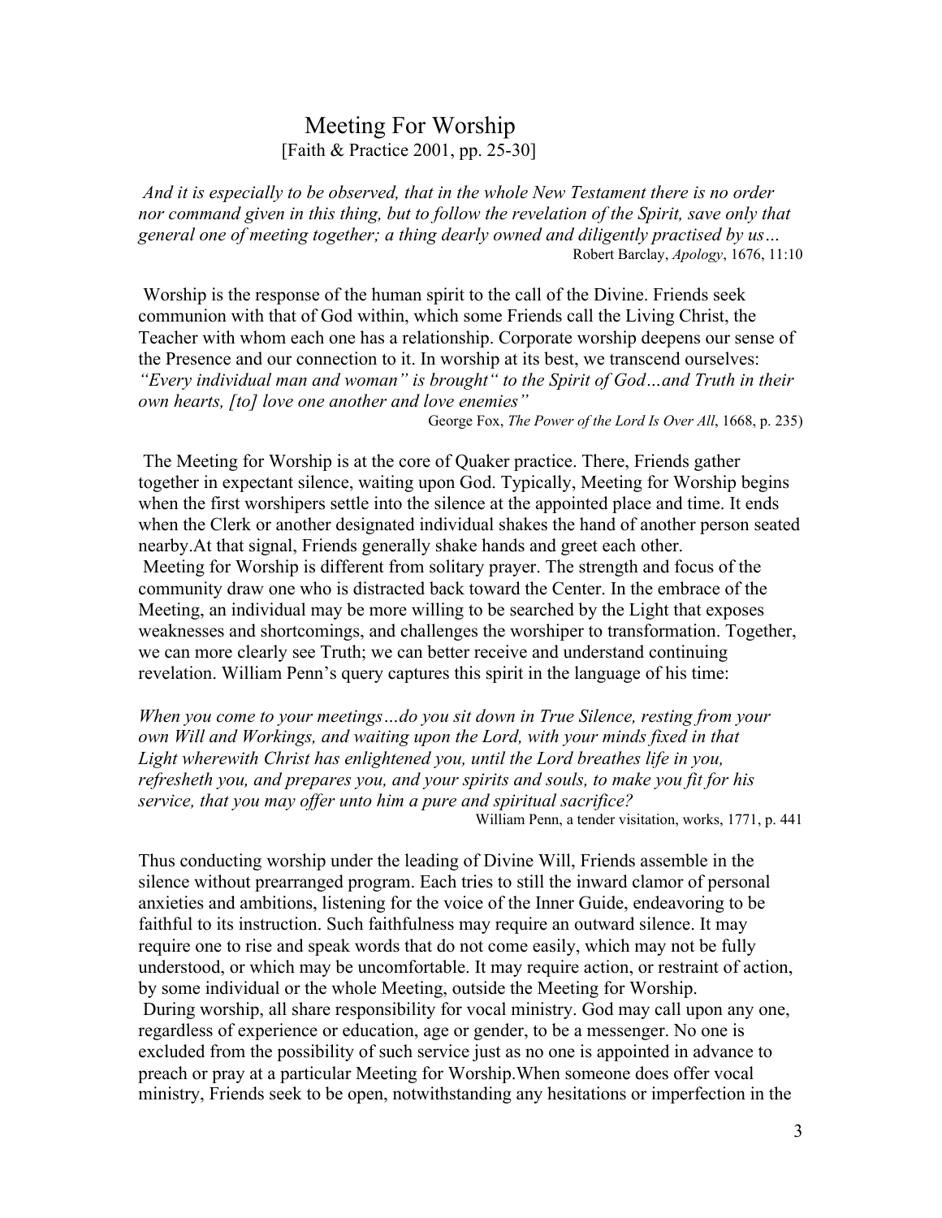# Meeting For Worship

[Faith & Practice 2001, pp. 25-30]

*And it is especially to be observed, that in the whole New Testament there is no order nor command given in this thing, but to follow the revelation of the Spirit, save only that general one of meeting together; a thing dearly owned and diligently practised by us…*

Robert Barclay, *Apology*, 1676, 11:10

Worship is the response of the human spirit to the call of the Divine. Friends seek communion with that of God within, which some Friends call the Living Christ, the Teacher with whom each one has a relationship. Corporate worship deepens our sense of the Presence and our connection to it. In worship at its best, we transcend ourselves: *"Every individual man and woman" is brought" to the Spirit of God…and Truth in their own hearts, [to] love one another and love enemies"*

George Fox, *The Power of the Lord Is Over All*, 1668, p. 235)

The Meeting for Worship is at the core of Quaker practice. There, Friends gather together in expectant silence, waiting upon God. Typically, Meeting for Worship begins when the first worshipers settle into the silence at the appointed place and time. It ends when the Clerk or another designated individual shakes the hand of another person seated nearby.At that signal, Friends generally shake hands and greet each other.

Meeting for Worship is different from solitary prayer. The strength and focus of the community draw one who is distracted back toward the Center. In the embrace of the Meeting, an individual may be more willing to be searched by the Light that exposes weaknesses and shortcomings, and challenges the worshiper to transformation. Together, we can more clearly see Truth; we can better receive and understand continuing revelation. William Penn's query captures this spirit in the language of his time:

*When you come to your meetings…do you sit down in True Silence, resting from your own Will and Workings, and waiting upon the Lord, with your minds fixed in that Light wherewith Christ has enlightened you, until the Lord breathes life in you, refresheth you, and prepares you, and your spirits and souls, to make you fit for his service, that you may offer unto him a pure and spiritual sacrifice?*

William Penn, a tender visitation, works, 1771, p. 441

Thus conducting worship under the leading of Divine Will, Friends assemble in the silence without prearranged program. Each tries to still the inward clamor of personal anxieties and ambitions, listening for the voice of the Inner Guide, endeavoring to be faithful to its instruction. Such faithfulness may require an outward silence. It may require one to rise and speak words that do not come easily, which may not be fully understood, or which may be uncomfortable. It may require action, or restraint of action, by some individual or the whole Meeting, outside the Meeting for Worship.

During worship, all share responsibility for vocal ministry. God may call upon any one, regardless of experience or education, age or gender, to be a messenger. No one is excluded from the possibility of such service just as no one is appointed in advance to preach or pray at a particular Meeting for Worship.When someone does offer vocal ministry, Friends seek to be open, notwithstanding any hesitations or imperfection in the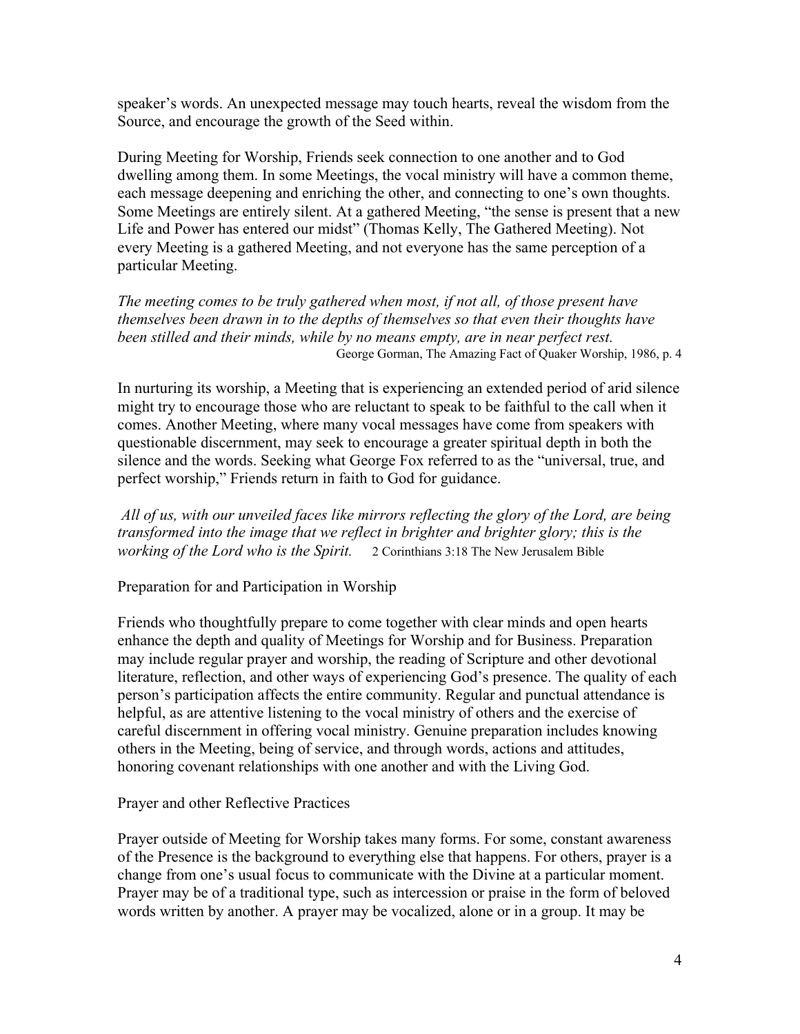speaker's words. An unexpected message may touch hearts, reveal the wisdom from the Source, and encourage the growth of the Seed within.

During Meeting for Worship, Friends seek connection to one another and to God dwelling among them. In some Meetings, the vocal ministry will have a common theme, each message deepening and enriching the other, and connecting to one's own thoughts. Some Meetings are entirely silent. At a gathered Meeting, "the sense is present that a new Life and Power has entered our midst" (Thomas Kelly, The Gathered Meeting). Not every Meeting is a gathered Meeting, and not everyone has the same perception of a particular Meeting.

*The meeting comes to be truly gathered when most, if not all, of those present have themselves been drawn in to the depths of themselves so that even their thoughts have been stilled and their minds, while by no means empty, are in near perfect rest.*
George Gorman, The Amazing Fact of Quaker Worship, 1986, p. 4

In nurturing its worship, a Meeting that is experiencing an extended period of arid silence might try to encourage those who are reluctant to speak to be faithful to the call when it comes. Another Meeting, where many vocal messages have come from speakers with questionable discernment, may seek to encourage a greater spiritual depth in both the silence and the words. Seeking what George Fox referred to as the "universal, true, and perfect worship," Friends return in faith to God for guidance.

*All of us, with our unveiled faces like mirrors reflecting the glory of the Lord, are being transformed into the image that we reflect in brighter and brighter glory; this is the working of the Lord who is the Spirit.* 2 Corinthians 3:18 The New Jerusalem Bible

## Preparation for and Participation in Worship

Friends who thoughtfully prepare to come together with clear minds and open hearts enhance the depth and quality of Meetings for Worship and for Business. Preparation may include regular prayer and worship, the reading of Scripture and other devotional literature, reflection, and other ways of experiencing God's presence. The quality of each person's participation affects the entire community. Regular and punctual attendance is helpful, as are attentive listening to the vocal ministry of others and the exercise of careful discernment in offering vocal ministry. Genuine preparation includes knowing others in the Meeting, being of service, and through words, actions and attitudes, honoring covenant relationships with one another and with the Living God.

## Prayer and other Reflective Practices

Prayer outside of Meeting for Worship takes many forms. For some, constant awareness of the Presence is the background to everything else that happens. For others, prayer is a change from one's usual focus to communicate with the Divine at a particular moment. Prayer may be of a traditional type, such as intercession or praise in the form of beloved words written by another. A prayer may be vocalized, alone or in a group. It may be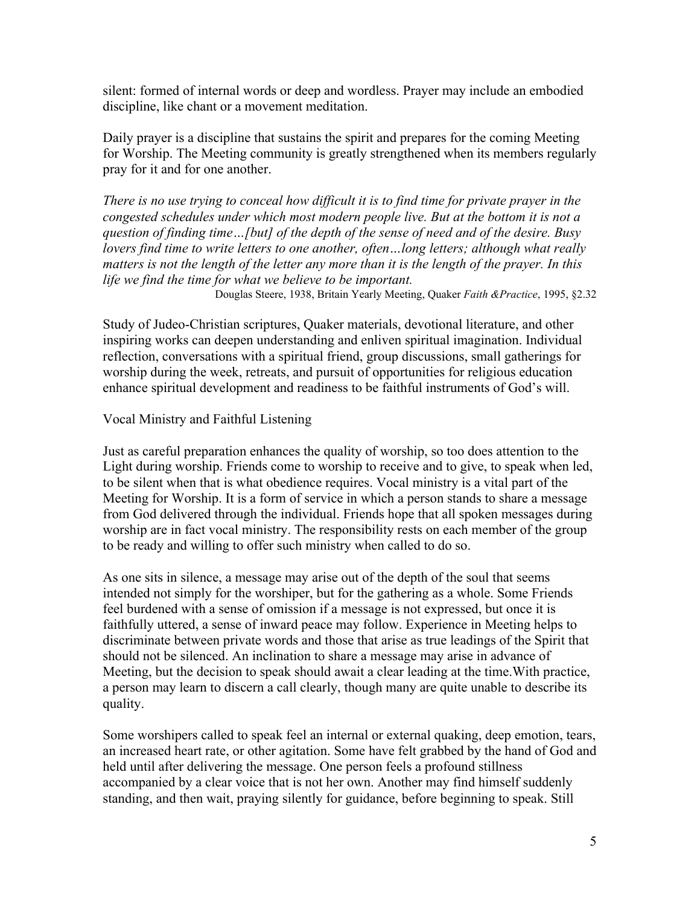silent: formed of internal words or deep and wordless. Prayer may include an embodied discipline, like chant or a movement meditation.

Daily prayer is a discipline that sustains the spirit and prepares for the coming Meeting for Worship. The Meeting community is greatly strengthened when its members regularly pray for it and for one another.

*There is no use trying to conceal how difficult it is to find time for private prayer in the congested schedules under which most modern people live. But at the bottom it is not a question of finding time…[but] of the depth of the sense of need and of the desire. Busy lovers find time to write letters to one another, often…long letters; although what really matters is not the length of the letter any more than it is the length of the prayer. In this life we find the time for what we believe to be important.*

Douglas Steere, 1938, Britain Yearly Meeting, Quaker *Faith &Practice*, 1995, §2.32

Study of Judeo-Christian scriptures, Quaker materials, devotional literature, and other inspiring works can deepen understanding and enliven spiritual imagination. Individual reflection, conversations with a spiritual friend, group discussions, small gatherings for worship during the week, retreats, and pursuit of opportunities for religious education enhance spiritual development and readiness to be faithful instruments of God's will.

## Vocal Ministry and Faithful Listening

Just as careful preparation enhances the quality of worship, so too does attention to the Light during worship. Friends come to worship to receive and to give, to speak when led, to be silent when that is what obedience requires. Vocal ministry is a vital part of the Meeting for Worship. It is a form of service in which a person stands to share a message from God delivered through the individual. Friends hope that all spoken messages during worship are in fact vocal ministry. The responsibility rests on each member of the group to be ready and willing to offer such ministry when called to do so.

As one sits in silence, a message may arise out of the depth of the soul that seems intended not simply for the worshiper, but for the gathering as a whole. Some Friends feel burdened with a sense of omission if a message is not expressed, but once it is faithfully uttered, a sense of inward peace may follow. Experience in Meeting helps to discriminate between private words and those that arise as true leadings of the Spirit that should not be silenced. An inclination to share a message may arise in advance of Meeting, but the decision to speak should await a clear leading at the time.With practice, a person may learn to discern a call clearly, though many are quite unable to describe its quality.

Some worshipers called to speak feel an internal or external quaking, deep emotion, tears, an increased heart rate, or other agitation. Some have felt grabbed by the hand of God and held until after delivering the message. One person feels a profound stillness accompanied by a clear voice that is not her own. Another may find himself suddenly standing, and then wait, praying silently for guidance, before beginning to speak. Still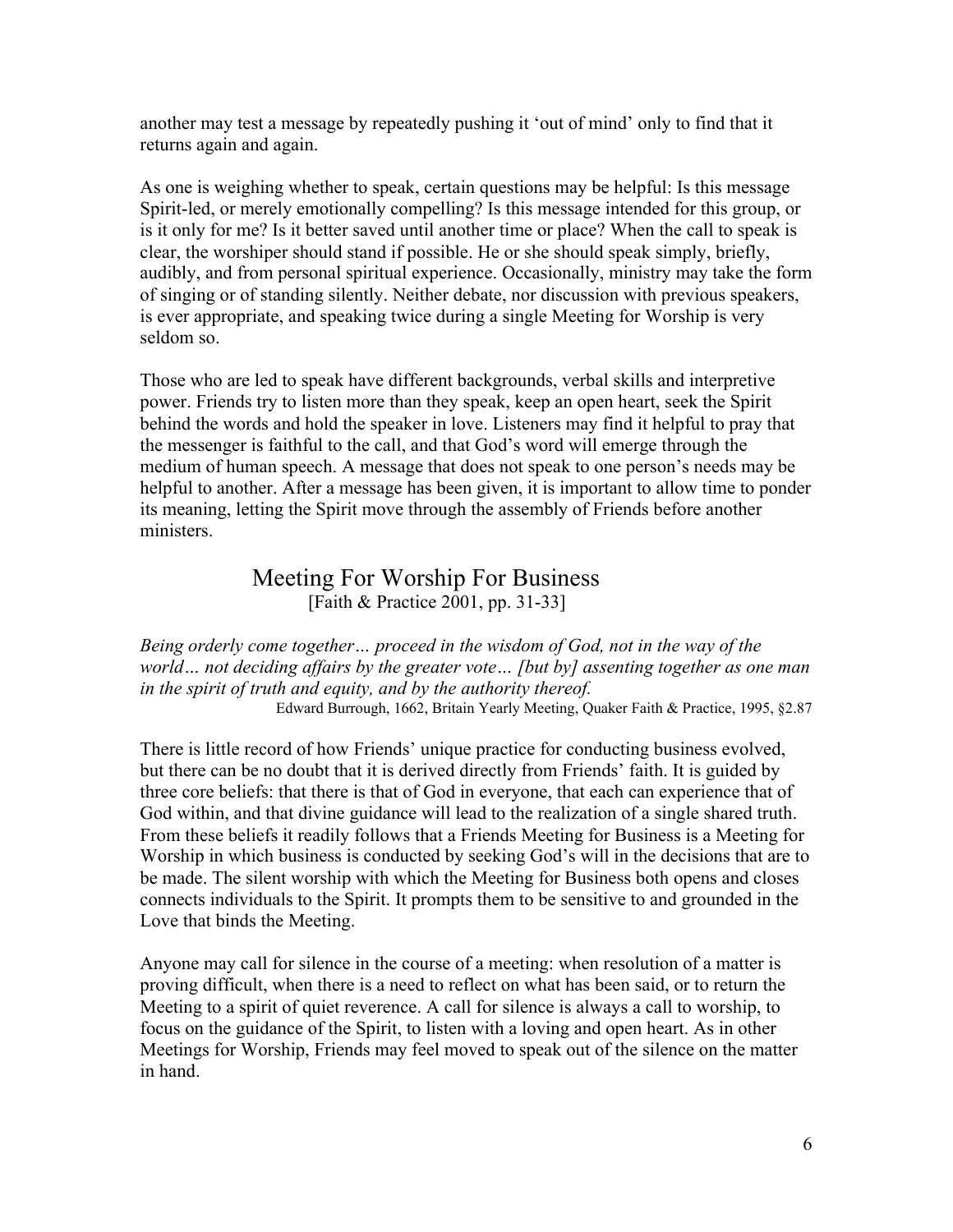another may test a message by repeatedly pushing it 'out of mind' only to find that it returns again and again.

As one is weighing whether to speak, certain questions may be helpful: Is this message Spirit-led, or merely emotionally compelling? Is this message intended for this group, or is it only for me? Is it better saved until another time or place? When the call to speak is clear, the worshiper should stand if possible. He or she should speak simply, briefly, audibly, and from personal spiritual experience. Occasionally, ministry may take the form of singing or of standing silently. Neither debate, nor discussion with previous speakers, is ever appropriate, and speaking twice during a single Meeting for Worship is very seldom so.

Those who are led to speak have different backgrounds, verbal skills and interpretive power. Friends try to listen more than they speak, keep an open heart, seek the Spirit behind the words and hold the speaker in love. Listeners may find it helpful to pray that the messenger is faithful to the call, and that God's word will emerge through the medium of human speech. A message that does not speak to one person's needs may be helpful to another. After a message has been given, it is important to allow time to ponder its meaning, letting the Spirit move through the assembly of Friends before another ministers.

## Meeting For Worship For Business

[Faith & Practice 2001, pp. 31-33]

*Being orderly come together… proceed in the wisdom of God, not in the way of the world… not deciding affairs by the greater vote… [but by] assenting together as one man in the spirit of truth and equity, and by the authority thereof.*

Edward Burrough, 1662, Britain Yearly Meeting, Quaker Faith & Practice, 1995, §2.87

There is little record of how Friends' unique practice for conducting business evolved, but there can be no doubt that it is derived directly from Friends' faith. It is guided by three core beliefs: that there is that of God in everyone, that each can experience that of God within, and that divine guidance will lead to the realization of a single shared truth. From these beliefs it readily follows that a Friends Meeting for Business is a Meeting for Worship in which business is conducted by seeking God's will in the decisions that are to be made. The silent worship with which the Meeting for Business both opens and closes connects individuals to the Spirit. It prompts them to be sensitive to and grounded in the Love that binds the Meeting.

Anyone may call for silence in the course of a meeting: when resolution of a matter is proving difficult, when there is a need to reflect on what has been said, or to return the Meeting to a spirit of quiet reverence. A call for silence is always a call to worship, to focus on the guidance of the Spirit, to listen with a loving and open heart. As in other Meetings for Worship, Friends may feel moved to speak out of the silence on the matter in hand.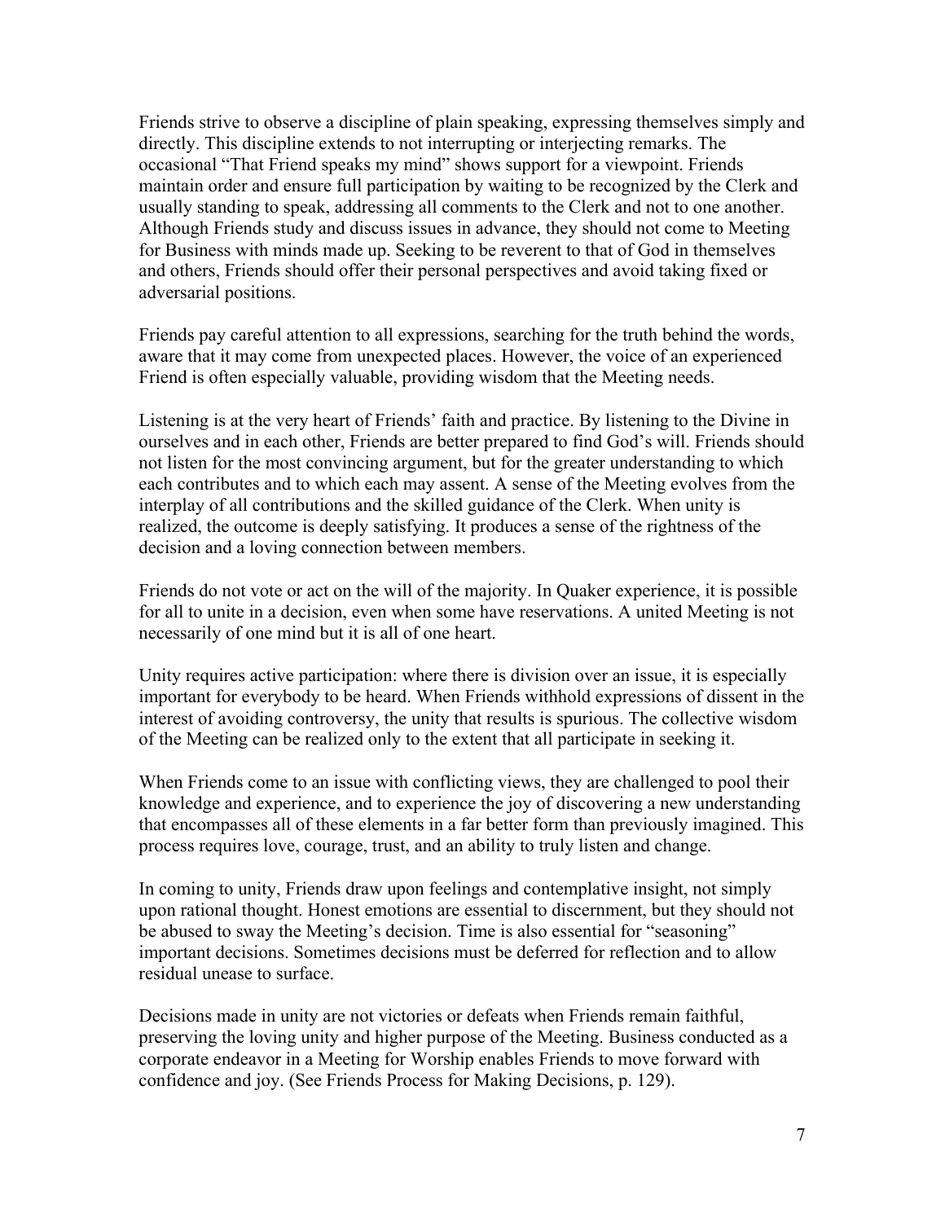Friends strive to observe a discipline of plain speaking, expressing themselves simply and directly. This discipline extends to not interrupting or interjecting remarks. The occasional "That Friend speaks my mind" shows support for a viewpoint. Friends maintain order and ensure full participation by waiting to be recognized by the Clerk and usually standing to speak, addressing all comments to the Clerk and not to one another. Although Friends study and discuss issues in advance, they should not come to Meeting for Business with minds made up. Seeking to be reverent to that of God in themselves and others, Friends should offer their personal perspectives and avoid taking fixed or adversarial positions.

Friends pay careful attention to all expressions, searching for the truth behind the words, aware that it may come from unexpected places. However, the voice of an experienced Friend is often especially valuable, providing wisdom that the Meeting needs.

Listening is at the very heart of Friends' faith and practice. By listening to the Divine in ourselves and in each other, Friends are better prepared to find God's will. Friends should not listen for the most convincing argument, but for the greater understanding to which each contributes and to which each may assent. A sense of the Meeting evolves from the interplay of all contributions and the skilled guidance of the Clerk. When unity is realized, the outcome is deeply satisfying. It produces a sense of the rightness of the decision and a loving connection between members.

Friends do not vote or act on the will of the majority. In Quaker experience, it is possible for all to unite in a decision, even when some have reservations. A united Meeting is not necessarily of one mind but it is all of one heart.

Unity requires active participation: where there is division over an issue, it is especially important for everybody to be heard. When Friends withhold expressions of dissent in the interest of avoiding controversy, the unity that results is spurious. The collective wisdom of the Meeting can be realized only to the extent that all participate in seeking it.

When Friends come to an issue with conflicting views, they are challenged to pool their knowledge and experience, and to experience the joy of discovering a new understanding that encompasses all of these elements in a far better form than previously imagined. This process requires love, courage, trust, and an ability to truly listen and change.

In coming to unity, Friends draw upon feelings and contemplative insight, not simply upon rational thought. Honest emotions are essential to discernment, but they should not be abused to sway the Meeting's decision. Time is also essential for "seasoning" important decisions. Sometimes decisions must be deferred for reflection and to allow residual unease to surface.

Decisions made in unity are not victories or defeats when Friends remain faithful, preserving the loving unity and higher purpose of the Meeting. Business conducted as a corporate endeavor in a Meeting for Worship enables Friends to move forward with confidence and joy. (See Friends Process for Making Decisions, p. 129).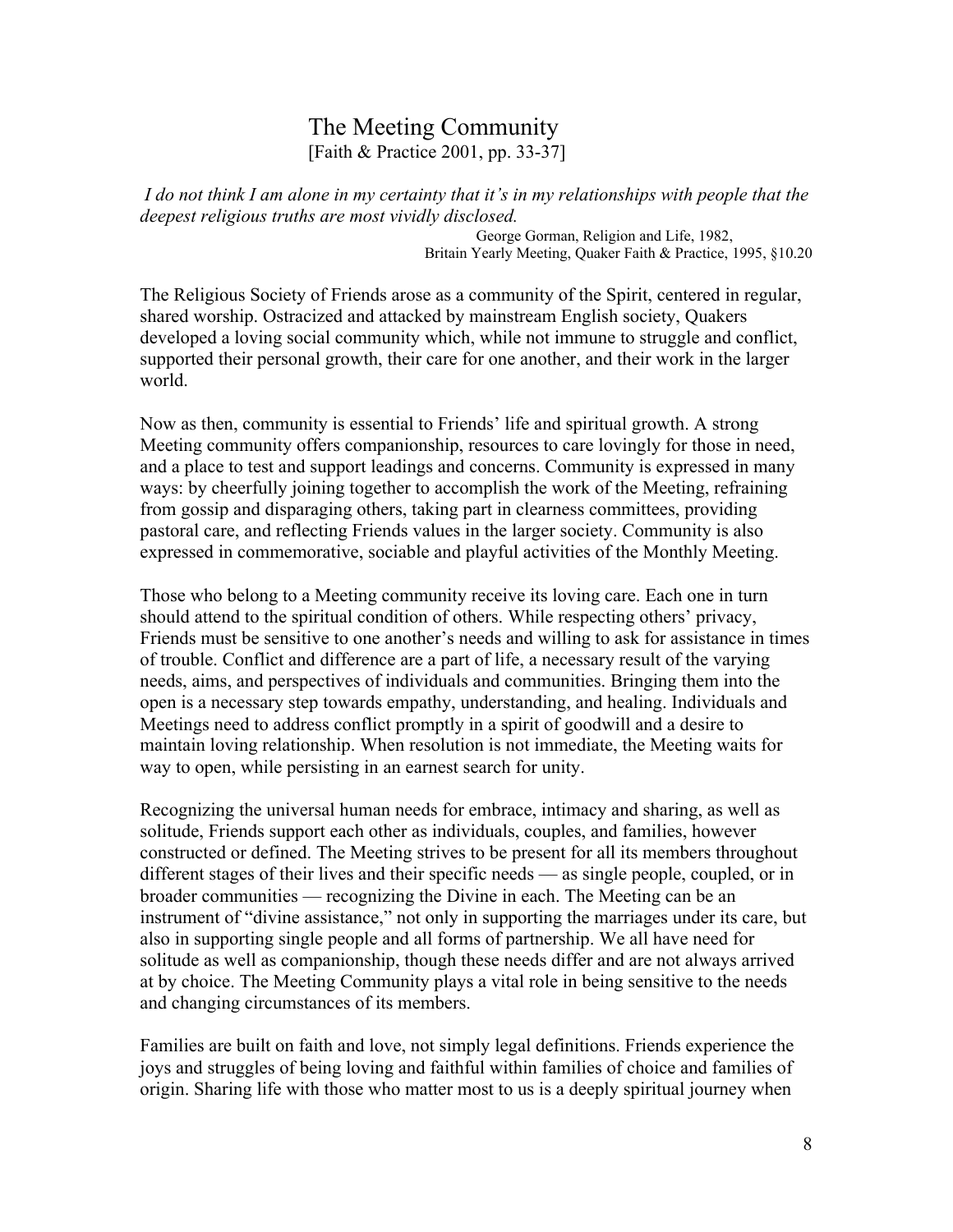# The Meeting Community

[Faith & Practice 2001, pp. 33-37]

*I do not think I am alone in my certainty that it's in my relationships with people that the deepest religious truths are most vividly disclosed.*

George Gorman, Religion and Life, 1982,
Britain Yearly Meeting, Quaker Faith & Practice, 1995, §10.20

The Religious Society of Friends arose as a community of the Spirit, centered in regular, shared worship. Ostracized and attacked by mainstream English society, Quakers developed a loving social community which, while not immune to struggle and conflict, supported their personal growth, their care for one another, and their work in the larger world.

Now as then, community is essential to Friends' life and spiritual growth. A strong Meeting community offers companionship, resources to care lovingly for those in need, and a place to test and support leadings and concerns. Community is expressed in many ways: by cheerfully joining together to accomplish the work of the Meeting, refraining from gossip and disparaging others, taking part in clearness committees, providing pastoral care, and reflecting Friends values in the larger society. Community is also expressed in commemorative, sociable and playful activities of the Monthly Meeting.

Those who belong to a Meeting community receive its loving care. Each one in turn should attend to the spiritual condition of others. While respecting others' privacy, Friends must be sensitive to one another's needs and willing to ask for assistance in times of trouble. Conflict and difference are a part of life, a necessary result of the varying needs, aims, and perspectives of individuals and communities. Bringing them into the open is a necessary step towards empathy, understanding, and healing. Individuals and Meetings need to address conflict promptly in a spirit of goodwill and a desire to maintain loving relationship. When resolution is not immediate, the Meeting waits for way to open, while persisting in an earnest search for unity.

Recognizing the universal human needs for embrace, intimacy and sharing, as well as solitude, Friends support each other as individuals, couples, and families, however constructed or defined. The Meeting strives to be present for all its members throughout different stages of their lives and their specific needs — as single people, coupled, or in broader communities — recognizing the Divine in each. The Meeting can be an instrument of "divine assistance," not only in supporting the marriages under its care, but also in supporting single people and all forms of partnership. We all have need for solitude as well as companionship, though these needs differ and are not always arrived at by choice. The Meeting Community plays a vital role in being sensitive to the needs and changing circumstances of its members.

Families are built on faith and love, not simply legal definitions. Friends experience the joys and struggles of being loving and faithful within families of choice and families of origin. Sharing life with those who matter most to us is a deeply spiritual journey when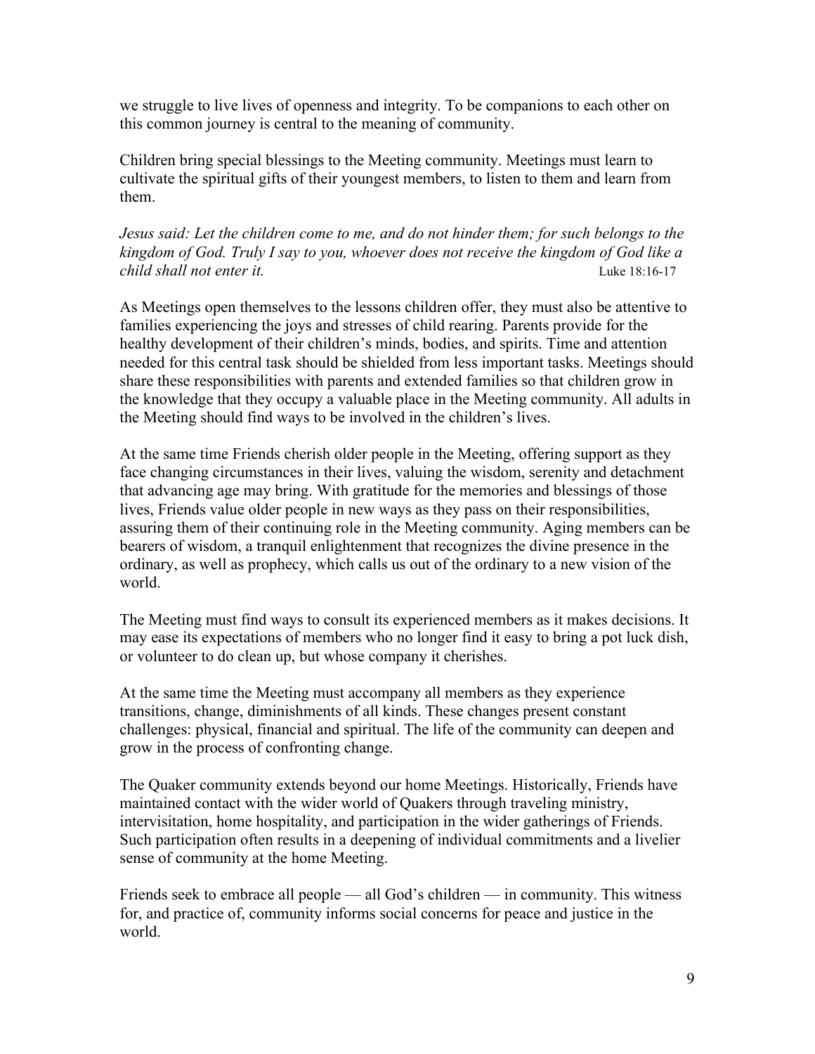we struggle to live lives of openness and integrity. To be companions to each other on this common journey is central to the meaning of community.

Children bring special blessings to the Meeting community. Meetings must learn to cultivate the spiritual gifts of their youngest members, to listen to them and learn from them.

*Jesus said: Let the children come to me, and do not hinder them; for such belongs to the kingdom of God. Truly I say to you, whoever does not receive the kingdom of God like a child shall not enter it.* Luke 18:16-17

As Meetings open themselves to the lessons children offer, they must also be attentive to families experiencing the joys and stresses of child rearing. Parents provide for the healthy development of their children's minds, bodies, and spirits. Time and attention needed for this central task should be shielded from less important tasks. Meetings should share these responsibilities with parents and extended families so that children grow in the knowledge that they occupy a valuable place in the Meeting community. All adults in the Meeting should find ways to be involved in the children's lives.

At the same time Friends cherish older people in the Meeting, offering support as they face changing circumstances in their lives, valuing the wisdom, serenity and detachment that advancing age may bring. With gratitude for the memories and blessings of those lives, Friends value older people in new ways as they pass on their responsibilities, assuring them of their continuing role in the Meeting community. Aging members can be bearers of wisdom, a tranquil enlightenment that recognizes the divine presence in the ordinary, as well as prophecy, which calls us out of the ordinary to a new vision of the world.

The Meeting must find ways to consult its experienced members as it makes decisions. It may ease its expectations of members who no longer find it easy to bring a pot luck dish, or volunteer to do clean up, but whose company it cherishes.

At the same time the Meeting must accompany all members as they experience transitions, change, diminishments of all kinds. These changes present constant challenges: physical, financial and spiritual. The life of the community can deepen and grow in the process of confronting change.

The Quaker community extends beyond our home Meetings. Historically, Friends have maintained contact with the wider world of Quakers through traveling ministry, intervisitation, home hospitality, and participation in the wider gatherings of Friends. Such participation often results in a deepening of individual commitments and a livelier sense of community at the home Meeting.

Friends seek to embrace all people — all God's children — in community. This witness for, and practice of, community informs social concerns for peace and justice in the world.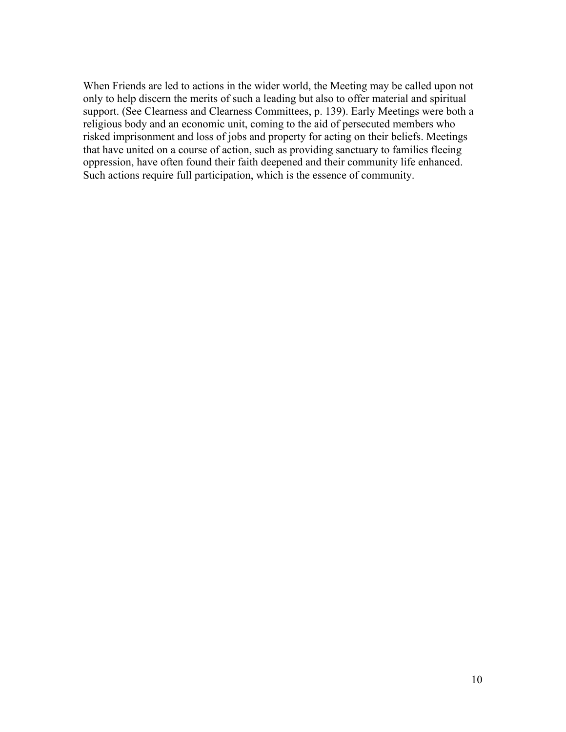When Friends are led to actions in the wider world, the Meeting may be called upon not only to help discern the merits of such a leading but also to offer material and spiritual support. (See Clearness and Clearness Committees, p. 139). Early Meetings were both a religious body and an economic unit, coming to the aid of persecuted members who risked imprisonment and loss of jobs and property for acting on their beliefs. Meetings that have united on a course of action, such as providing sanctuary to families fleeing oppression, have often found their faith deepened and their community life enhanced. Such actions require full participation, which is the essence of community.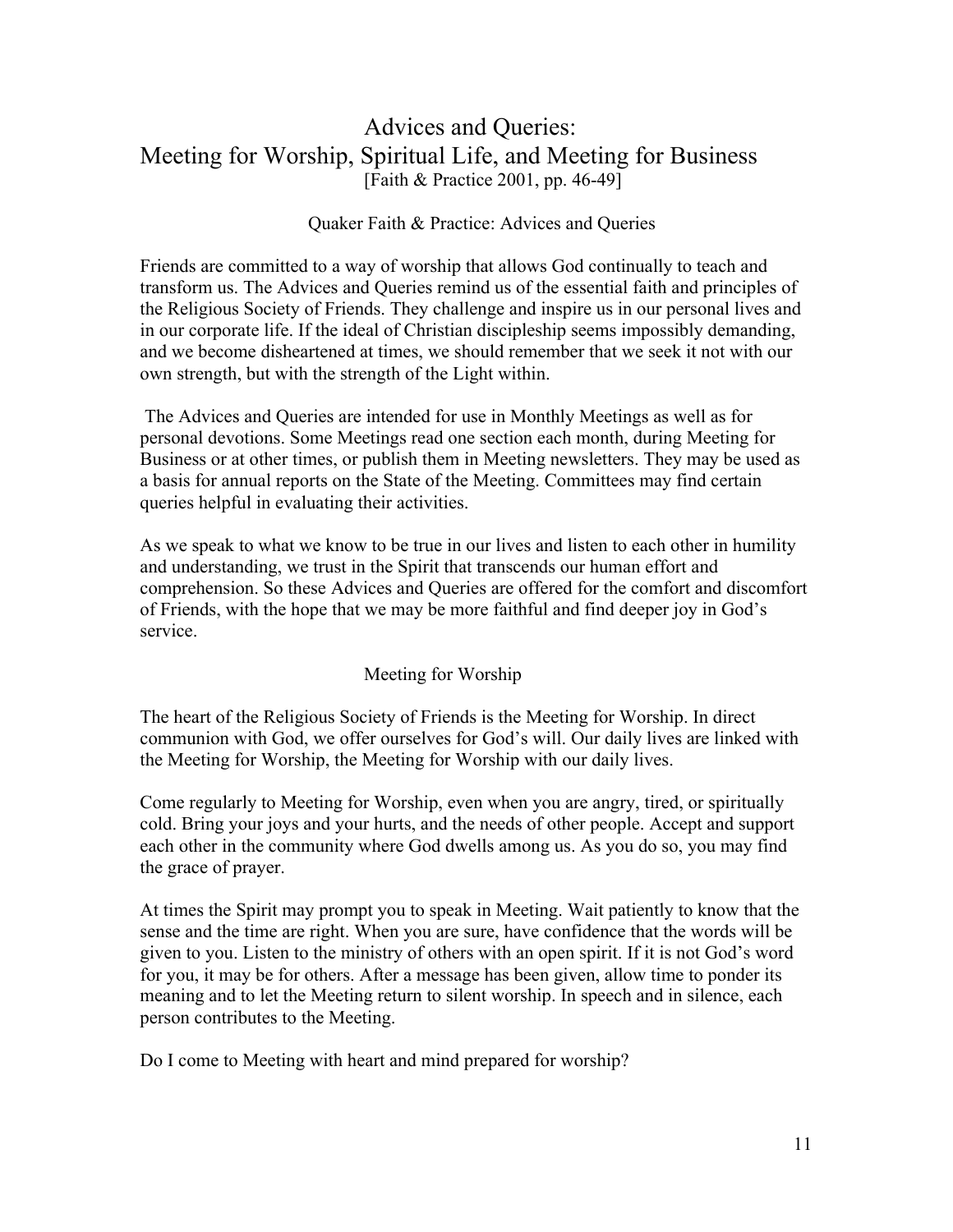# Advices and Queries: Meeting for Worship, Spiritual Life, and Meeting for Business

[Faith & Practice 2001, pp. 46-49]

## Quaker Faith & Practice: Advices and Queries

Friends are committed to a way of worship that allows God continually to teach and transform us. The Advices and Queries remind us of the essential faith and principles of the Religious Society of Friends. They challenge and inspire us in our personal lives and in our corporate life. If the ideal of Christian discipleship seems impossibly demanding, and we become disheartened at times, we should remember that we seek it not with our own strength, but with the strength of the Light within.

The Advices and Queries are intended for use in Monthly Meetings as well as for personal devotions. Some Meetings read one section each month, during Meeting for Business or at other times, or publish them in Meeting newsletters. They may be used as a basis for annual reports on the State of the Meeting. Committees may find certain queries helpful in evaluating their activities.

As we speak to what we know to be true in our lives and listen to each other in humility and understanding, we trust in the Spirit that transcends our human effort and comprehension. So these Advices and Queries are offered for the comfort and discomfort of Friends, with the hope that we may be more faithful and find deeper joy in God's service.

## Meeting for Worship

The heart of the Religious Society of Friends is the Meeting for Worship. In direct communion with God, we offer ourselves for God's will. Our daily lives are linked with the Meeting for Worship, the Meeting for Worship with our daily lives.

Come regularly to Meeting for Worship, even when you are angry, tired, or spiritually cold. Bring your joys and your hurts, and the needs of other people. Accept and support each other in the community where God dwells among us. As you do so, you may find the grace of prayer.

At times the Spirit may prompt you to speak in Meeting. Wait patiently to know that the sense and the time are right. When you are sure, have confidence that the words will be given to you. Listen to the ministry of others with an open spirit. If it is not God's word for you, it may be for others. After a message has been given, allow time to ponder its meaning and to let the Meeting return to silent worship. In speech and in silence, each person contributes to the Meeting.

Do I come to Meeting with heart and mind prepared for worship?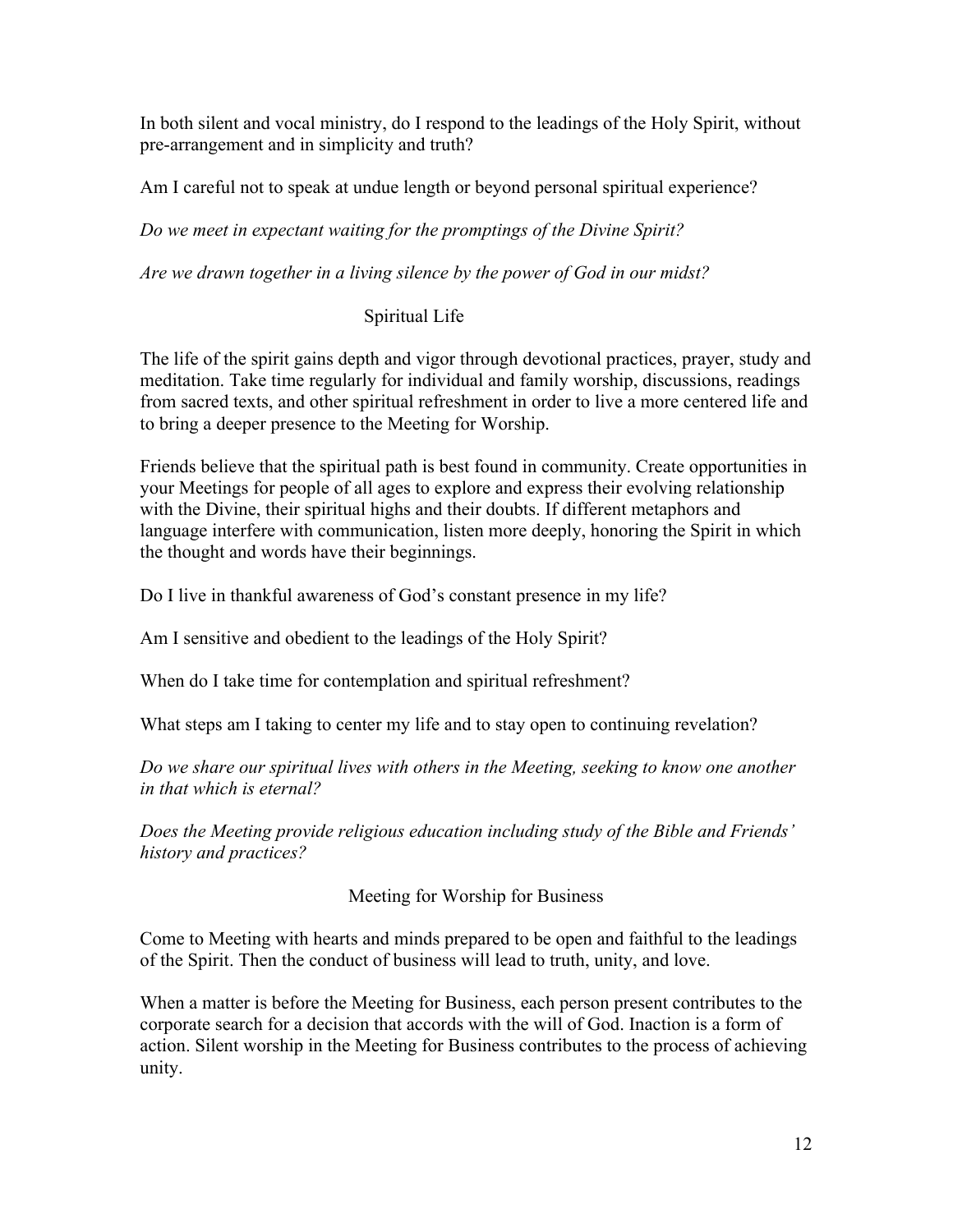In both silent and vocal ministry, do I respond to the leadings of the Holy Spirit, without pre-arrangement and in simplicity and truth?

Am I careful not to speak at undue length or beyond personal spiritual experience?

*Do we meet in expectant waiting for the promptings of the Divine Spirit?*

*Are we drawn together in a living silence by the power of God in our midst?*

## Spiritual Life

The life of the spirit gains depth and vigor through devotional practices, prayer, study and meditation. Take time regularly for individual and family worship, discussions, readings from sacred texts, and other spiritual refreshment in order to live a more centered life and to bring a deeper presence to the Meeting for Worship.

Friends believe that the spiritual path is best found in community. Create opportunities in your Meetings for people of all ages to explore and express their evolving relationship with the Divine, their spiritual highs and their doubts. If different metaphors and language interfere with communication, listen more deeply, honoring the Spirit in which the thought and words have their beginnings.

Do I live in thankful awareness of God's constant presence in my life?

Am I sensitive and obedient to the leadings of the Holy Spirit?

When do I take time for contemplation and spiritual refreshment?

What steps am I taking to center my life and to stay open to continuing revelation?

*Do we share our spiritual lives with others in the Meeting, seeking to know one another in that which is eternal?*

*Does the Meeting provide religious education including study of the Bible and Friends' history and practices?*

## Meeting for Worship for Business

Come to Meeting with hearts and minds prepared to be open and faithful to the leadings of the Spirit. Then the conduct of business will lead to truth, unity, and love.

When a matter is before the Meeting for Business, each person present contributes to the corporate search for a decision that accords with the will of God. Inaction is a form of action. Silent worship in the Meeting for Business contributes to the process of achieving unity.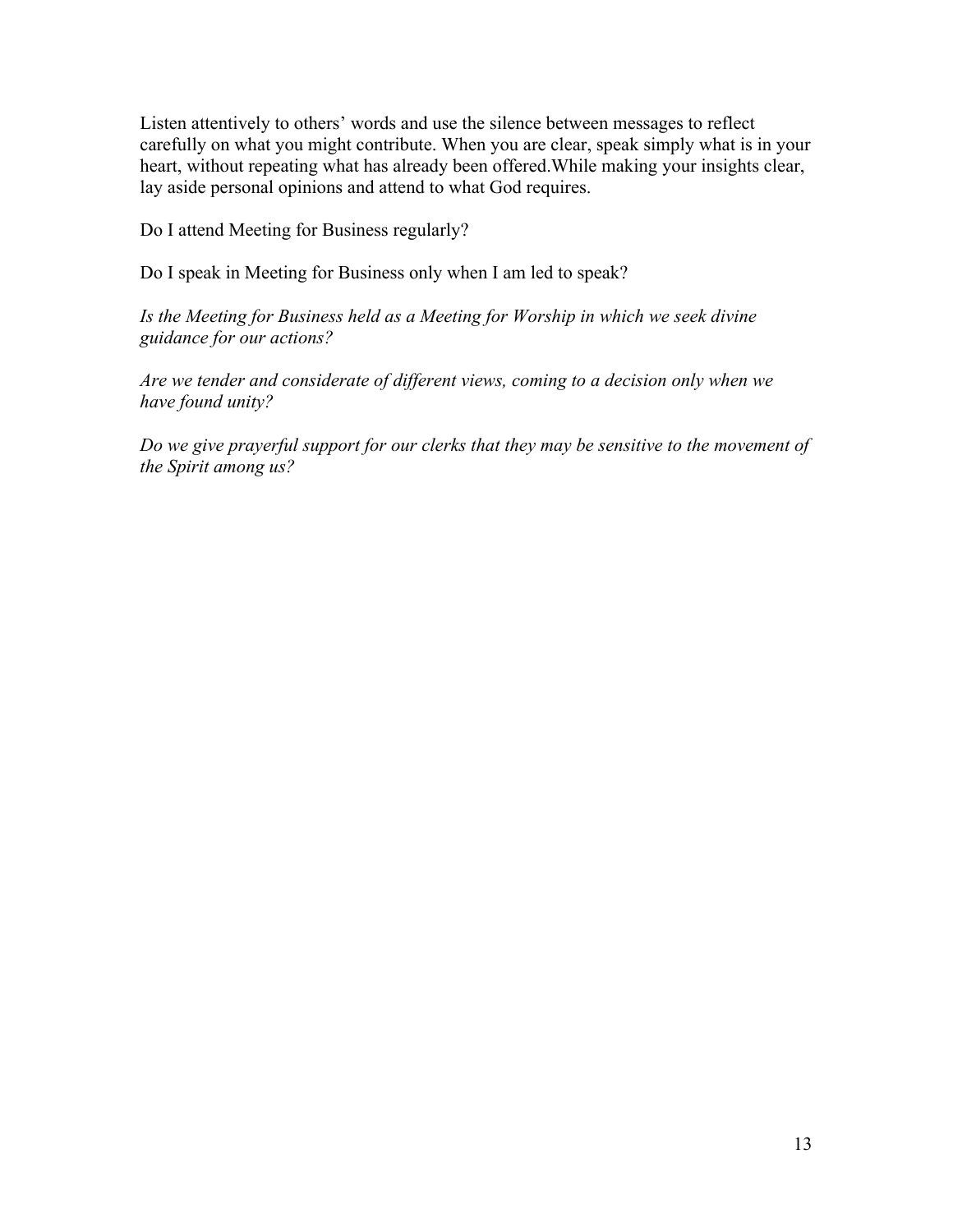Listen attentively to others' words and use the silence between messages to reflect carefully on what you might contribute. When you are clear, speak simply what is in your heart, without repeating what has already been offered.While making your insights clear, lay aside personal opinions and attend to what God requires.

Do I attend Meeting for Business regularly?

Do I speak in Meeting for Business only when I am led to speak?

*Is the Meeting for Business held as a Meeting for Worship in which we seek divine guidance for our actions?*

*Are we tender and considerate of different views, coming to a decision only when we have found unity?*

*Do we give prayerful support for our clerks that they may be sensitive to the movement of the Spirit among us?*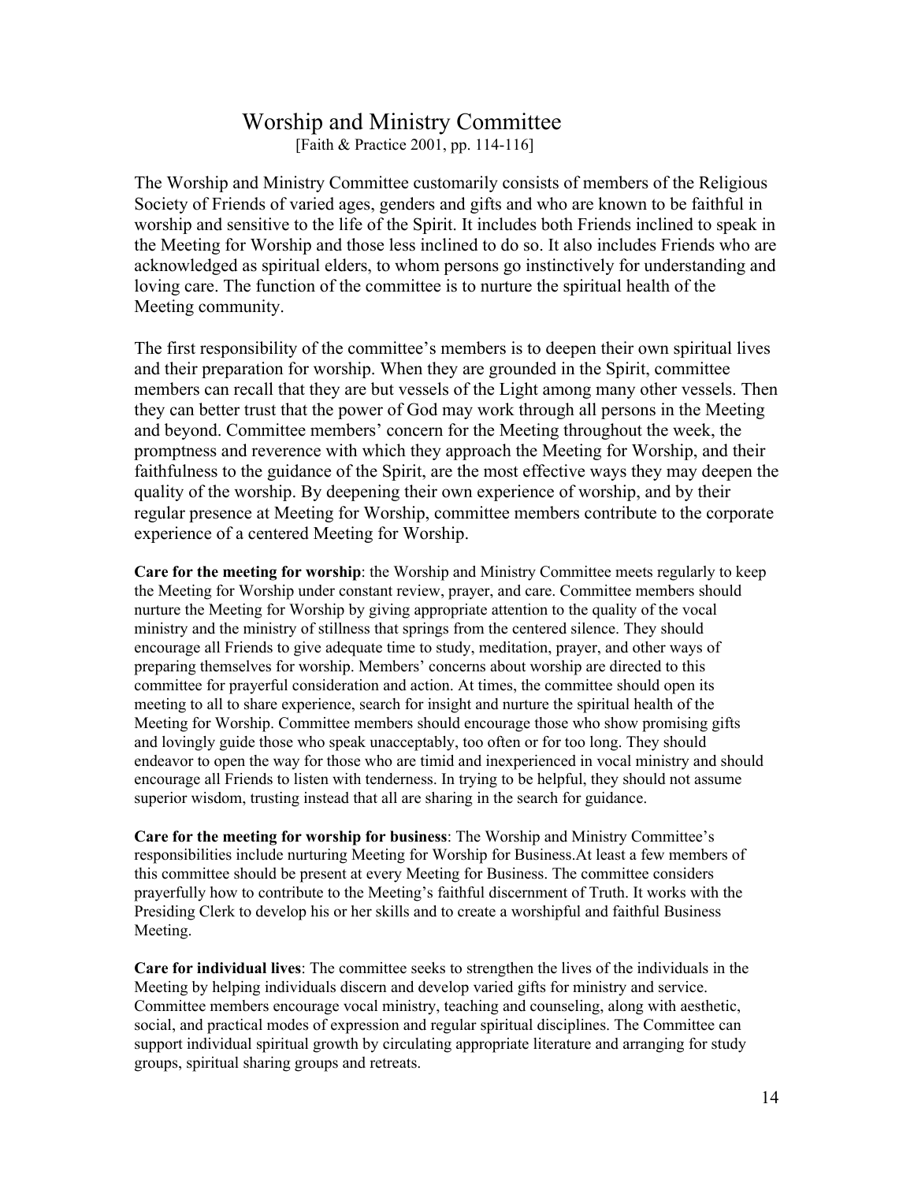# Worship and Ministry Committee

[Faith & Practice 2001, pp. 114-116]

The Worship and Ministry Committee customarily consists of members of the Religious Society of Friends of varied ages, genders and gifts and who are known to be faithful in worship and sensitive to the life of the Spirit. It includes both Friends inclined to speak in the Meeting for Worship and those less inclined to do so. It also includes Friends who are acknowledged as spiritual elders, to whom persons go instinctively for understanding and loving care. The function of the committee is to nurture the spiritual health of the Meeting community.

The first responsibility of the committee's members is to deepen their own spiritual lives and their preparation for worship. When they are grounded in the Spirit, committee members can recall that they are but vessels of the Light among many other vessels. Then they can better trust that the power of God may work through all persons in the Meeting and beyond. Committee members' concern for the Meeting throughout the week, the promptness and reverence with which they approach the Meeting for Worship, and their faithfulness to the guidance of the Spirit, are the most effective ways they may deepen the quality of the worship. By deepening their own experience of worship, and by their regular presence at Meeting for Worship, committee members contribute to the corporate experience of a centered Meeting for Worship.

**Care for the meeting for worship**: the Worship and Ministry Committee meets regularly to keep the Meeting for Worship under constant review, prayer, and care. Committee members should nurture the Meeting for Worship by giving appropriate attention to the quality of the vocal ministry and the ministry of stillness that springs from the centered silence. They should encourage all Friends to give adequate time to study, meditation, prayer, and other ways of preparing themselves for worship. Members' concerns about worship are directed to this committee for prayerful consideration and action. At times, the committee should open its meeting to all to share experience, search for insight and nurture the spiritual health of the Meeting for Worship. Committee members should encourage those who show promising gifts and lovingly guide those who speak unacceptably, too often or for too long. They should endeavor to open the way for those who are timid and inexperienced in vocal ministry and should encourage all Friends to listen with tenderness. In trying to be helpful, they should not assume superior wisdom, trusting instead that all are sharing in the search for guidance.

**Care for the meeting for worship for business**: The Worship and Ministry Committee's responsibilities include nurturing Meeting for Worship for Business.At least a few members of this committee should be present at every Meeting for Business. The committee considers prayerfully how to contribute to the Meeting's faithful discernment of Truth. It works with the Presiding Clerk to develop his or her skills and to create a worshipful and faithful Business Meeting.

**Care for individual lives**: The committee seeks to strengthen the lives of the individuals in the Meeting by helping individuals discern and develop varied gifts for ministry and service. Committee members encourage vocal ministry, teaching and counseling, along with aesthetic, social, and practical modes of expression and regular spiritual disciplines. The Committee can support individual spiritual growth by circulating appropriate literature and arranging for study groups, spiritual sharing groups and retreats.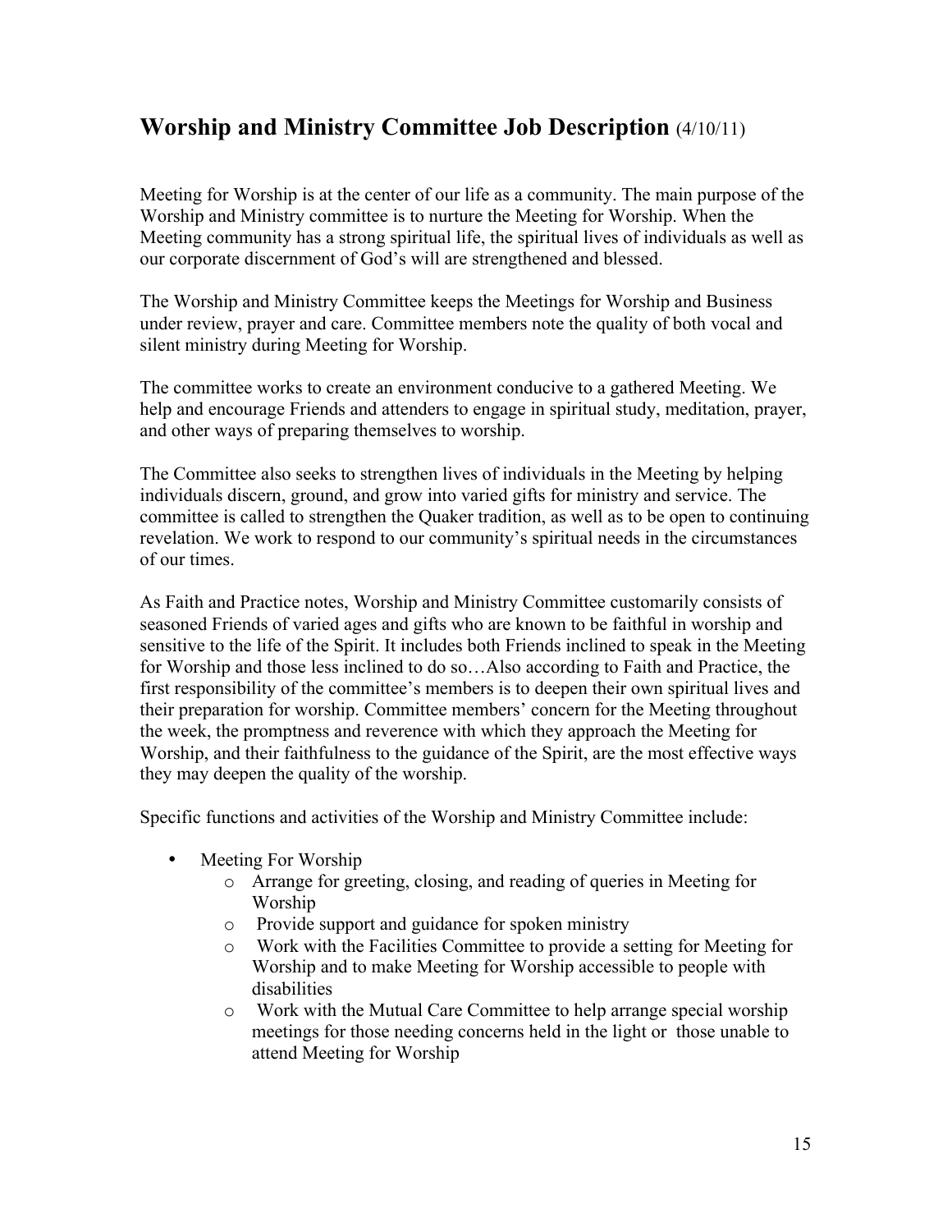## **Worship and Ministry Committee Job Description** (4/10/11)

Meeting for Worship is at the center of our life as a community. The main purpose of the Worship and Ministry committee is to nurture the Meeting for Worship. When the Meeting community has a strong spiritual life, the spiritual lives of individuals as well as our corporate discernment of God's will are strengthened and blessed.

The Worship and Ministry Committee keeps the Meetings for Worship and Business under review, prayer and care. Committee members note the quality of both vocal and silent ministry during Meeting for Worship.

The committee works to create an environment conducive to a gathered Meeting. We help and encourage Friends and attenders to engage in spiritual study, meditation, prayer, and other ways of preparing themselves to worship.

The Committee also seeks to strengthen lives of individuals in the Meeting by helping individuals discern, ground, and grow into varied gifts for ministry and service. The committee is called to strengthen the Quaker tradition, as well as to be open to continuing revelation. We work to respond to our community's spiritual needs in the circumstances of our times.

As Faith and Practice notes, Worship and Ministry Committee customarily consists of seasoned Friends of varied ages and gifts who are known to be faithful in worship and sensitive to the life of the Spirit. It includes both Friends inclined to speak in the Meeting for Worship and those less inclined to do so…Also according to Faith and Practice, the first responsibility of the committee's members is to deepen their own spiritual lives and their preparation for worship. Committee members' concern for the Meeting throughout the week, the promptness and reverence with which they approach the Meeting for Worship, and their faithfulness to the guidance of the Spirit, are the most effective ways they may deepen the quality of the worship.

Specific functions and activities of the Worship and Ministry Committee include:

- Meeting For Worship
  - Arrange for greeting, closing, and reading of queries in Meeting for Worship
  - Provide support and guidance for spoken ministry
  - Work with the Facilities Committee to provide a setting for Meeting for Worship and to make Meeting for Worship accessible to people with disabilities
  - Work with the Mutual Care Committee to help arrange special worship meetings for those needing concerns held in the light or those unable to attend Meeting for Worship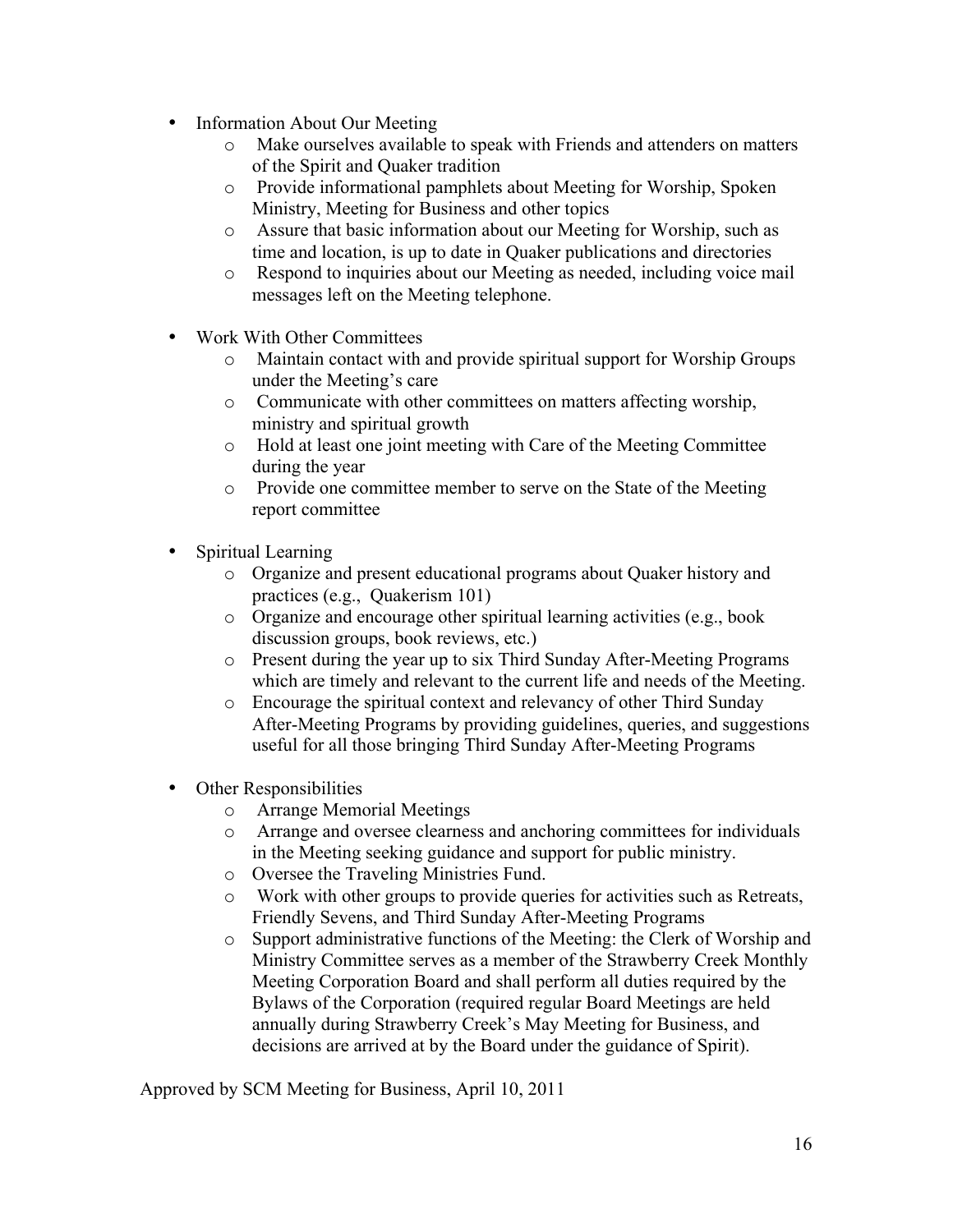- Information About Our Meeting
    - Make ourselves available to speak with Friends and attenders on matters of the Spirit and Quaker tradition
    - Provide informational pamphlets about Meeting for Worship, Spoken Ministry, Meeting for Business and other topics
    - Assure that basic information about our Meeting for Worship, such as time and location, is up to date in Quaker publications and directories
    - Respond to inquiries about our Meeting as needed, including voice mail messages left on the Meeting telephone.

- Work With Other Committees
    - Maintain contact with and provide spiritual support for Worship Groups under the Meeting's care
    - Communicate with other committees on matters affecting worship, ministry and spiritual growth
    - Hold at least one joint meeting with Care of the Meeting Committee during the year
    - Provide one committee member to serve on the State of the Meeting report committee

- Spiritual Learning
    - Organize and present educational programs about Quaker history and practices (e.g., Quakerism 101)
    - Organize and encourage other spiritual learning activities (e.g., book discussion groups, book reviews, etc.)
    - Present during the year up to six Third Sunday After-Meeting Programs which are timely and relevant to the current life and needs of the Meeting.
    - Encourage the spiritual context and relevancy of other Third Sunday After-Meeting Programs by providing guidelines, queries, and suggestions useful for all those bringing Third Sunday After-Meeting Programs

- Other Responsibilities
    - Arrange Memorial Meetings
    - Arrange and oversee clearness and anchoring committees for individuals in the Meeting seeking guidance and support for public ministry.
    - Oversee the Traveling Ministries Fund.
    - Work with other groups to provide queries for activities such as Retreats, Friendly Sevens, and Third Sunday After-Meeting Programs
    - Support administrative functions of the Meeting: the Clerk of Worship and Ministry Committee serves as a member of the Strawberry Creek Monthly Meeting Corporation Board and shall perform all duties required by the Bylaws of the Corporation (required regular Board Meetings are held annually during Strawberry Creek's May Meeting for Business, and decisions are arrived at by the Board under the guidance of Spirit).

Approved by SCM Meeting for Business, April 10, 2011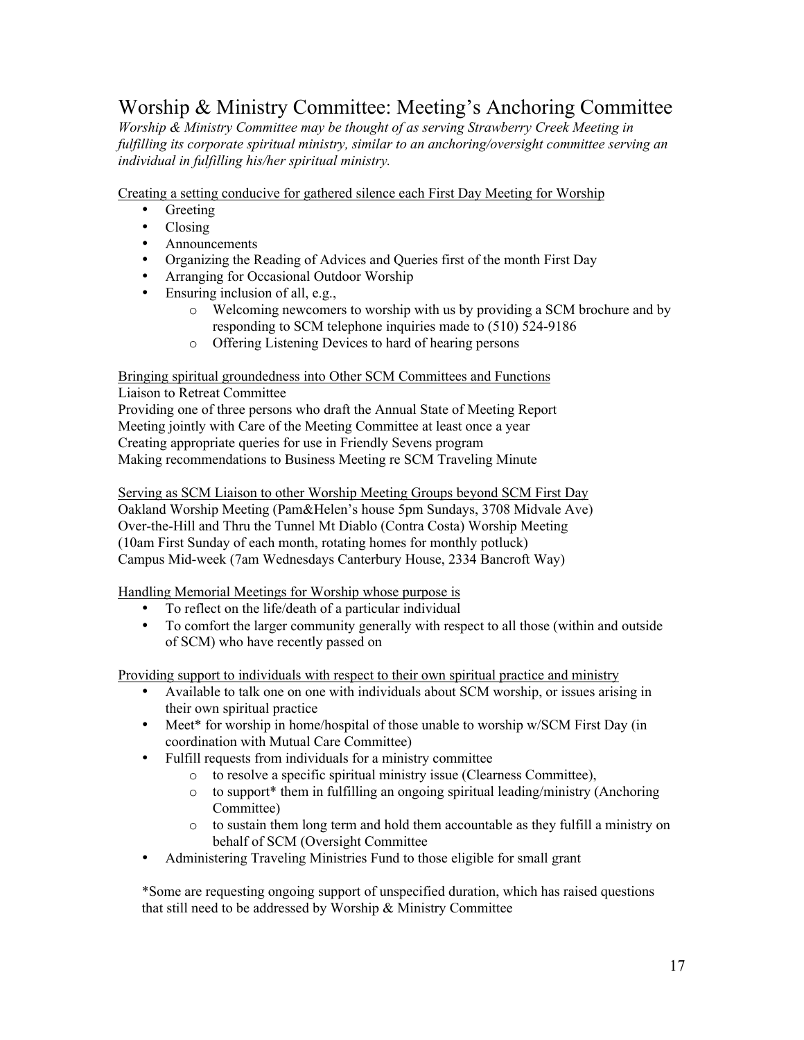# Worship & Ministry Committee: Meeting's Anchoring Committee

*Worship & Ministry Committee may be thought of as serving Strawberry Creek Meeting in fulfilling its corporate spiritual ministry, similar to an anchoring/oversight committee serving an individual in fulfilling his/her spiritual ministry.*

<u>Creating a setting conducive for gathered silence each First Day Meeting for Worship</u>

- Greeting
- Closing
- Announcements
- Organizing the Reading of Advices and Queries first of the month First Day
- Arranging for Occasional Outdoor Worship
- Ensuring inclusion of all, e.g.,
  - Welcoming newcomers to worship with us by providing a SCM brochure and by responding to SCM telephone inquiries made to (510) 524-9186
  - Offering Listening Devices to hard of hearing persons

<u>Bringing spiritual groundedness into Other SCM Committees and Functions</u>
Liaison to Retreat Committee
Providing one of three persons who draft the Annual State of Meeting Report
Meeting jointly with Care of the Meeting Committee at least once a year
Creating appropriate queries for use in Friendly Sevens program
Making recommendations to Business Meeting re SCM Traveling Minute

<u>Serving as SCM Liaison to other Worship Meeting Groups beyond SCM First Day</u>
Oakland Worship Meeting (Pam&Helen's house 5pm Sundays, 3708 Midvale Ave)
Over-the-Hill and Thru the Tunnel Mt Diablo (Contra Costa) Worship Meeting
(10am First Sunday of each month, rotating homes for monthly potluck)
Campus Mid-week (7am Wednesdays Canterbury House, 2334 Bancroft Way)

<u>Handling Memorial Meetings for Worship whose purpose is</u>

- To reflect on the life/death of a particular individual
- To comfort the larger community generally with respect to all those (within and outside of SCM) who have recently passed on

<u>Providing support to individuals with respect to their own spiritual practice and ministry</u>

- Available to talk one on one with individuals about SCM worship, or issues arising in their own spiritual practice
- Meet* for worship in home/hospital of those unable to worship w/SCM First Day (in coordination with Mutual Care Committee)
- Fulfill requests from individuals for a ministry committee
  - to resolve a specific spiritual ministry issue (Clearness Committee),
  - to support* them in fulfilling an ongoing spiritual leading/ministry (Anchoring Committee)
  - to sustain them long term and hold them accountable as they fulfill a ministry on behalf of SCM (Oversight Committee
- Administering Traveling Ministries Fund to those eligible for small grant

*Some are requesting ongoing support of unspecified duration, which has raised questions that still need to be addressed by Worship & Ministry Committee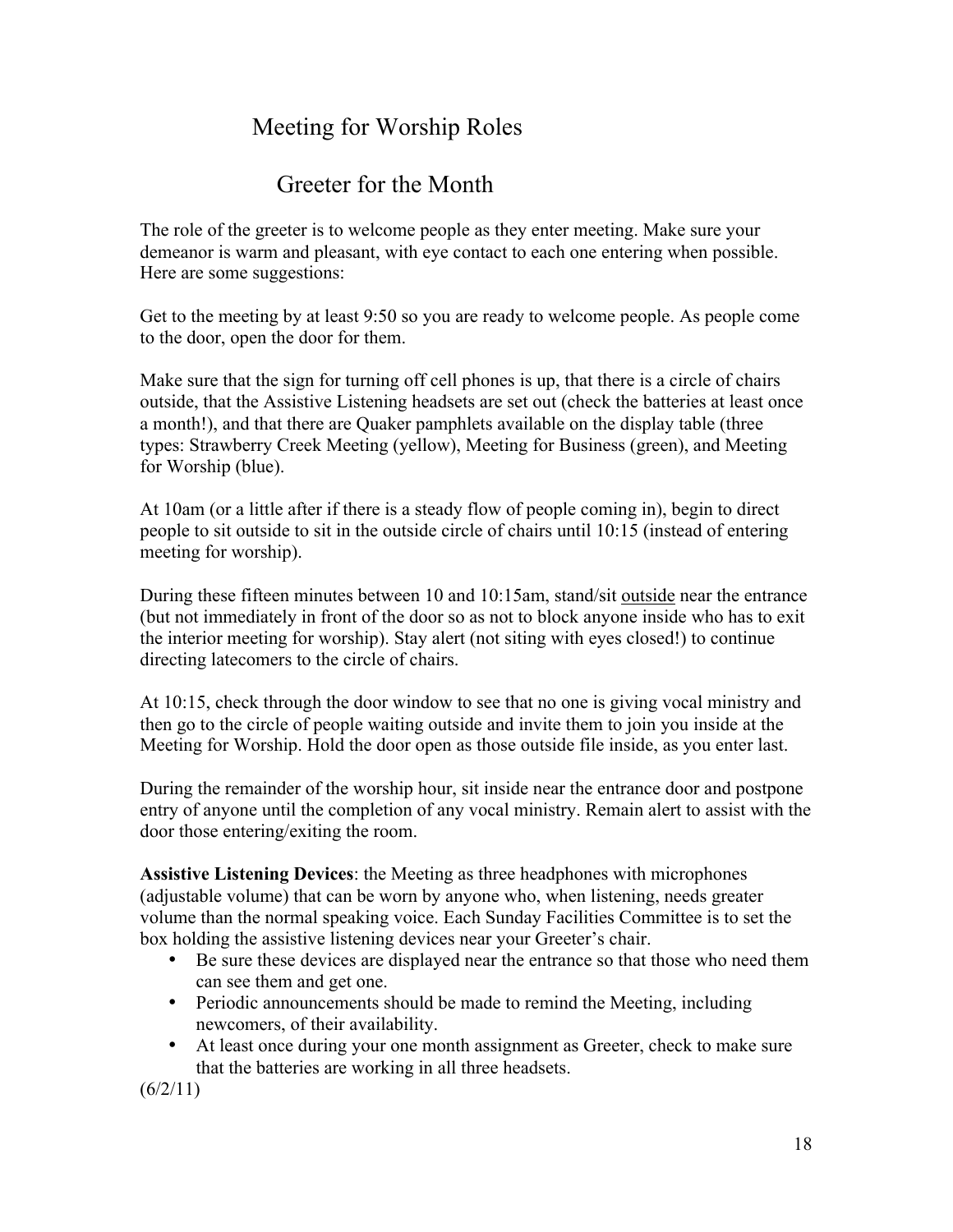# Meeting for Worship Roles

## Greeter for the Month

The role of the greeter is to welcome people as they enter meeting. Make sure your demeanor is warm and pleasant, with eye contact to each one entering when possible. Here are some suggestions:

Get to the meeting by at least 9:50 so you are ready to welcome people. As people come to the door, open the door for them.

Make sure that the sign for turning off cell phones is up, that there is a circle of chairs outside, that the Assistive Listening headsets are set out (check the batteries at least once a month!), and that there are Quaker pamphlets available on the display table (three types: Strawberry Creek Meeting (yellow), Meeting for Business (green), and Meeting for Worship (blue).

At 10am (or a little after if there is a steady flow of people coming in), begin to direct people to sit outside to sit in the outside circle of chairs until 10:15 (instead of entering meeting for worship).

During these fifteen minutes between 10 and 10:15am, stand/sit <u>outside</u> near the entrance (but not immediately in front of the door so as not to block anyone inside who has to exit the interior meeting for worship). Stay alert (not siting with eyes closed!) to continue directing latecomers to the circle of chairs.

At 10:15, check through the door window to see that no one is giving vocal ministry and then go to the circle of people waiting outside and invite them to join you inside at the Meeting for Worship. Hold the door open as those outside file inside, as you enter last.

During the remainder of the worship hour, sit inside near the entrance door and postpone entry of anyone until the completion of any vocal ministry. Remain alert to assist with the door those entering/exiting the room.

**Assistive Listening Devices**: the Meeting as three headphones with microphones (adjustable volume) that can be worn by anyone who, when listening, needs greater volume than the normal speaking voice. Each Sunday Facilities Committee is to set the box holding the assistive listening devices near your Greeter's chair.

- Be sure these devices are displayed near the entrance so that those who need them can see them and get one.
- Periodic announcements should be made to remind the Meeting, including newcomers, of their availability.
- At least once during your one month assignment as Greeter, check to make sure that the batteries are working in all three headsets.

(6/2/11)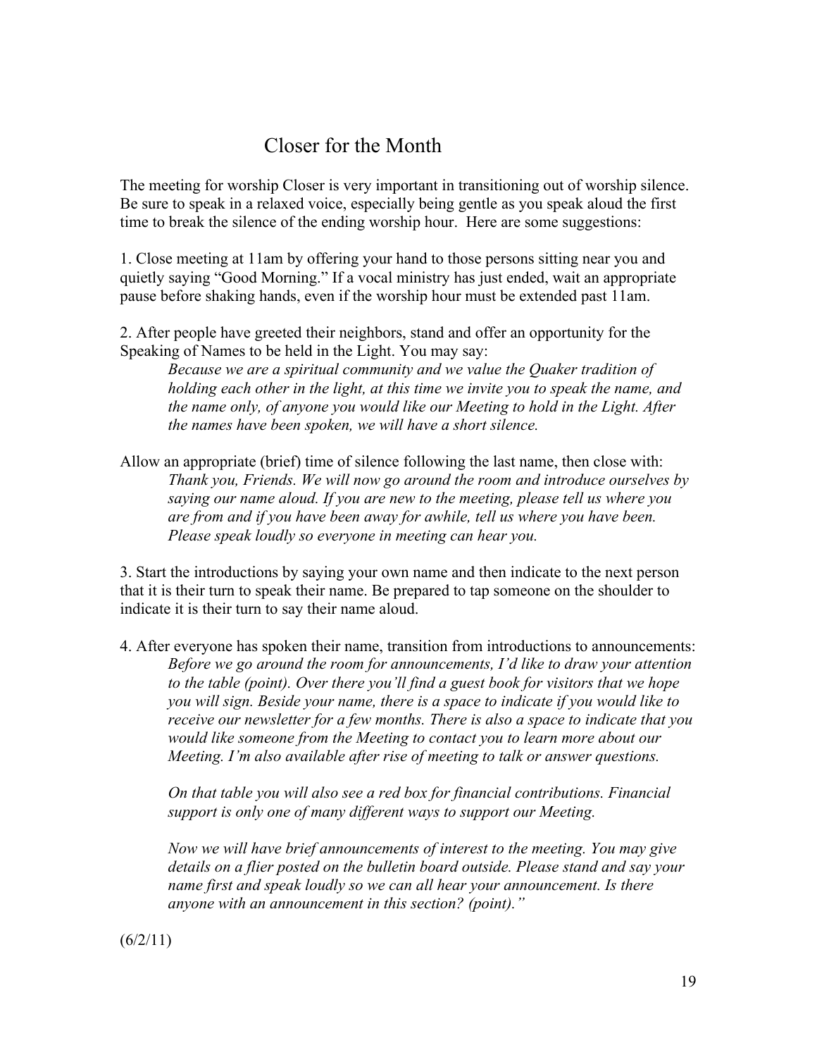# Closer for the Month

The meeting for worship Closer is very important in transitioning out of worship silence. Be sure to speak in a relaxed voice, especially being gentle as you speak aloud the first time to break the silence of the ending worship hour. Here are some suggestions:

1. Close meeting at 11am by offering your hand to those persons sitting near you and quietly saying "Good Morning." If a vocal ministry has just ended, wait an appropriate pause before shaking hands, even if the worship hour must be extended past 11am.

2. After people have greeted their neighbors, stand and offer an opportunity for the Speaking of Names to be held in the Light. You may say:

   *Because we are a spiritual community and we value the Quaker tradition of holding each other in the light, at this time we invite you to speak the name, and the name only, of anyone you would like our Meeting to hold in the Light. After the names have been spoken, we will have a short silence.*

   Allow an appropriate (brief) time of silence following the last name, then close with:

   *Thank you, Friends. We will now go around the room and introduce ourselves by saying our name aloud. If you are new to the meeting, please tell us where you are from and if you have been away for awhile, tell us where you have been. Please speak loudly so everyone in meeting can hear you.*

3. Start the introductions by saying your own name and then indicate to the next person that it is their turn to speak their name. Be prepared to tap someone on the shoulder to indicate it is their turn to say their name aloud.

4. After everyone has spoken their name, transition from introductions to announcements:

   *Before we go around the room for announcements, I'd like to draw your attention to the table (point). Over there you'll find a guest book for visitors that we hope you will sign. Beside your name, there is a space to indicate if you would like to receive our newsletter for a few months. There is also a space to indicate that you would like someone from the Meeting to contact you to learn more about our Meeting. I'm also available after rise of meeting to talk or answer questions.*

   *On that table you will also see a red box for financial contributions. Financial support is only one of many different ways to support our Meeting.*

   *Now we will have brief announcements of interest to the meeting. You may give details on a flier posted on the bulletin board outside. Please stand and say your name first and speak loudly so we can all hear your announcement. Is there anyone with an announcement in this section? (point)."*

(6/2/11)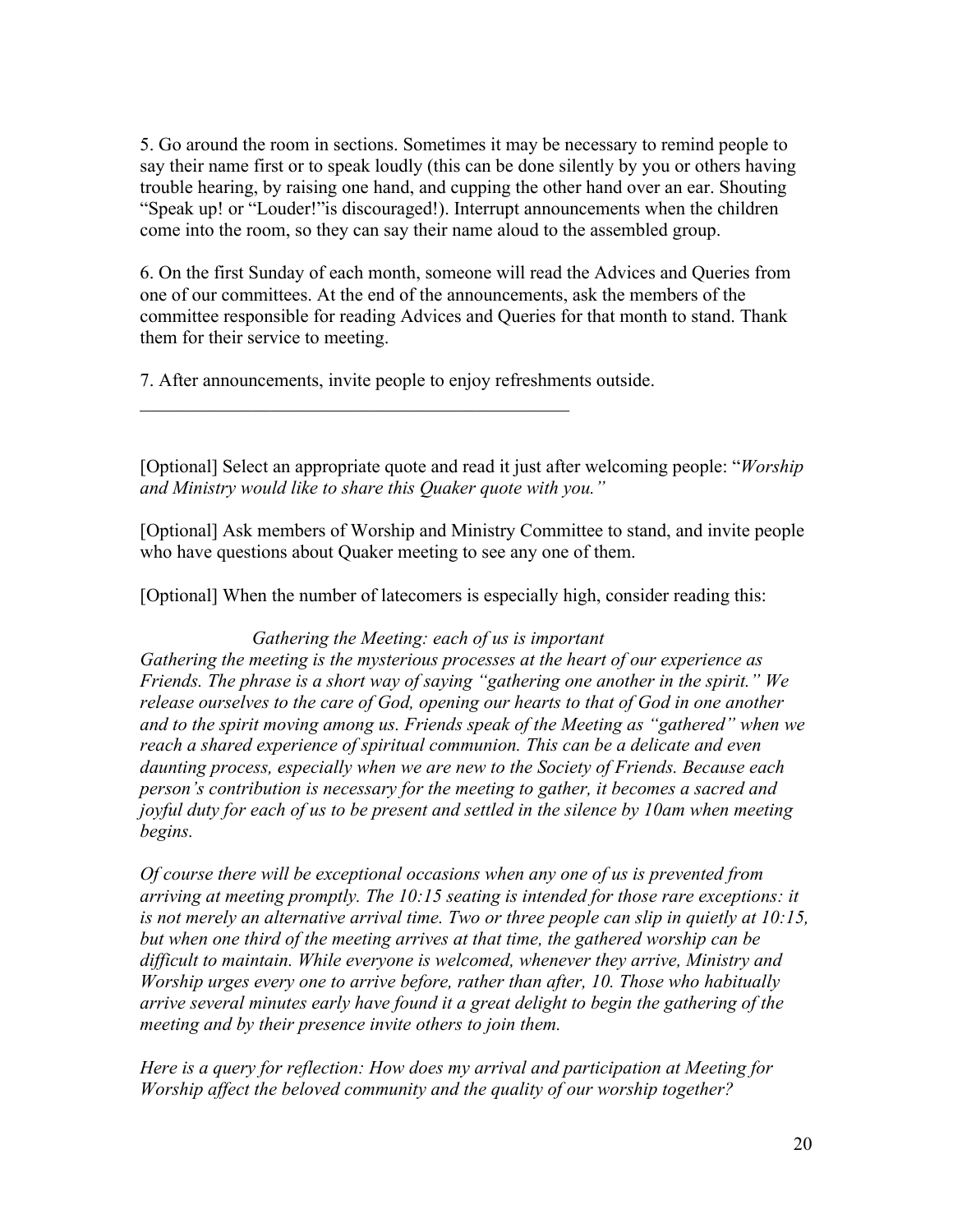5. Go around the room in sections. Sometimes it may be necessary to remind people to say their name first or to speak loudly (this can be done silently by you or others having trouble hearing, by raising one hand, and cupping the other hand over an ear. Shouting "Speak up! or "Louder!"is discouraged!). Interrupt announcements when the children come into the room, so they can say their name aloud to the assembled group.

6. On the first Sunday of each month, someone will read the Advices and Queries from one of our committees. At the end of the announcements, ask the members of the committee responsible for reading Advices and Queries for that month to stand. Thank them for their service to meeting.

7. After announcements, invite people to enjoy refreshments outside.

---

[Optional] Select an appropriate quote and read it just after welcoming people: "*Worship and Ministry would like to share this Quaker quote with you."*

[Optional] Ask members of Worship and Ministry Committee to stand, and invite people who have questions about Quaker meeting to see any one of them.

[Optional] When the number of latecomers is especially high, consider reading this:

*Gathering the Meeting: each of us is important*

*Gathering the meeting is the mysterious processes at the heart of our experience as Friends. The phrase is a short way of saying "gathering one another in the spirit." We release ourselves to the care of God, opening our hearts to that of God in one another and to the spirit moving among us. Friends speak of the Meeting as "gathered" when we reach a shared experience of spiritual communion. This can be a delicate and even daunting process, especially when we are new to the Society of Friends. Because each person's contribution is necessary for the meeting to gather, it becomes a sacred and joyful duty for each of us to be present and settled in the silence by 10am when meeting begins.*

*Of course there will be exceptional occasions when any one of us is prevented from arriving at meeting promptly. The 10:15 seating is intended for those rare exceptions: it is not merely an alternative arrival time. Two or three people can slip in quietly at 10:15, but when one third of the meeting arrives at that time, the gathered worship can be difficult to maintain. While everyone is welcomed, whenever they arrive, Ministry and Worship urges every one to arrive before, rather than after, 10. Those who habitually arrive several minutes early have found it a great delight to begin the gathering of the meeting and by their presence invite others to join them.*

*Here is a query for reflection: How does my arrival and participation at Meeting for Worship affect the beloved community and the quality of our worship together?*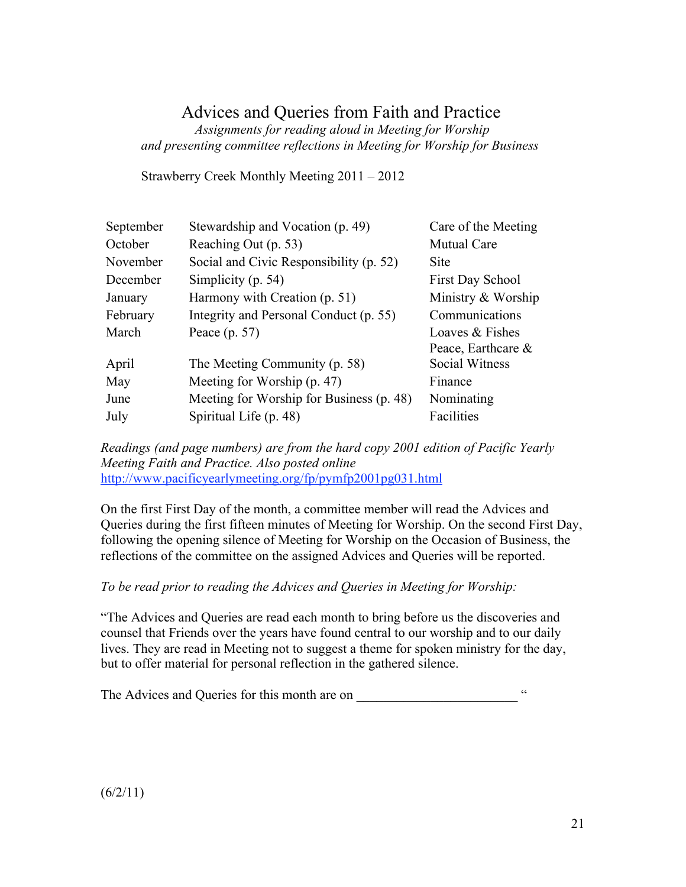# Advices and Queries from Faith and Practice

*Assignments for reading aloud in Meeting for Worship*
*and presenting committee reflections in Meeting for Worship for Business*

Strawberry Creek Monthly Meeting 2011 – 2012

| Month | Reading | Committee |
|---|---|---|
| September | Stewardship and Vocation (p. 49) | Care of the Meeting |
| October | Reaching Out (p. 53) | Mutual Care |
| November | Social and Civic Responsibility (p. 52) | Site |
| December | Simplicity (p. 54) | First Day School |
| January | Harmony with Creation (p. 51) | Ministry & Worship |
| February | Integrity and Personal Conduct (p. 55) | Communications |
| March | Peace (p. 57) | Loaves & Fishes |
| April | The Meeting Community (p. 58) | Peace, Earthcare & Social Witness |
| May | Meeting for Worship (p. 47) | Finance |
| June | Meeting for Worship for Business (p. 48) | Nominating |
| July | Spiritual Life (p. 48) | Facilities |

*Readings (and page numbers) are from the hard copy 2001 edition of Pacific Yearly Meeting Faith and Practice. Also posted online* http://www.pacificyearlymeeting.org/fp/pymfp2001pg031.html

On the first First Day of the month, a committee member will read the Advices and Queries during the first fifteen minutes of Meeting for Worship. On the second First Day, following the opening silence of Meeting for Worship on the Occasion of Business, the reflections of the committee on the assigned Advices and Queries will be reported.

*To be read prior to reading the Advices and Queries in Meeting for Worship:*

"The Advices and Queries are read each month to bring before us the discoveries and counsel that Friends over the years have found central to our worship and to our daily lives. They are read in Meeting not to suggest a theme for spoken ministry for the day, but to offer material for personal reflection in the gathered silence.

The Advices and Queries for this month are on ________________________ "

(6/2/11)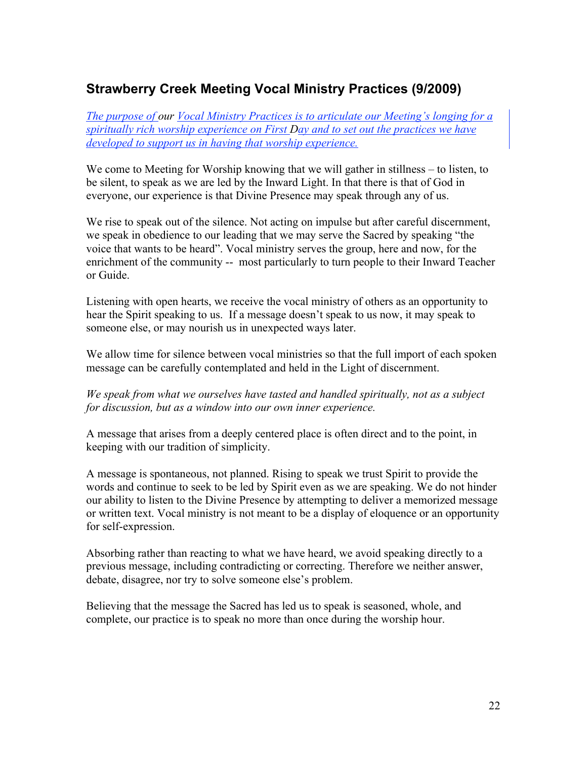## Strawberry Creek Meeting Vocal Ministry Practices (9/2009)

*The purpose of our Vocal Ministry Practices is to articulate our Meeting's longing for a spiritually rich worship experience on First Day and to set out the practices we have developed to support us in having that worship experience.*

We come to Meeting for Worship knowing that we will gather in stillness – to listen, to be silent, to speak as we are led by the Inward Light. In that there is that of God in everyone, our experience is that Divine Presence may speak through any of us.

We rise to speak out of the silence. Not acting on impulse but after careful discernment, we speak in obedience to our leading that we may serve the Sacred by speaking "the voice that wants to be heard". Vocal ministry serves the group, here and now, for the enrichment of the community -- most particularly to turn people to their Inward Teacher or Guide.

Listening with open hearts, we receive the vocal ministry of others as an opportunity to hear the Spirit speaking to us. If a message doesn't speak to us now, it may speak to someone else, or may nourish us in unexpected ways later.

We allow time for silence between vocal ministries so that the full import of each spoken message can be carefully contemplated and held in the Light of discernment.

*We speak from what we ourselves have tasted and handled spiritually, not as a subject for discussion, but as a window into our own inner experience.*

A message that arises from a deeply centered place is often direct and to the point, in keeping with our tradition of simplicity.

A message is spontaneous, not planned. Rising to speak we trust Spirit to provide the words and continue to seek to be led by Spirit even as we are speaking. We do not hinder our ability to listen to the Divine Presence by attempting to deliver a memorized message or written text. Vocal ministry is not meant to be a display of eloquence or an opportunity for self-expression.

Absorbing rather than reacting to what we have heard, we avoid speaking directly to a previous message, including contradicting or correcting. Therefore we neither answer, debate, disagree, nor try to solve someone else's problem.

Believing that the message the Sacred has led us to speak is seasoned, whole, and complete, our practice is to speak no more than once during the worship hour.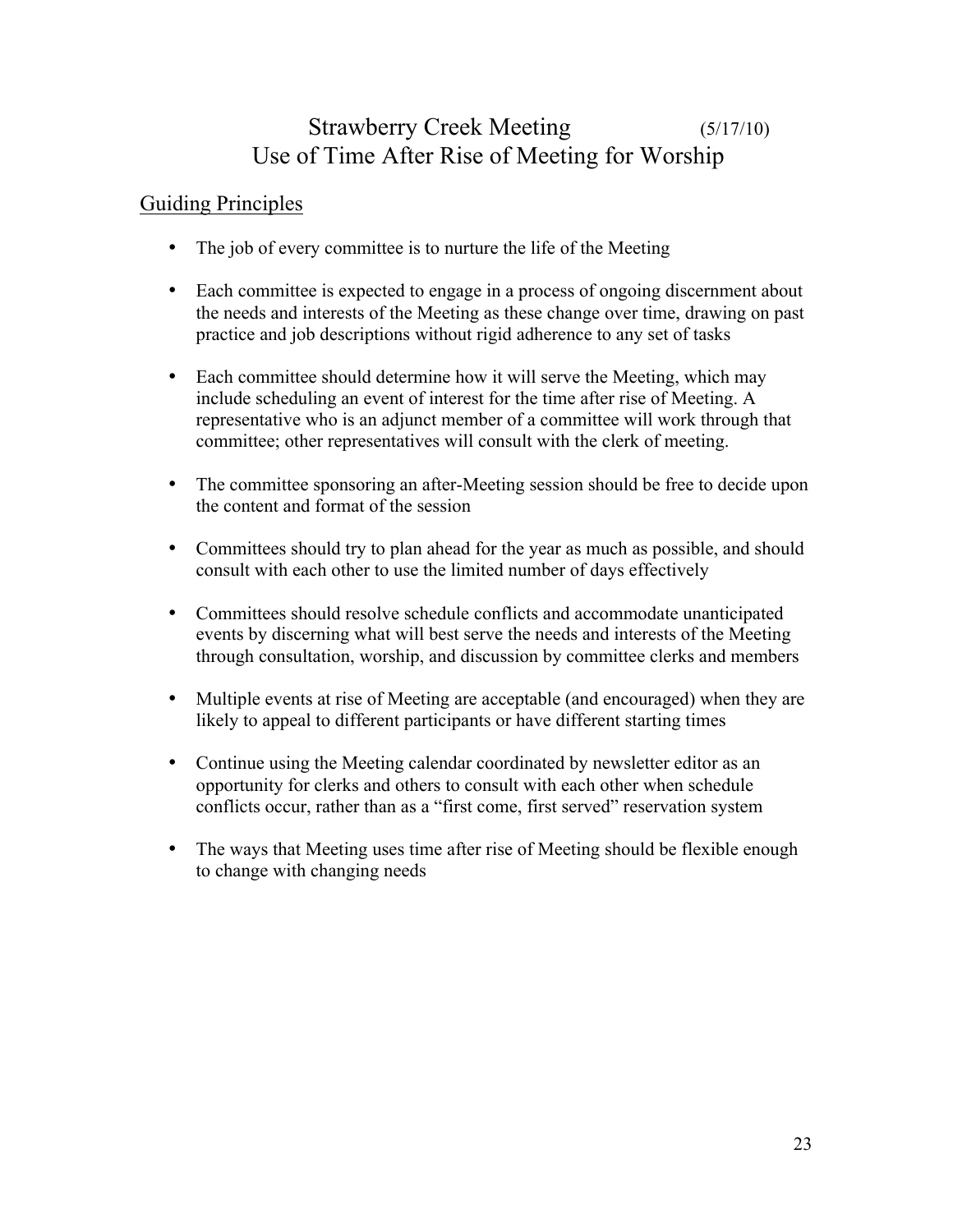# Strawberry Creek Meeting (5/17/10)
# Use of Time After Rise of Meeting for Worship

## Guiding Principles

- The job of every committee is to nurture the life of the Meeting

- Each committee is expected to engage in a process of ongoing discernment about the needs and interests of the Meeting as these change over time, drawing on past practice and job descriptions without rigid adherence to any set of tasks

- Each committee should determine how it will serve the Meeting, which may include scheduling an event of interest for the time after rise of Meeting. A representative who is an adjunct member of a committee will work through that committee; other representatives will consult with the clerk of meeting.

- The committee sponsoring an after-Meeting session should be free to decide upon the content and format of the session

- Committees should try to plan ahead for the year as much as possible, and should consult with each other to use the limited number of days effectively

- Committees should resolve schedule conflicts and accommodate unanticipated events by discerning what will best serve the needs and interests of the Meeting through consultation, worship, and discussion by committee clerks and members

- Multiple events at rise of Meeting are acceptable (and encouraged) when they are likely to appeal to different participants or have different starting times

- Continue using the Meeting calendar coordinated by newsletter editor as an opportunity for clerks and others to consult with each other when schedule conflicts occur, rather than as a "first come, first served" reservation system

- The ways that Meeting uses time after rise of Meeting should be flexible enough to change with changing needs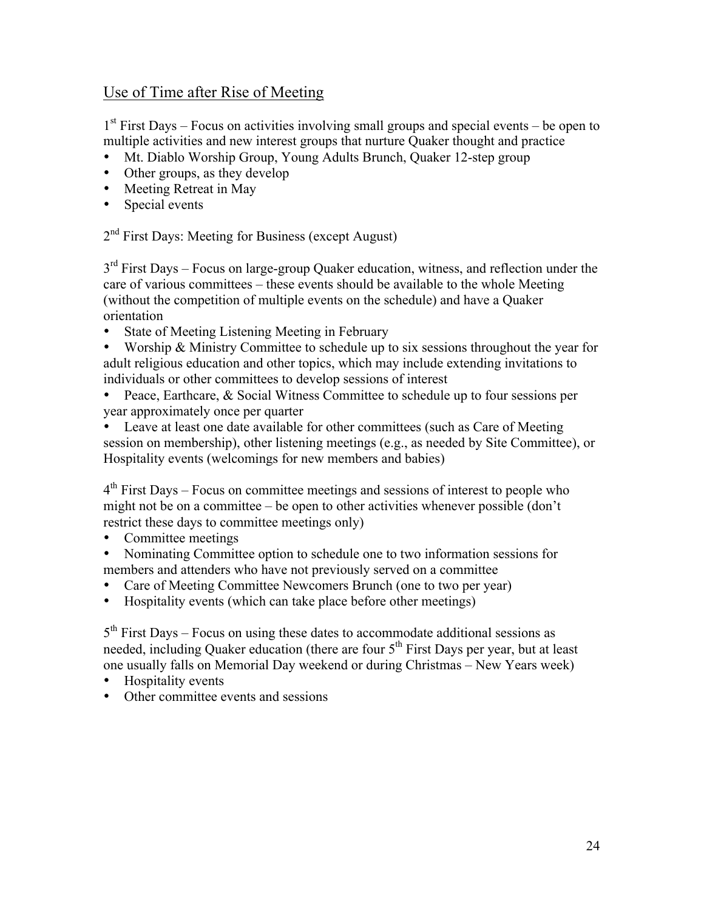## Use of Time after Rise of Meeting

1st First Days – Focus on activities involving small groups and special events – be open to multiple activities and new interest groups that nurture Quaker thought and practice

- Mt. Diablo Worship Group, Young Adults Brunch, Quaker 12-step group
- Other groups, as they develop
- Meeting Retreat in May
- Special events

2nd First Days: Meeting for Business (except August)

3rd First Days – Focus on large-group Quaker education, witness, and reflection under the care of various committees – these events should be available to the whole Meeting (without the competition of multiple events on the schedule) and have a Quaker orientation

- State of Meeting Listening Meeting in February
- Worship & Ministry Committee to schedule up to six sessions throughout the year for adult religious education and other topics, which may include extending invitations to individuals or other committees to develop sessions of interest
- Peace, Earthcare, & Social Witness Committee to schedule up to four sessions per year approximately once per quarter
- Leave at least one date available for other committees (such as Care of Meeting session on membership), other listening meetings (e.g., as needed by Site Committee), or Hospitality events (welcomings for new members and babies)

4th First Days – Focus on committee meetings and sessions of interest to people who might not be on a committee – be open to other activities whenever possible (don't restrict these days to committee meetings only)

- Committee meetings
- Nominating Committee option to schedule one to two information sessions for members and attenders who have not previously served on a committee
- Care of Meeting Committee Newcomers Brunch (one to two per year)
- Hospitality events (which can take place before other meetings)

5th First Days – Focus on using these dates to accommodate additional sessions as needed, including Quaker education (there are four 5th First Days per year, but at least one usually falls on Memorial Day weekend or during Christmas – New Years week)

- Hospitality events
- Other committee events and sessions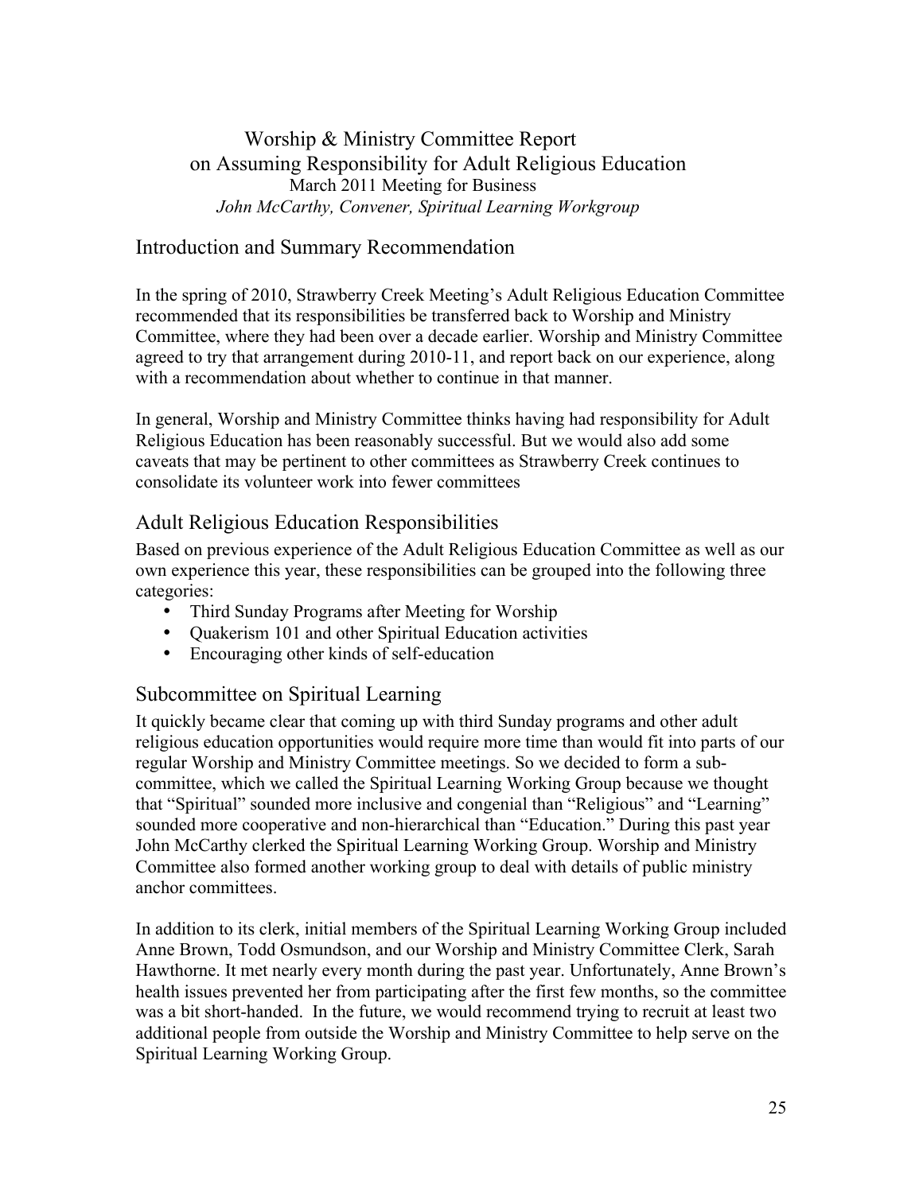# Worship & Ministry Committee Report on Assuming Responsibility for Adult Religious Education

March 2011 Meeting for Business

*John McCarthy, Convener, Spiritual Learning Workgroup*

## Introduction and Summary Recommendation

In the spring of 2010, Strawberry Creek Meeting's Adult Religious Education Committee recommended that its responsibilities be transferred back to Worship and Ministry Committee, where they had been over a decade earlier. Worship and Ministry Committee agreed to try that arrangement during 2010-11, and report back on our experience, along with a recommendation about whether to continue in that manner.

In general, Worship and Ministry Committee thinks having had responsibility for Adult Religious Education has been reasonably successful. But we would also add some caveats that may be pertinent to other committees as Strawberry Creek continues to consolidate its volunteer work into fewer committees

## Adult Religious Education Responsibilities

Based on previous experience of the Adult Religious Education Committee as well as our own experience this year, these responsibilities can be grouped into the following three categories:

- Third Sunday Programs after Meeting for Worship
- Quakerism 101 and other Spiritual Education activities
- Encouraging other kinds of self-education

## Subcommittee on Spiritual Learning

It quickly became clear that coming up with third Sunday programs and other adult religious education opportunities would require more time than would fit into parts of our regular Worship and Ministry Committee meetings. So we decided to form a sub-committee, which we called the Spiritual Learning Working Group because we thought that "Spiritual" sounded more inclusive and congenial than "Religious" and "Learning" sounded more cooperative and non-hierarchical than "Education." During this past year John McCarthy clerked the Spiritual Learning Working Group. Worship and Ministry Committee also formed another working group to deal with details of public ministry anchor committees.

In addition to its clerk, initial members of the Spiritual Learning Working Group included Anne Brown, Todd Osmundson, and our Worship and Ministry Committee Clerk, Sarah Hawthorne. It met nearly every month during the past year. Unfortunately, Anne Brown's health issues prevented her from participating after the first few months, so the committee was a bit short-handed. In the future, we would recommend trying to recruit at least two additional people from outside the Worship and Ministry Committee to help serve on the Spiritual Learning Working Group.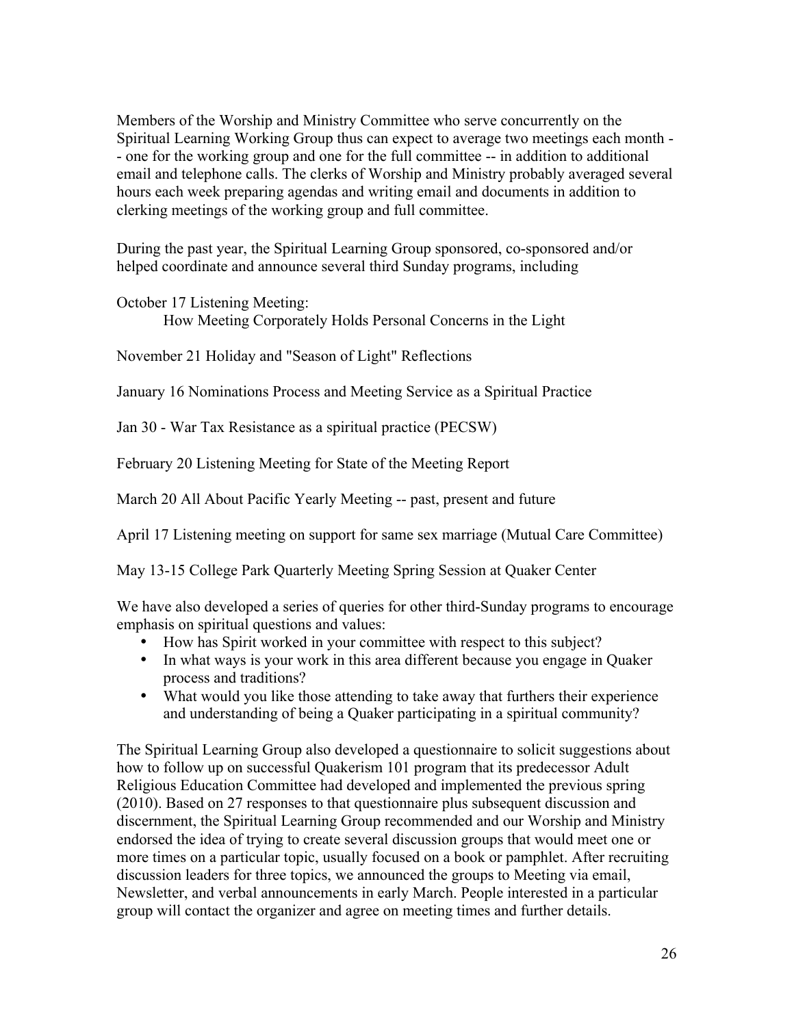Members of the Worship and Ministry Committee who serve concurrently on the Spiritual Learning Working Group thus can expect to average two meetings each month -- one for the working group and one for the full committee -- in addition to additional email and telephone calls. The clerks of Worship and Ministry probably averaged several hours each week preparing agendas and writing email and documents in addition to clerking meetings of the working group and full committee.

During the past year, the Spiritual Learning Group sponsored, co-sponsored and/or helped coordinate and announce several third Sunday programs, including

October 17 Listening Meeting:
    How Meeting Corporately Holds Personal Concerns in the Light

November 21 Holiday and "Season of Light" Reflections

January 16 Nominations Process and Meeting Service as a Spiritual Practice

Jan 30 - War Tax Resistance as a spiritual practice (PECSW)

February 20 Listening Meeting for State of the Meeting Report

March 20 All About Pacific Yearly Meeting -- past, present and future

April 17 Listening meeting on support for same sex marriage (Mutual Care Committee)

May 13-15 College Park Quarterly Meeting Spring Session at Quaker Center

We have also developed a series of queries for other third-Sunday programs to encourage emphasis on spiritual questions and values:

- How has Spirit worked in your committee with respect to this subject?
- In what ways is your work in this area different because you engage in Quaker process and traditions?
- What would you like those attending to take away that furthers their experience and understanding of being a Quaker participating in a spiritual community?

The Spiritual Learning Group also developed a questionnaire to solicit suggestions about how to follow up on successful Quakerism 101 program that its predecessor Adult Religious Education Committee had developed and implemented the previous spring (2010). Based on 27 responses to that questionnaire plus subsequent discussion and discernment, the Spiritual Learning Group recommended and our Worship and Ministry endorsed the idea of trying to create several discussion groups that would meet one or more times on a particular topic, usually focused on a book or pamphlet. After recruiting discussion leaders for three topics, we announced the groups to Meeting via email, Newsletter, and verbal announcements in early March. People interested in a particular group will contact the organizer and agree on meeting times and further details.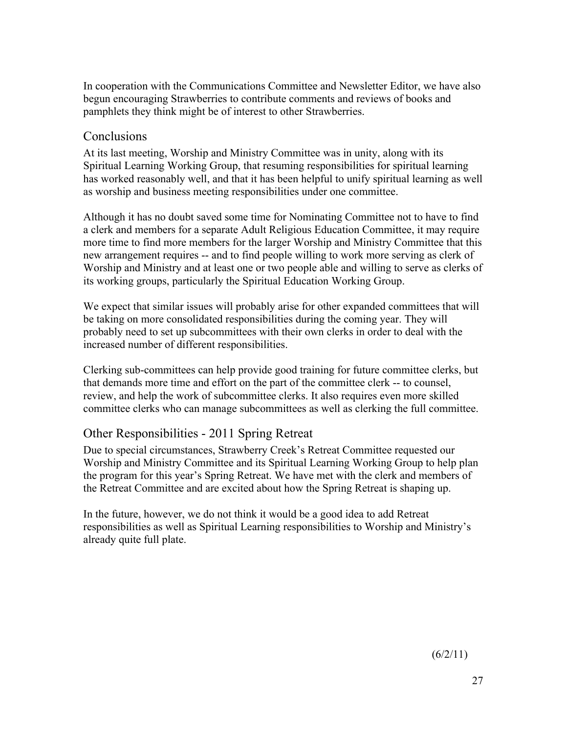In cooperation with the Communications Committee and Newsletter Editor, we have also begun encouraging Strawberries to contribute comments and reviews of books and pamphlets they think might be of interest to other Strawberries.

## Conclusions

At its last meeting, Worship and Ministry Committee was in unity, along with its Spiritual Learning Working Group, that resuming responsibilities for spiritual learning has worked reasonably well, and that it has been helpful to unify spiritual learning as well as worship and business meeting responsibilities under one committee.

Although it has no doubt saved some time for Nominating Committee not to have to find a clerk and members for a separate Adult Religious Education Committee, it may require more time to find more members for the larger Worship and Ministry Committee that this new arrangement requires -- and to find people willing to work more serving as clerk of Worship and Ministry and at least one or two people able and willing to serve as clerks of its working groups, particularly the Spiritual Education Working Group.

We expect that similar issues will probably arise for other expanded committees that will be taking on more consolidated responsibilities during the coming year. They will probably need to set up subcommittees with their own clerks in order to deal with the increased number of different responsibilities.

Clerking sub-committees can help provide good training for future committee clerks, but that demands more time and effort on the part of the committee clerk -- to counsel, review, and help the work of subcommittee clerks. It also requires even more skilled committee clerks who can manage subcommittees as well as clerking the full committee.

## Other Responsibilities - 2011 Spring Retreat

Due to special circumstances, Strawberry Creek's Retreat Committee requested our Worship and Ministry Committee and its Spiritual Learning Working Group to help plan the program for this year's Spring Retreat. We have met with the clerk and members of the Retreat Committee and are excited about how the Spring Retreat is shaping up.

In the future, however, we do not think it would be a good idea to add Retreat responsibilities as well as Spiritual Learning responsibilities to Worship and Ministry's already quite full plate.

(6/2/11)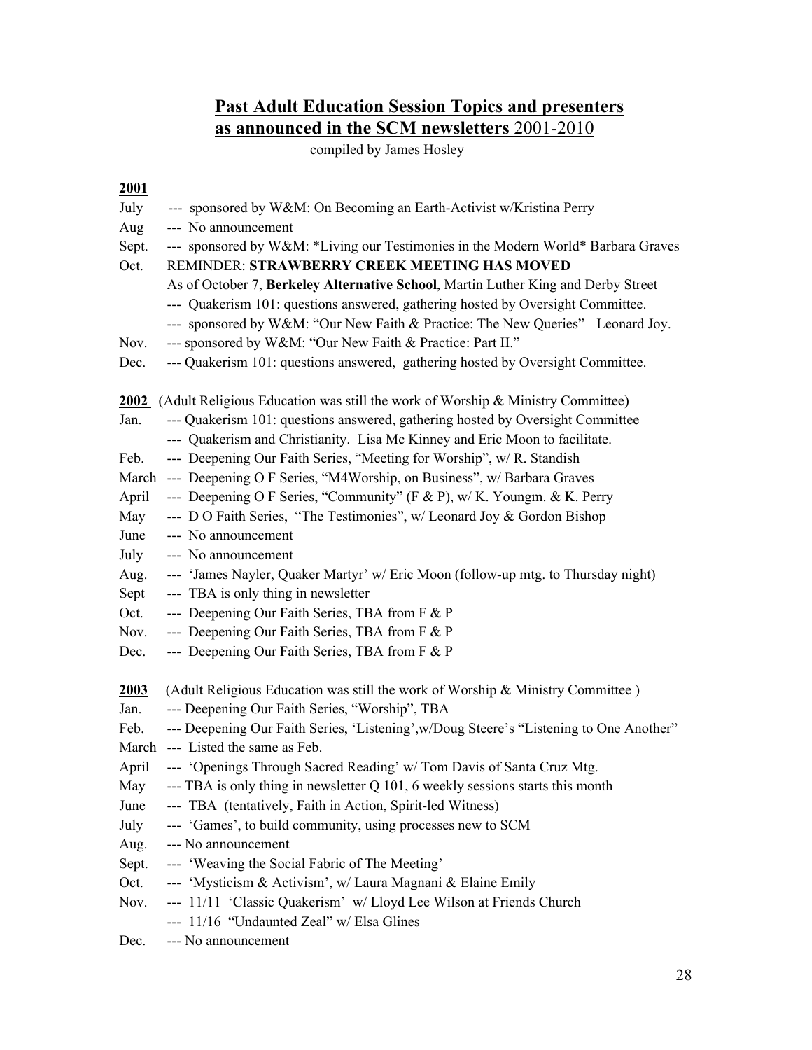## Past Adult Education Session Topics and presenters as announced in the SCM newsletters 2001-2010

compiled by James Hosley

**2001**

July --- sponsored by W&M: On Becoming an Earth-Activist w/Kristina Perry

Aug --- No announcement

Sept. --- sponsored by W&M: *Living our Testimonies in the Modern World* Barbara Graves

Oct. REMINDER: **STRAWBERRY CREEK MEETING HAS MOVED**

As of October 7, **Berkeley Alternative School**, Martin Luther King and Derby Street

--- Quakerism 101: questions answered, gathering hosted by Oversight Committee.

--- sponsored by W&M: "Our New Faith & Practice: The New Queries" Leonard Joy.

Nov. --- sponsored by W&M: "Our New Faith & Practice: Part II."

Dec. --- Quakerism 101: questions answered, gathering hosted by Oversight Committee.

**2002** (Adult Religious Education was still the work of Worship & Ministry Committee)

Jan. --- Quakerism 101: questions answered, gathering hosted by Oversight Committee

--- Quakerism and Christianity. Lisa Mc Kinney and Eric Moon to facilitate.

Feb. --- Deepening Our Faith Series, "Meeting for Worship", w/ R. Standish

March --- Deepening O F Series, "M4Worship, on Business", w/ Barbara Graves

April --- Deepening O F Series, "Community" (F & P), w/ K. Youngm. & K. Perry

May --- D O Faith Series, "The Testimonies", w/ Leonard Joy & Gordon Bishop

June --- No announcement

July --- No announcement

Aug. --- 'James Nayler, Quaker Martyr' w/ Eric Moon (follow-up mtg. to Thursday night)

Sept --- TBA is only thing in newsletter

Oct. --- Deepening Our Faith Series, TBA from F & P

Nov. --- Deepening Our Faith Series, TBA from F & P

Dec. --- Deepening Our Faith Series, TBA from F & P

**2003** (Adult Religious Education was still the work of Worship & Ministry Committee )

Jan. --- Deepening Our Faith Series, "Worship", TBA

Feb. --- Deepening Our Faith Series, 'Listening',w/Doug Steere's "Listening to One Another"

March --- Listed the same as Feb.

April --- 'Openings Through Sacred Reading' w/ Tom Davis of Santa Cruz Mtg.

May --- TBA is only thing in newsletter Q 101, 6 weekly sessions starts this month

June --- TBA (tentatively, Faith in Action, Spirit-led Witness)

July --- 'Games', to build community, using processes new to SCM

Aug. --- No announcement

Sept. --- 'Weaving the Social Fabric of The Meeting'

Oct. --- 'Mysticism & Activism', w/ Laura Magnani & Elaine Emily

Nov. --- 11/11 'Classic Quakerism' w/ Lloyd Lee Wilson at Friends Church

--- 11/16 "Undaunted Zeal" w/ Elsa Glines

Dec. --- No announcement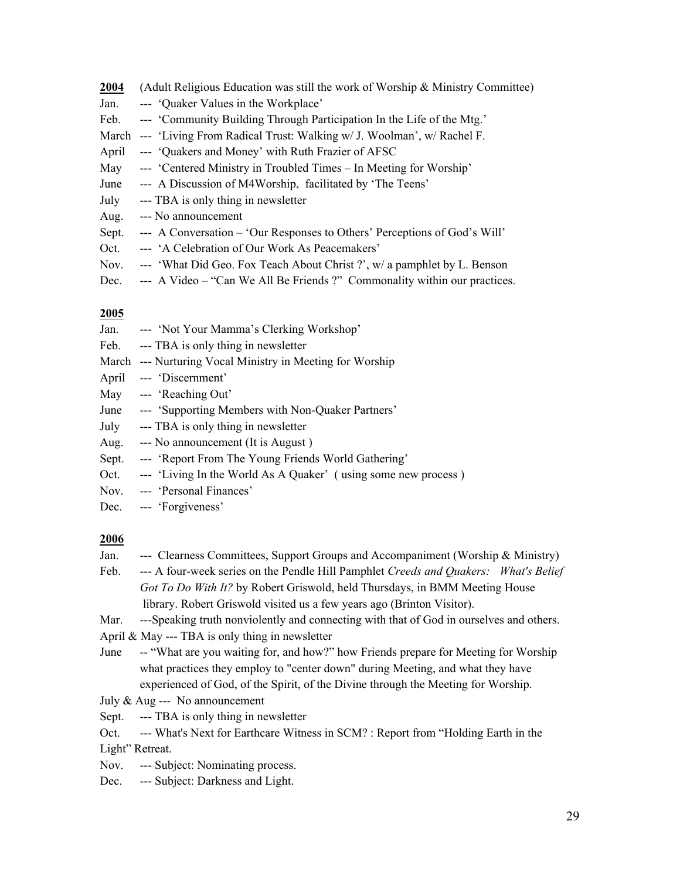**2004** (Adult Religious Education was still the work of Worship & Ministry Committee)

Jan. --- 'Quaker Values in the Workplace'
Feb. --- 'Community Building Through Participation In the Life of the Mtg.'
March --- 'Living From Radical Trust: Walking w/ J. Woolman', w/ Rachel F.
April --- 'Quakers and Money' with Ruth Frazier of AFSC
May --- 'Centered Ministry in Troubled Times – In Meeting for Worship'
June --- A Discussion of M4Worship, facilitated by 'The Teens'
July --- TBA is only thing in newsletter
Aug. --- No announcement
Sept. --- A Conversation – 'Our Responses to Others' Perceptions of God's Will'
Oct. --- 'A Celebration of Our Work As Peacemakers'
Nov. --- 'What Did Geo. Fox Teach About Christ ?', w/ a pamphlet by L. Benson
Dec. --- A Video – "Can We All Be Friends ?" Commonality within our practices.

**2005**

Jan. --- 'Not Your Mamma's Clerking Workshop'
Feb. --- TBA is only thing in newsletter
March --- Nurturing Vocal Ministry in Meeting for Worship
April --- 'Discernment'
May --- 'Reaching Out'
June --- 'Supporting Members with Non-Quaker Partners'
July --- TBA is only thing in newsletter
Aug. --- No announcement (It is August )
Sept. --- 'Report From The Young Friends World Gathering'
Oct. --- 'Living In the World As A Quaker' ( using some new process )
Nov. --- 'Personal Finances'
Dec. --- 'Forgiveness'

**2006**

Jan. --- Clearness Committees, Support Groups and Accompaniment (Worship & Ministry)
Feb. --- A four-week series on the Pendle Hill Pamphlet *Creeds and Quakers: What's Belief Got To Do With It?* by Robert Griswold, held Thursdays, in BMM Meeting House library. Robert Griswold visited us a few years ago (Brinton Visitor).
Mar. ---Speaking truth nonviolently and connecting with that of God in ourselves and others.
April & May --- TBA is only thing in newsletter
June -- "What are you waiting for, and how?" how Friends prepare for Meeting for Worship what practices they employ to "center down" during Meeting, and what they have experienced of God, of the Spirit, of the Divine through the Meeting for Worship.
July & Aug --- No announcement
Sept. --- TBA is only thing in newsletter
Oct. --- What's Next for Earthcare Witness in SCM? : Report from "Holding Earth in the Light" Retreat.
Nov. --- Subject: Nominating process.
Dec. --- Subject: Darkness and Light.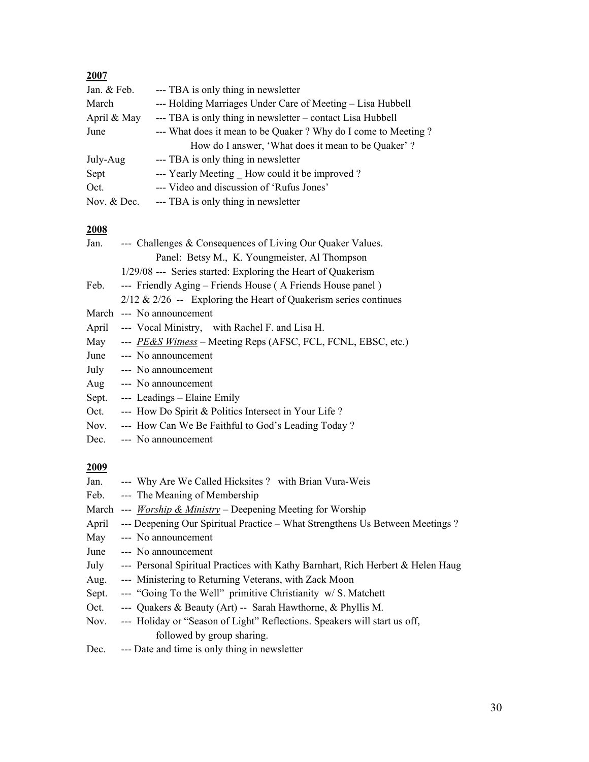**2007**

Jan. & Feb. --- TBA is only thing in newsletter
March --- Holding Marriages Under Care of Meeting – Lisa Hubbell
April & May --- TBA is only thing in newsletter – contact Lisa Hubbell
June --- What does it mean to be Quaker ? Why do I come to Meeting ?
How do I answer, 'What does it mean to be Quaker' ?
July-Aug --- TBA is only thing in newsletter
Sept --- Yearly Meeting _ How could it be improved ?
Oct. --- Video and discussion of 'Rufus Jones'
Nov. & Dec. --- TBA is only thing in newsletter

**2008**

Jan. --- Challenges & Consequences of Living Our Quaker Values.
Panel: Betsy M., K. Youngmeister, Al Thompson
1/29/08 --- Series started: Exploring the Heart of Quakerism
Feb. --- Friendly Aging – Friends House ( A Friends House panel )
2/12 & 2/26 -- Exploring the Heart of Quakerism series continues
March --- No announcement
April --- Vocal Ministry, with Rachel F. and Lisa H.
May --- *PE&S Witness* – Meeting Reps (AFSC, FCL, FCNL, EBSC, etc.)
June --- No announcement
July --- No announcement
Aug --- No announcement
Sept. --- Leadings – Elaine Emily
Oct. --- How Do Spirit & Politics Intersect in Your Life ?
Nov. --- How Can We Be Faithful to God's Leading Today ?
Dec. --- No announcement

**2009**

Jan. --- Why Are We Called Hicksites ? with Brian Vura-Weis
Feb. --- The Meaning of Membership
March --- *Worship & Ministry* – Deepening Meeting for Worship
April --- Deepening Our Spiritual Practice – What Strengthens Us Between Meetings ?
May --- No announcement
June --- No announcement
July --- Personal Spiritual Practices with Kathy Barnhart, Rich Herbert & Helen Haug
Aug. --- Ministering to Returning Veterans, with Zack Moon
Sept. --- "Going To the Well" primitive Christianity w/ S. Matchett
Oct. --- Quakers & Beauty (Art) -- Sarah Hawthorne, & Phyllis M.
Nov. --- Holiday or "Season of Light" Reflections. Speakers will start us off,
followed by group sharing.
Dec. --- Date and time is only thing in newsletter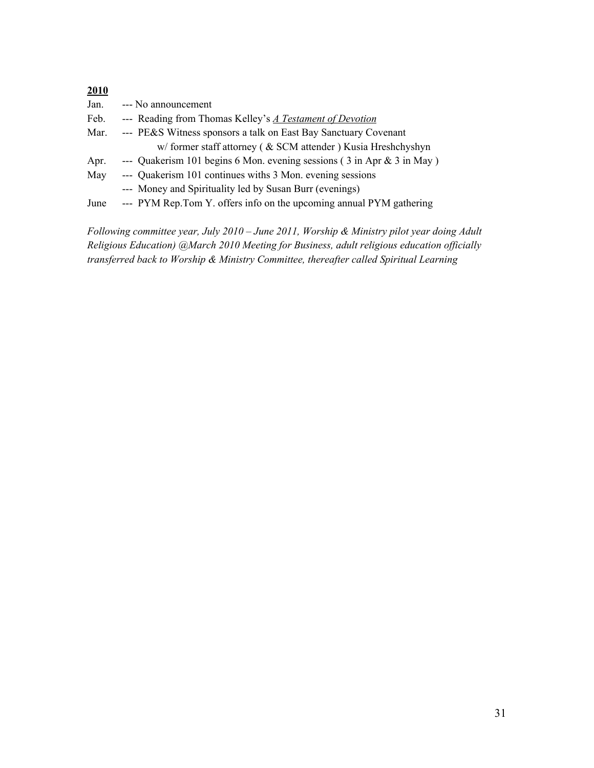**2010**

Jan. --- No announcement

Feb. --- Reading from Thomas Kelley's *A Testament of Devotion*

Mar. --- PE&S Witness sponsors a talk on East Bay Sanctuary Covenant
w/ former staff attorney ( & SCM attender ) Kusia Hreshchyshyn

Apr. --- Quakerism 101 begins 6 Mon. evening sessions ( 3 in Apr & 3 in May )

May --- Quakerism 101 continues withs 3 Mon. evening sessions
--- Money and Spirituality led by Susan Burr (evenings)

June --- PYM Rep.Tom Y. offers info on the upcoming annual PYM gathering

*Following committee year, July 2010 – June 2011, Worship & Ministry pilot year doing Adult Religious Education) @March 2010 Meeting for Business, adult religious education officially transferred back to Worship & Ministry Committee, thereafter called Spiritual Learning*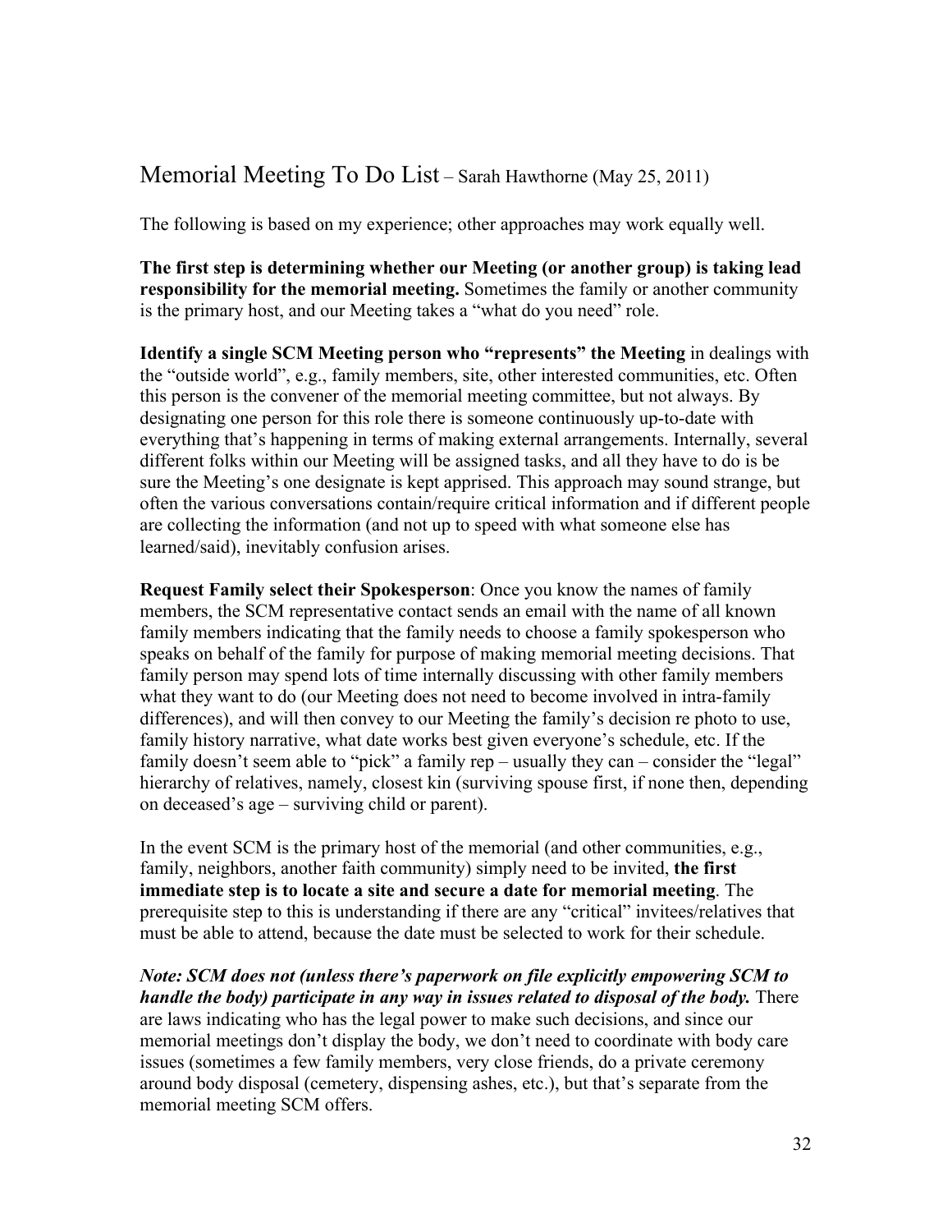## Memorial Meeting To Do List – Sarah Hawthorne (May 25, 2011)

The following is based on my experience; other approaches may work equally well.

**The first step is determining whether our Meeting (or another group) is taking lead responsibility for the memorial meeting.** Sometimes the family or another community is the primary host, and our Meeting takes a "what do you need" role.

**Identify a single SCM Meeting person who "represents" the Meeting** in dealings with the "outside world", e.g., family members, site, other interested communities, etc. Often this person is the convener of the memorial meeting committee, but not always. By designating one person for this role there is someone continuously up-to-date with everything that's happening in terms of making external arrangements. Internally, several different folks within our Meeting will be assigned tasks, and all they have to do is be sure the Meeting's one designate is kept apprised. This approach may sound strange, but often the various conversations contain/require critical information and if different people are collecting the information (and not up to speed with what someone else has learned/said), inevitably confusion arises.

**Request Family select their Spokesperson**: Once you know the names of family members, the SCM representative contact sends an email with the name of all known family members indicating that the family needs to choose a family spokesperson who speaks on behalf of the family for purpose of making memorial meeting decisions. That family person may spend lots of time internally discussing with other family members what they want to do (our Meeting does not need to become involved in intra-family differences), and will then convey to our Meeting the family's decision re photo to use, family history narrative, what date works best given everyone's schedule, etc. If the family doesn't seem able to "pick" a family rep – usually they can – consider the "legal" hierarchy of relatives, namely, closest kin (surviving spouse first, if none then, depending on deceased's age – surviving child or parent).

In the event SCM is the primary host of the memorial (and other communities, e.g., family, neighbors, another faith community) simply need to be invited, **the first immediate step is to locate a site and secure a date for memorial meeting**. The prerequisite step to this is understanding if there are any "critical" invitees/relatives that must be able to attend, because the date must be selected to work for their schedule.

***Note: SCM does not (unless there's paperwork on file explicitly empowering SCM to handle the body) participate in any way in issues related to disposal of the body.*** There are laws indicating who has the legal power to make such decisions, and since our memorial meetings don't display the body, we don't need to coordinate with body care issues (sometimes a few family members, very close friends, do a private ceremony around body disposal (cemetery, dispensing ashes, etc.), but that's separate from the memorial meeting SCM offers.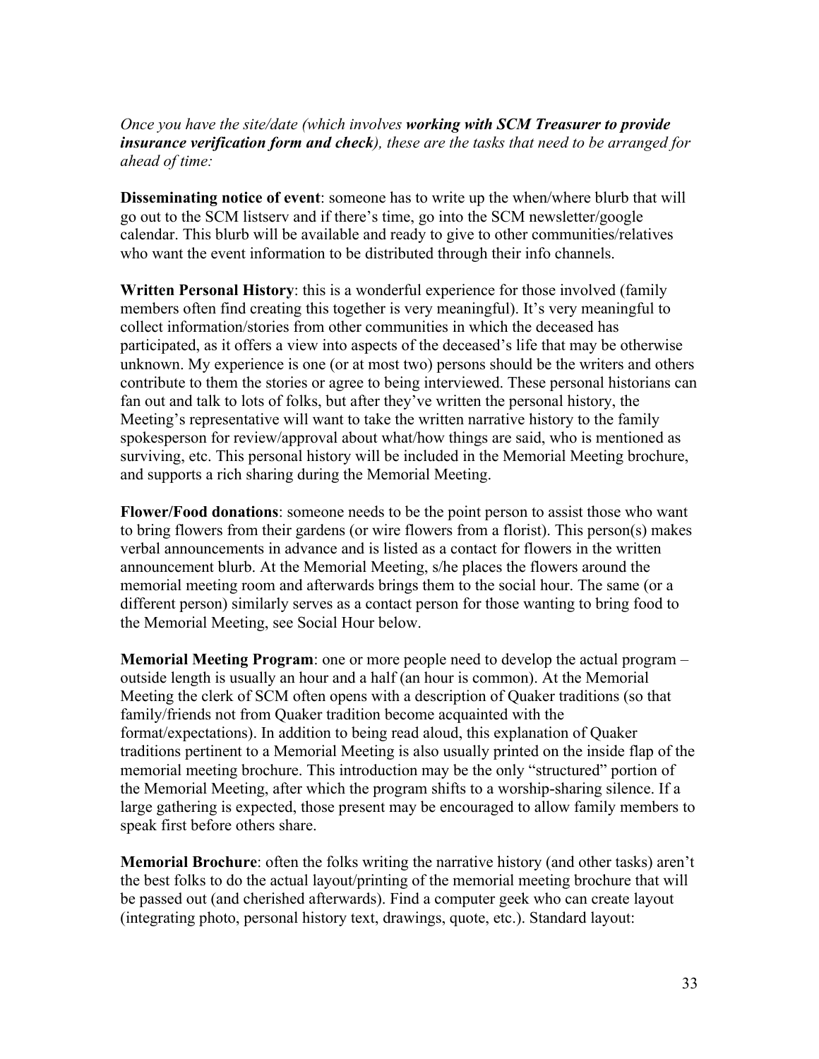*Once you have the site/date (which involves **working with SCM Treasurer to provide insurance verification form and check**), these are the tasks that need to be arranged for ahead of time:*

**Disseminating notice of event**: someone has to write up the when/where blurb that will go out to the SCM listserv and if there's time, go into the SCM newsletter/google calendar. This blurb will be available and ready to give to other communities/relatives who want the event information to be distributed through their info channels.

**Written Personal History**: this is a wonderful experience for those involved (family members often find creating this together is very meaningful). It's very meaningful to collect information/stories from other communities in which the deceased has participated, as it offers a view into aspects of the deceased's life that may be otherwise unknown. My experience is one (or at most two) persons should be the writers and others contribute to them the stories or agree to being interviewed. These personal historians can fan out and talk to lots of folks, but after they've written the personal history, the Meeting's representative will want to take the written narrative history to the family spokesperson for review/approval about what/how things are said, who is mentioned as surviving, etc. This personal history will be included in the Memorial Meeting brochure, and supports a rich sharing during the Memorial Meeting.

**Flower/Food donations**: someone needs to be the point person to assist those who want to bring flowers from their gardens (or wire flowers from a florist). This person(s) makes verbal announcements in advance and is listed as a contact for flowers in the written announcement blurb. At the Memorial Meeting, s/he places the flowers around the memorial meeting room and afterwards brings them to the social hour. The same (or a different person) similarly serves as a contact person for those wanting to bring food to the Memorial Meeting, see Social Hour below.

**Memorial Meeting Program**: one or more people need to develop the actual program – outside length is usually an hour and a half (an hour is common). At the Memorial Meeting the clerk of SCM often opens with a description of Quaker traditions (so that family/friends not from Quaker tradition become acquainted with the format/expectations). In addition to being read aloud, this explanation of Quaker traditions pertinent to a Memorial Meeting is also usually printed on the inside flap of the memorial meeting brochure. This introduction may be the only "structured" portion of the Memorial Meeting, after which the program shifts to a worship-sharing silence. If a large gathering is expected, those present may be encouraged to allow family members to speak first before others share.

**Memorial Brochure**: often the folks writing the narrative history (and other tasks) aren't the best folks to do the actual layout/printing of the memorial meeting brochure that will be passed out (and cherished afterwards). Find a computer geek who can create layout (integrating photo, personal history text, drawings, quote, etc.). Standard layout: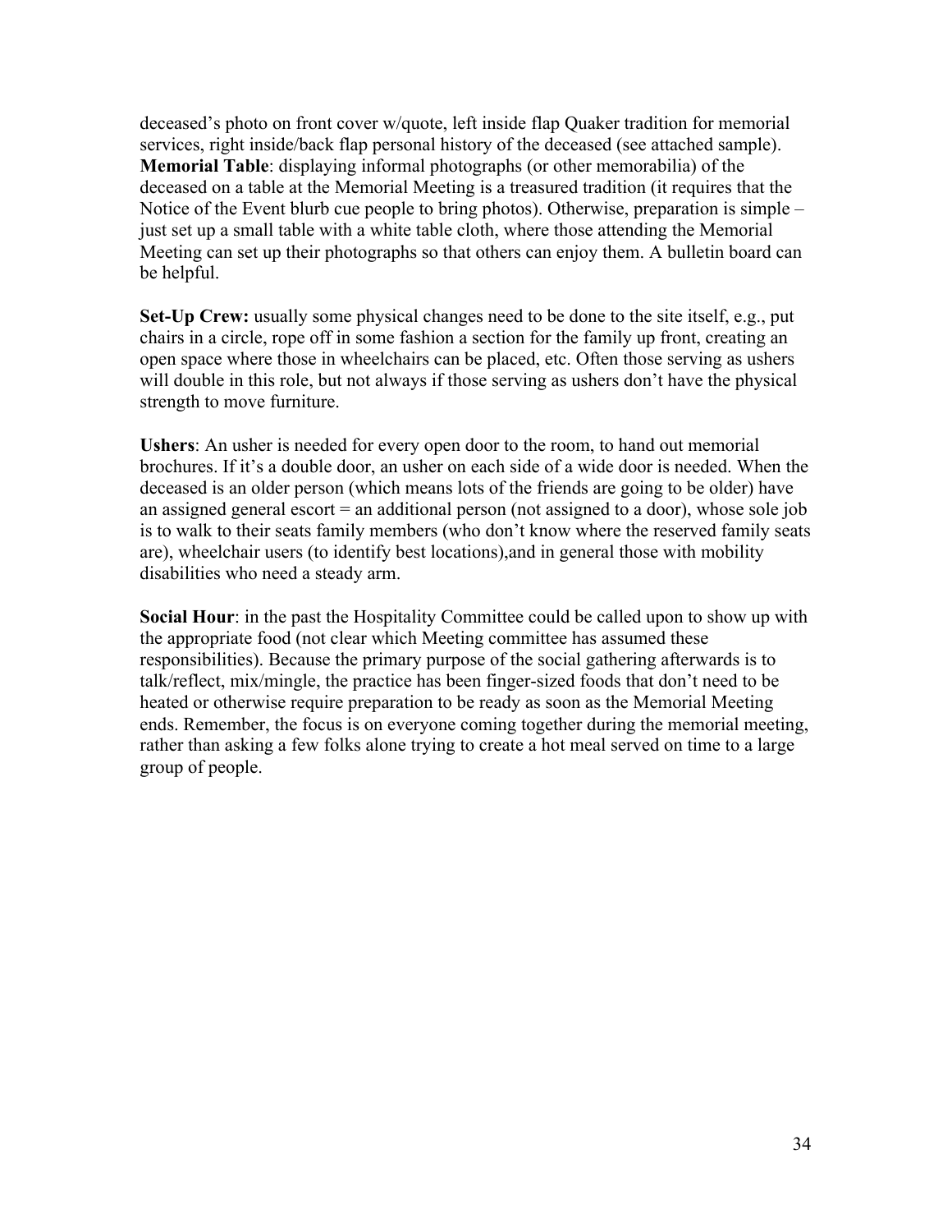deceased's photo on front cover w/quote, left inside flap Quaker tradition for memorial services, right inside/back flap personal history of the deceased (see attached sample).
**Memorial Table**: displaying informal photographs (or other memorabilia) of the deceased on a table at the Memorial Meeting is a treasured tradition (it requires that the Notice of the Event blurb cue people to bring photos). Otherwise, preparation is simple – just set up a small table with a white table cloth, where those attending the Memorial Meeting can set up their photographs so that others can enjoy them. A bulletin board can be helpful.

**Set-Up Crew:** usually some physical changes need to be done to the site itself, e.g., put chairs in a circle, rope off in some fashion a section for the family up front, creating an open space where those in wheelchairs can be placed, etc. Often those serving as ushers will double in this role, but not always if those serving as ushers don't have the physical strength to move furniture.

**Ushers**: An usher is needed for every open door to the room, to hand out memorial brochures. If it's a double door, an usher on each side of a wide door is needed. When the deceased is an older person (which means lots of the friends are going to be older) have an assigned general escort = an additional person (not assigned to a door), whose sole job is to walk to their seats family members (who don't know where the reserved family seats are), wheelchair users (to identify best locations),and in general those with mobility disabilities who need a steady arm.

**Social Hour**: in the past the Hospitality Committee could be called upon to show up with the appropriate food (not clear which Meeting committee has assumed these responsibilities). Because the primary purpose of the social gathering afterwards is to talk/reflect, mix/mingle, the practice has been finger-sized foods that don't need to be heated or otherwise require preparation to be ready as soon as the Memorial Meeting ends. Remember, the focus is on everyone coming together during the memorial meeting, rather than asking a few folks alone trying to create a hot meal served on time to a large group of people.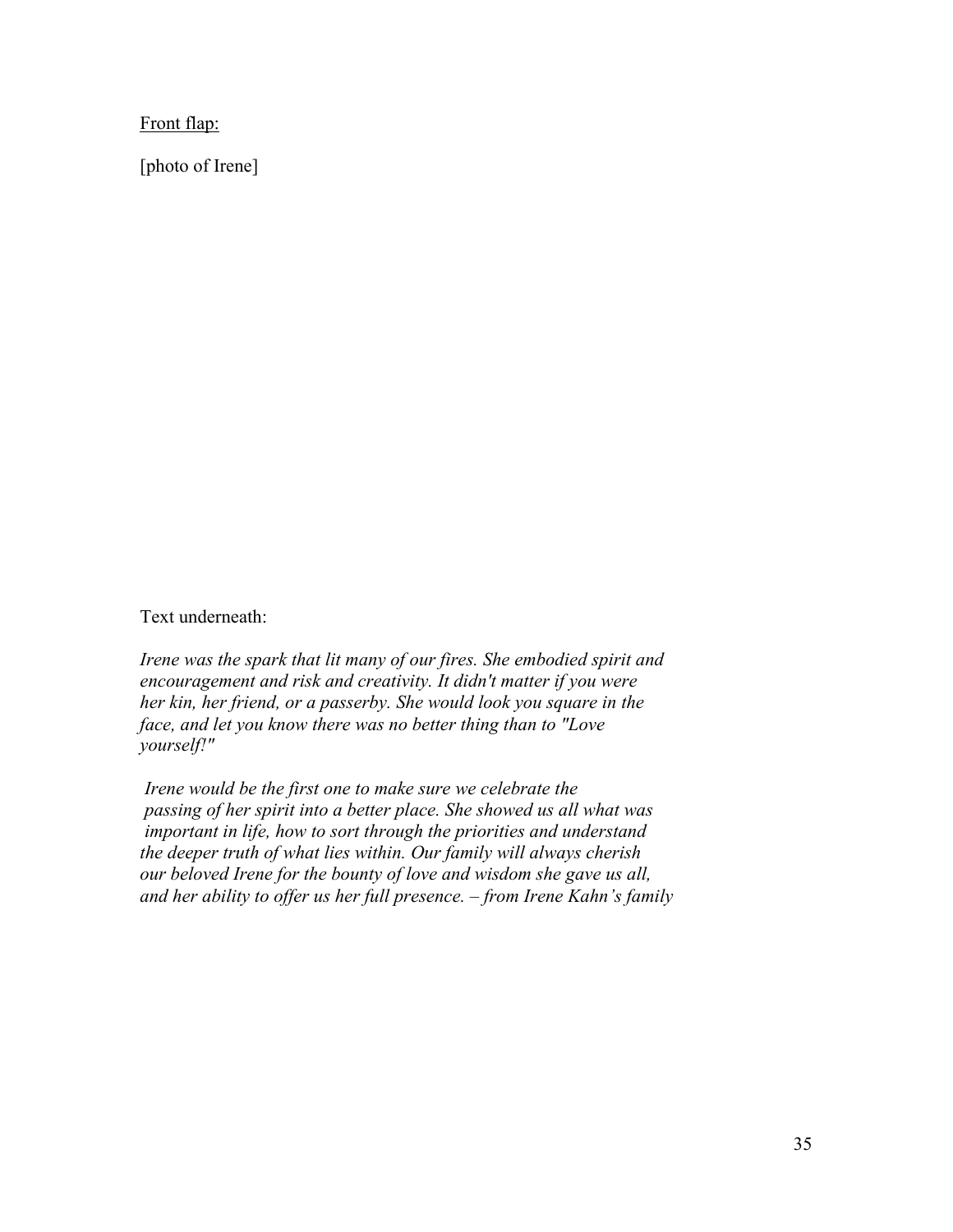<u>Front flap:</u>

[photo of Irene]

Text underneath:

*Irene was the spark that lit many of our fires. She embodied spirit and encouragement and risk and creativity. It didn't matter if you were her kin, her friend, or a passerby. She would look you square in the face, and let you know there was no better thing than to "Love yourself!"*

*Irene would be the first one to make sure we celebrate the passing of her spirit into a better place. She showed us all what was important in life, how to sort through the priorities and understand the deeper truth of what lies within. Our family will always cherish our beloved Irene for the bounty of love and wisdom she gave us all, and her ability to offer us her full presence. – from Irene Kahn's family*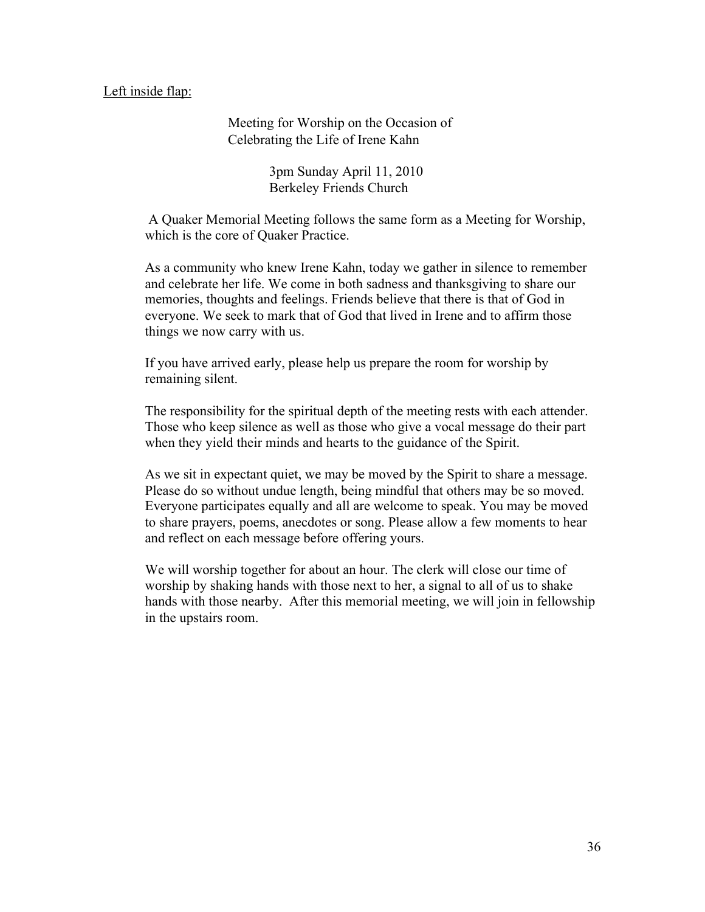<u>Left inside flap:</u>

Meeting for Worship on the Occasion of
Celebrating the Life of Irene Kahn

3pm Sunday April 11, 2010
Berkeley Friends Church

A Quaker Memorial Meeting follows the same form as a Meeting for Worship, which is the core of Quaker Practice.

As a community who knew Irene Kahn, today we gather in silence to remember and celebrate her life. We come in both sadness and thanksgiving to share our memories, thoughts and feelings. Friends believe that there is that of God in everyone. We seek to mark that of God that lived in Irene and to affirm those things we now carry with us.

If you have arrived early, please help us prepare the room for worship by remaining silent.

The responsibility for the spiritual depth of the meeting rests with each attender. Those who keep silence as well as those who give a vocal message do their part when they yield their minds and hearts to the guidance of the Spirit.

As we sit in expectant quiet, we may be moved by the Spirit to share a message. Please do so without undue length, being mindful that others may be so moved. Everyone participates equally and all are welcome to speak. You may be moved to share prayers, poems, anecdotes or song. Please allow a few moments to hear and reflect on each message before offering yours.

We will worship together for about an hour. The clerk will close our time of worship by shaking hands with those next to her, a signal to all of us to shake hands with those nearby. After this memorial meeting, we will join in fellowship in the upstairs room.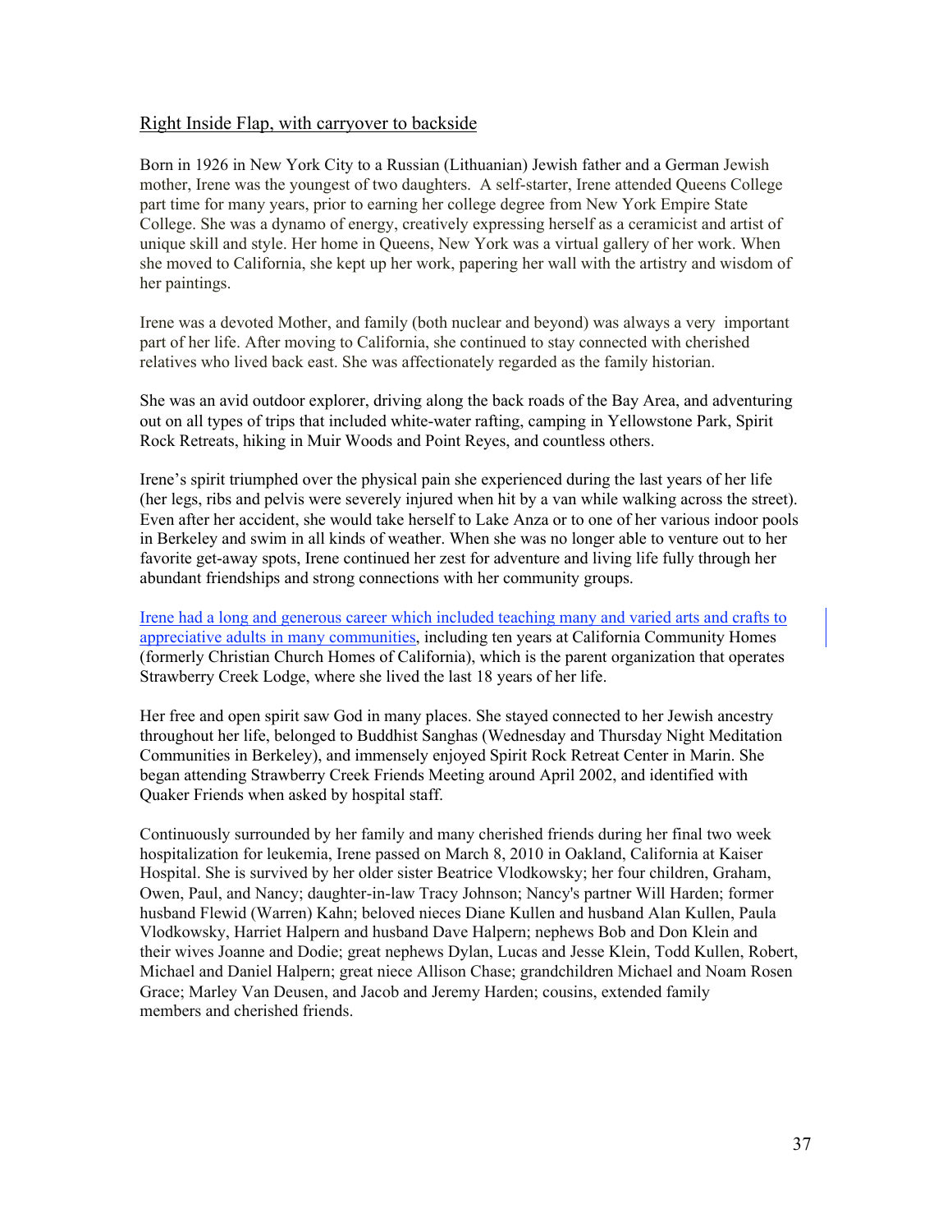Right Inside Flap, with carryover to backside

Born in 1926 in New York City to a Russian (Lithuanian) Jewish father and a German Jewish mother, Irene was the youngest of two daughters. A self-starter, Irene attended Queens College part time for many years, prior to earning her college degree from New York Empire State College. She was a dynamo of energy, creatively expressing herself as a ceramicist and artist of unique skill and style. Her home in Queens, New York was a virtual gallery of her work. When she moved to California, she kept up her work, papering her wall with the artistry and wisdom of her paintings.

Irene was a devoted Mother, and family (both nuclear and beyond) was always a very important part of her life. After moving to California, she continued to stay connected with cherished relatives who lived back east. She was affectionately regarded as the family historian.

She was an avid outdoor explorer, driving along the back roads of the Bay Area, and adventuring out on all types of trips that included white-water rafting, camping in Yellowstone Park, Spirit Rock Retreats, hiking in Muir Woods and Point Reyes, and countless others.

Irene's spirit triumphed over the physical pain she experienced during the last years of her life (her legs, ribs and pelvis were severely injured when hit by a van while walking across the street). Even after her accident, she would take herself to Lake Anza or to one of her various indoor pools in Berkeley and swim in all kinds of weather. When she was no longer able to venture out to her favorite get-away spots, Irene continued her zest for adventure and living life fully through her abundant friendships and strong connections with her community groups.

Irene had a long and generous career which included teaching many and varied arts and crafts to appreciative adults in many communities, including ten years at California Community Homes (formerly Christian Church Homes of California), which is the parent organization that operates Strawberry Creek Lodge, where she lived the last 18 years of her life.

Her free and open spirit saw God in many places. She stayed connected to her Jewish ancestry throughout her life, belonged to Buddhist Sanghas (Wednesday and Thursday Night Meditation Communities in Berkeley), and immensely enjoyed Spirit Rock Retreat Center in Marin. She began attending Strawberry Creek Friends Meeting around April 2002, and identified with Quaker Friends when asked by hospital staff.

Continuously surrounded by her family and many cherished friends during her final two week hospitalization for leukemia, Irene passed on March 8, 2010 in Oakland, California at Kaiser Hospital. She is survived by her older sister Beatrice Vlodkowsky; her four children, Graham, Owen, Paul, and Nancy; daughter-in-law Tracy Johnson; Nancy's partner Will Harden; former husband Flewid (Warren) Kahn; beloved nieces Diane Kullen and husband Alan Kullen, Paula Vlodkowsky, Harriet Halpern and husband Dave Halpern; nephews Bob and Don Klein and their wives Joanne and Dodie; great nephews Dylan, Lucas and Jesse Klein, Todd Kullen, Robert, Michael and Daniel Halpern; great niece Allison Chase; grandchildren Michael and Noam Rosen Grace; Marley Van Deusen, and Jacob and Jeremy Harden; cousins, extended family members and cherished friends.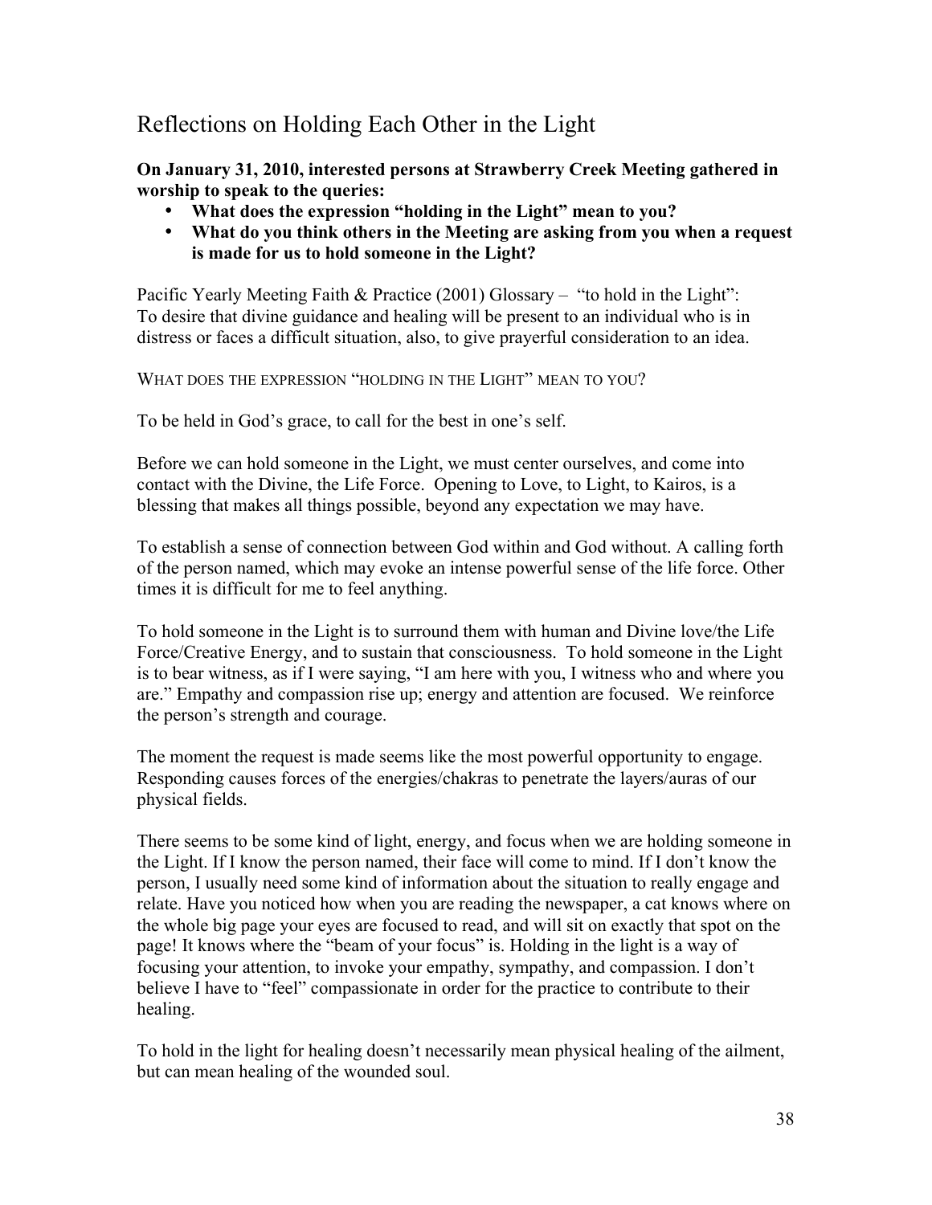# Reflections on Holding Each Other in the Light

**On January 31, 2010, interested persons at Strawberry Creek Meeting gathered in worship to speak to the queries:**

- **What does the expression "holding in the Light" mean to you?**
- **What do you think others in the Meeting are asking from you when a request is made for us to hold someone in the Light?**

Pacific Yearly Meeting Faith & Practice (2001) Glossary – "to hold in the Light": To desire that divine guidance and healing will be present to an individual who is in distress or faces a difficult situation, also, to give prayerful consideration to an idea.

WHAT DOES THE EXPRESSION "HOLDING IN THE LIGHT" MEAN TO YOU?

To be held in God's grace, to call for the best in one's self.

Before we can hold someone in the Light, we must center ourselves, and come into contact with the Divine, the Life Force. Opening to Love, to Light, to Kairos, is a blessing that makes all things possible, beyond any expectation we may have.

To establish a sense of connection between God within and God without. A calling forth of the person named, which may evoke an intense powerful sense of the life force. Other times it is difficult for me to feel anything.

To hold someone in the Light is to surround them with human and Divine love/the Life Force/Creative Energy, and to sustain that consciousness. To hold someone in the Light is to bear witness, as if I were saying, "I am here with you, I witness who and where you are." Empathy and compassion rise up; energy and attention are focused. We reinforce the person's strength and courage.

The moment the request is made seems like the most powerful opportunity to engage. Responding causes forces of the energies/chakras to penetrate the layers/auras of our physical fields.

There seems to be some kind of light, energy, and focus when we are holding someone in the Light. If I know the person named, their face will come to mind. If I don't know the person, I usually need some kind of information about the situation to really engage and relate. Have you noticed how when you are reading the newspaper, a cat knows where on the whole big page your eyes are focused to read, and will sit on exactly that spot on the page! It knows where the "beam of your focus" is. Holding in the light is a way of focusing your attention, to invoke your empathy, sympathy, and compassion. I don't believe I have to "feel" compassionate in order for the practice to contribute to their healing.

To hold in the light for healing doesn't necessarily mean physical healing of the ailment, but can mean healing of the wounded soul.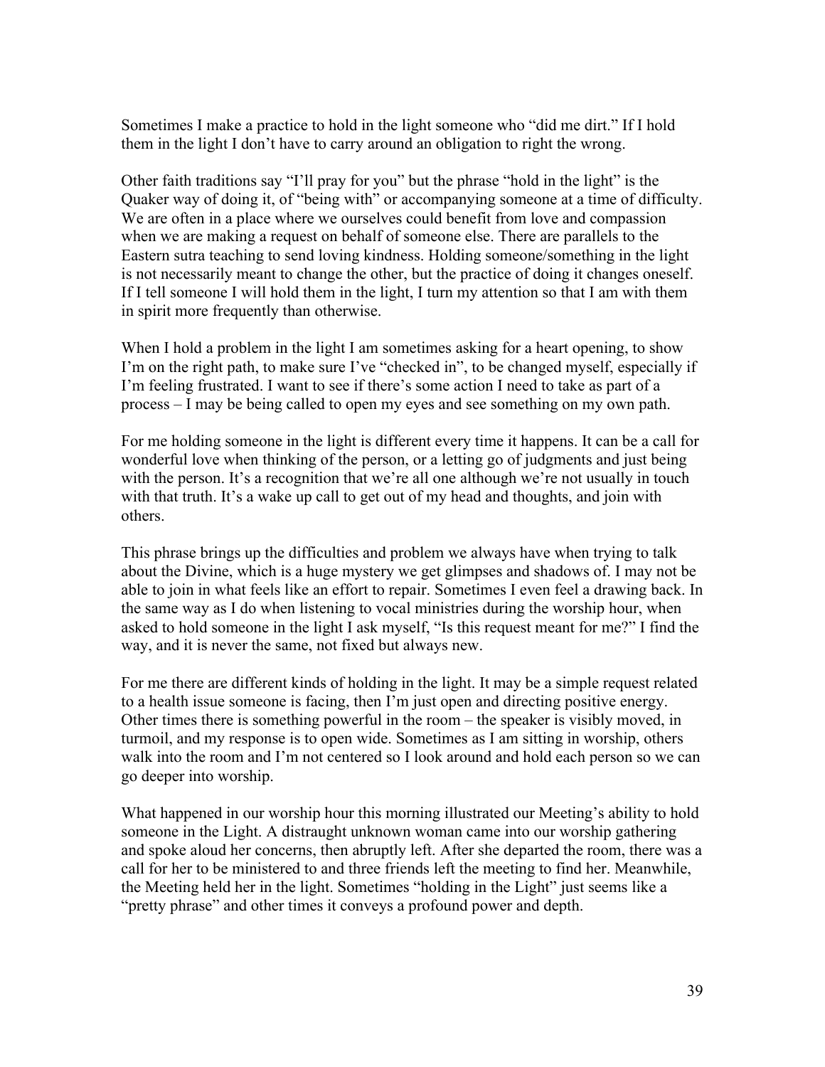Sometimes I make a practice to hold in the light someone who "did me dirt." If I hold them in the light I don't have to carry around an obligation to right the wrong.

Other faith traditions say "I'll pray for you" but the phrase "hold in the light" is the Quaker way of doing it, of "being with" or accompanying someone at a time of difficulty. We are often in a place where we ourselves could benefit from love and compassion when we are making a request on behalf of someone else. There are parallels to the Eastern sutra teaching to send loving kindness. Holding someone/something in the light is not necessarily meant to change the other, but the practice of doing it changes oneself. If I tell someone I will hold them in the light, I turn my attention so that I am with them in spirit more frequently than otherwise.

When I hold a problem in the light I am sometimes asking for a heart opening, to show I'm on the right path, to make sure I've "checked in", to be changed myself, especially if I'm feeling frustrated. I want to see if there's some action I need to take as part of a process – I may be being called to open my eyes and see something on my own path.

For me holding someone in the light is different every time it happens. It can be a call for wonderful love when thinking of the person, or a letting go of judgments and just being with the person. It's a recognition that we're all one although we're not usually in touch with that truth. It's a wake up call to get out of my head and thoughts, and join with others.

This phrase brings up the difficulties and problem we always have when trying to talk about the Divine, which is a huge mystery we get glimpses and shadows of. I may not be able to join in what feels like an effort to repair. Sometimes I even feel a drawing back. In the same way as I do when listening to vocal ministries during the worship hour, when asked to hold someone in the light I ask myself, "Is this request meant for me?" I find the way, and it is never the same, not fixed but always new.

For me there are different kinds of holding in the light. It may be a simple request related to a health issue someone is facing, then I'm just open and directing positive energy. Other times there is something powerful in the room – the speaker is visibly moved, in turmoil, and my response is to open wide. Sometimes as I am sitting in worship, others walk into the room and I'm not centered so I look around and hold each person so we can go deeper into worship.

What happened in our worship hour this morning illustrated our Meeting's ability to hold someone in the Light. A distraught unknown woman came into our worship gathering and spoke aloud her concerns, then abruptly left. After she departed the room, there was a call for her to be ministered to and three friends left the meeting to find her. Meanwhile, the Meeting held her in the light. Sometimes "holding in the Light" just seems like a "pretty phrase" and other times it conveys a profound power and depth.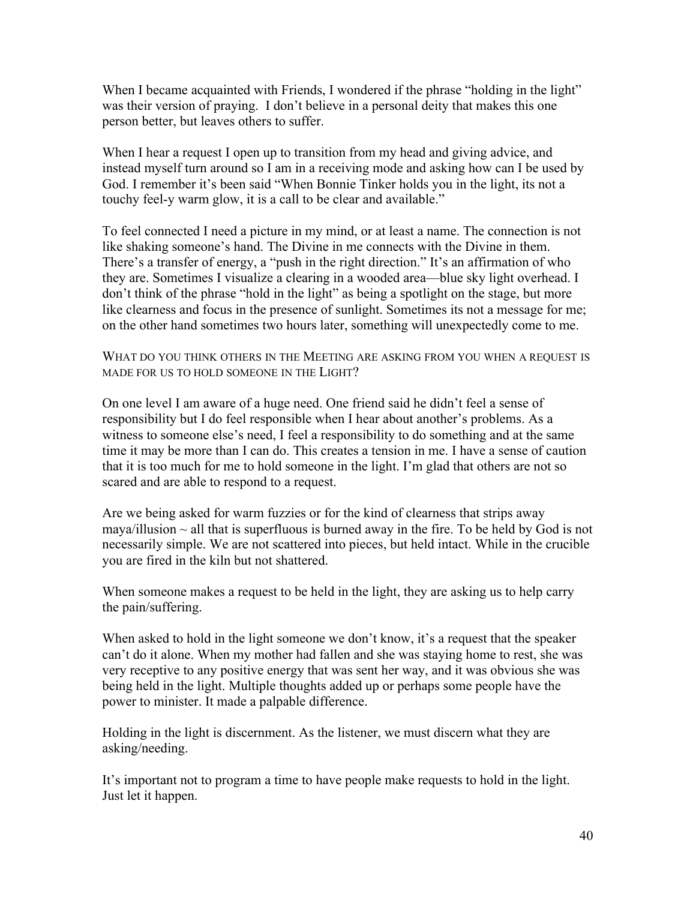When I became acquainted with Friends, I wondered if the phrase "holding in the light" was their version of praying. I don't believe in a personal deity that makes this one person better, but leaves others to suffer.

When I hear a request I open up to transition from my head and giving advice, and instead myself turn around so I am in a receiving mode and asking how can I be used by God. I remember it's been said "When Bonnie Tinker holds you in the light, its not a touchy feel-y warm glow, it is a call to be clear and available."

To feel connected I need a picture in my mind, or at least a name. The connection is not like shaking someone's hand. The Divine in me connects with the Divine in them. There's a transfer of energy, a "push in the right direction." It's an affirmation of who they are. Sometimes I visualize a clearing in a wooded area—blue sky light overhead. I don't think of the phrase "hold in the light" as being a spotlight on the stage, but more like clearness and focus in the presence of sunlight. Sometimes its not a message for me; on the other hand sometimes two hours later, something will unexpectedly come to me.

WHAT DO YOU THINK OTHERS IN THE MEETING ARE ASKING FROM YOU WHEN A REQUEST IS MADE FOR US TO HOLD SOMEONE IN THE LIGHT?

On one level I am aware of a huge need. One friend said he didn't feel a sense of responsibility but I do feel responsible when I hear about another's problems. As a witness to someone else's need, I feel a responsibility to do something and at the same time it may be more than I can do. This creates a tension in me. I have a sense of caution that it is too much for me to hold someone in the light. I'm glad that others are not so scared and are able to respond to a request.

Are we being asked for warm fuzzies or for the kind of clearness that strips away maya/illusion ~ all that is superfluous is burned away in the fire. To be held by God is not necessarily simple. We are not scattered into pieces, but held intact. While in the crucible you are fired in the kiln but not shattered.

When someone makes a request to be held in the light, they are asking us to help carry the pain/suffering.

When asked to hold in the light someone we don't know, it's a request that the speaker can't do it alone. When my mother had fallen and she was staying home to rest, she was very receptive to any positive energy that was sent her way, and it was obvious she was being held in the light. Multiple thoughts added up or perhaps some people have the power to minister. It made a palpable difference.

Holding in the light is discernment. As the listener, we must discern what they are asking/needing.

It's important not to program a time to have people make requests to hold in the light. Just let it happen.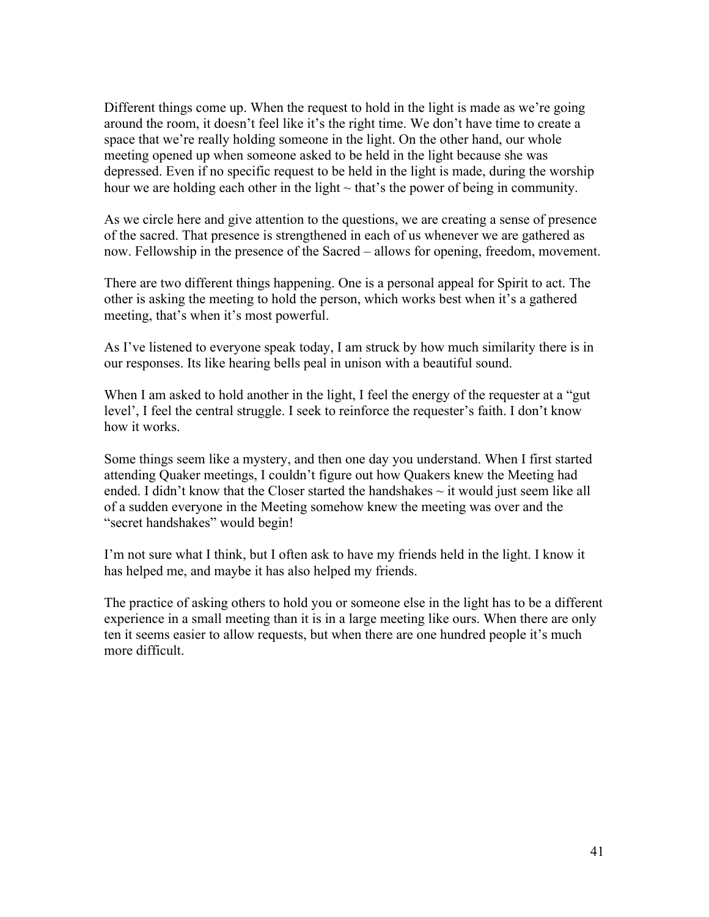Different things come up. When the request to hold in the light is made as we're going around the room, it doesn't feel like it's the right time. We don't have time to create a space that we're really holding someone in the light. On the other hand, our whole meeting opened up when someone asked to be held in the light because she was depressed. Even if no specific request to be held in the light is made, during the worship hour we are holding each other in the light ~ that's the power of being in community.

As we circle here and give attention to the questions, we are creating a sense of presence of the sacred. That presence is strengthened in each of us whenever we are gathered as now. Fellowship in the presence of the Sacred – allows for opening, freedom, movement.

There are two different things happening. One is a personal appeal for Spirit to act. The other is asking the meeting to hold the person, which works best when it's a gathered meeting, that's when it's most powerful.

As I've listened to everyone speak today, I am struck by how much similarity there is in our responses. Its like hearing bells peal in unison with a beautiful sound.

When I am asked to hold another in the light, I feel the energy of the requester at a "gut level', I feel the central struggle. I seek to reinforce the requester's faith. I don't know how it works.

Some things seem like a mystery, and then one day you understand. When I first started attending Quaker meetings, I couldn't figure out how Quakers knew the Meeting had ended. I didn't know that the Closer started the handshakes ~ it would just seem like all of a sudden everyone in the Meeting somehow knew the meeting was over and the "secret handshakes" would begin!

I'm not sure what I think, but I often ask to have my friends held in the light. I know it has helped me, and maybe it has also helped my friends.

The practice of asking others to hold you or someone else in the light has to be a different experience in a small meeting than it is in a large meeting like ours. When there are only ten it seems easier to allow requests, but when there are one hundred people it's much more difficult.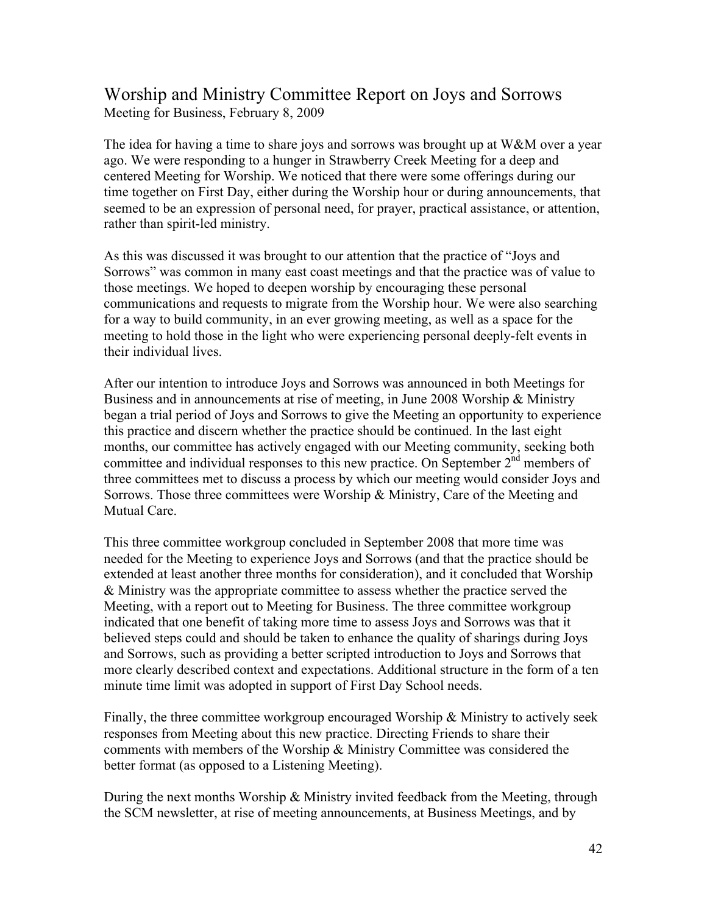## Worship and Ministry Committee Report on Joys and Sorrows

Meeting for Business, February 8, 2009

The idea for having a time to share joys and sorrows was brought up at W&M over a year ago. We were responding to a hunger in Strawberry Creek Meeting for a deep and centered Meeting for Worship. We noticed that there were some offerings during our time together on First Day, either during the Worship hour or during announcements, that seemed to be an expression of personal need, for prayer, practical assistance, or attention, rather than spirit-led ministry.

As this was discussed it was brought to our attention that the practice of "Joys and Sorrows" was common in many east coast meetings and that the practice was of value to those meetings. We hoped to deepen worship by encouraging these personal communications and requests to migrate from the Worship hour. We were also searching for a way to build community, in an ever growing meeting, as well as a space for the meeting to hold those in the light who were experiencing personal deeply-felt events in their individual lives.

After our intention to introduce Joys and Sorrows was announced in both Meetings for Business and in announcements at rise of meeting, in June 2008 Worship & Ministry began a trial period of Joys and Sorrows to give the Meeting an opportunity to experience this practice and discern whether the practice should be continued. In the last eight months, our committee has actively engaged with our Meeting community, seeking both committee and individual responses to this new practice. On September 2nd members of three committees met to discuss a process by which our meeting would consider Joys and Sorrows. Those three committees were Worship & Ministry, Care of the Meeting and Mutual Care.

This three committee workgroup concluded in September 2008 that more time was needed for the Meeting to experience Joys and Sorrows (and that the practice should be extended at least another three months for consideration), and it concluded that Worship & Ministry was the appropriate committee to assess whether the practice served the Meeting, with a report out to Meeting for Business. The three committee workgroup indicated that one benefit of taking more time to assess Joys and Sorrows was that it believed steps could and should be taken to enhance the quality of sharings during Joys and Sorrows, such as providing a better scripted introduction to Joys and Sorrows that more clearly described context and expectations. Additional structure in the form of a ten minute time limit was adopted in support of First Day School needs.

Finally, the three committee workgroup encouraged Worship & Ministry to actively seek responses from Meeting about this new practice. Directing Friends to share their comments with members of the Worship & Ministry Committee was considered the better format (as opposed to a Listening Meeting).

During the next months Worship & Ministry invited feedback from the Meeting, through the SCM newsletter, at rise of meeting announcements, at Business Meetings, and by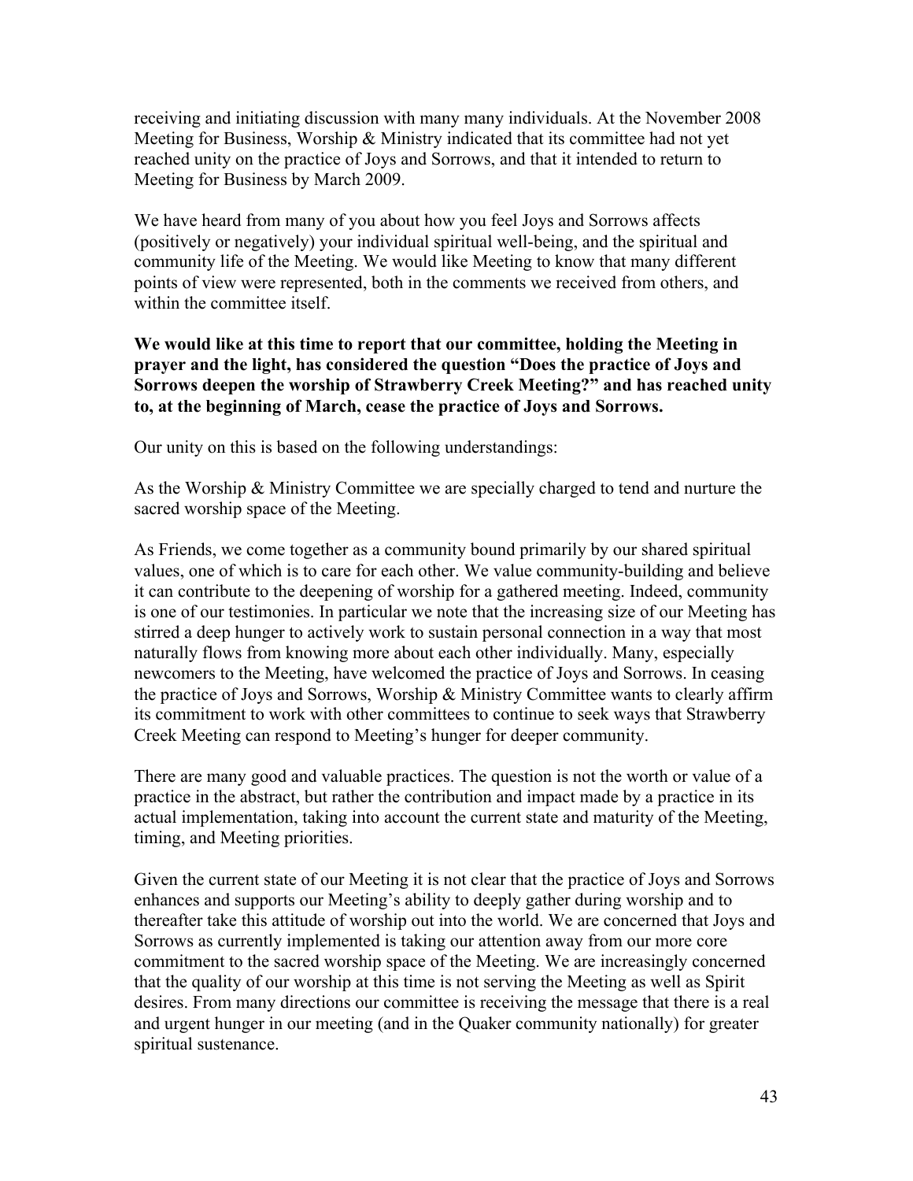receiving and initiating discussion with many many individuals. At the November 2008 Meeting for Business, Worship & Ministry indicated that its committee had not yet reached unity on the practice of Joys and Sorrows, and that it intended to return to Meeting for Business by March 2009.

We have heard from many of you about how you feel Joys and Sorrows affects (positively or negatively) your individual spiritual well-being, and the spiritual and community life of the Meeting. We would like Meeting to know that many different points of view were represented, both in the comments we received from others, and within the committee itself.

**We would like at this time to report that our committee, holding the Meeting in prayer and the light, has considered the question "Does the practice of Joys and Sorrows deepen the worship of Strawberry Creek Meeting?" and has reached unity to, at the beginning of March, cease the practice of Joys and Sorrows.**

Our unity on this is based on the following understandings:

As the Worship & Ministry Committee we are specially charged to tend and nurture the sacred worship space of the Meeting.

As Friends, we come together as a community bound primarily by our shared spiritual values, one of which is to care for each other. We value community-building and believe it can contribute to the deepening of worship for a gathered meeting. Indeed, community is one of our testimonies. In particular we note that the increasing size of our Meeting has stirred a deep hunger to actively work to sustain personal connection in a way that most naturally flows from knowing more about each other individually. Many, especially newcomers to the Meeting, have welcomed the practice of Joys and Sorrows. In ceasing the practice of Joys and Sorrows, Worship & Ministry Committee wants to clearly affirm its commitment to work with other committees to continue to seek ways that Strawberry Creek Meeting can respond to Meeting's hunger for deeper community.

There are many good and valuable practices. The question is not the worth or value of a practice in the abstract, but rather the contribution and impact made by a practice in its actual implementation, taking into account the current state and maturity of the Meeting, timing, and Meeting priorities.

Given the current state of our Meeting it is not clear that the practice of Joys and Sorrows enhances and supports our Meeting's ability to deeply gather during worship and to thereafter take this attitude of worship out into the world. We are concerned that Joys and Sorrows as currently implemented is taking our attention away from our more core commitment to the sacred worship space of the Meeting. We are increasingly concerned that the quality of our worship at this time is not serving the Meeting as well as Spirit desires. From many directions our committee is receiving the message that there is a real and urgent hunger in our meeting (and in the Quaker community nationally) for greater spiritual sustenance.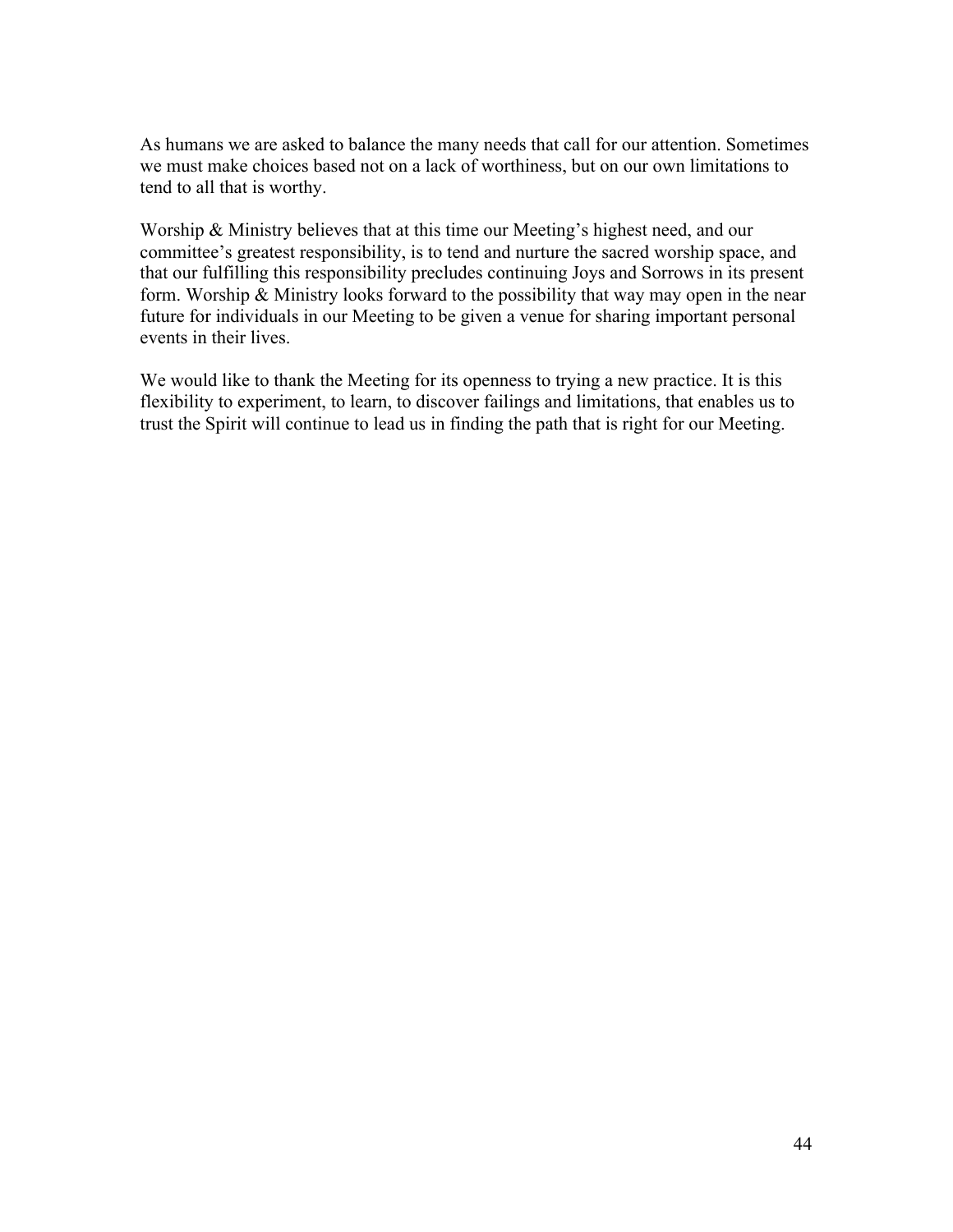As humans we are asked to balance the many needs that call for our attention. Sometimes we must make choices based not on a lack of worthiness, but on our own limitations to tend to all that is worthy.

Worship & Ministry believes that at this time our Meeting's highest need, and our committee's greatest responsibility, is to tend and nurture the sacred worship space, and that our fulfilling this responsibility precludes continuing Joys and Sorrows in its present form. Worship & Ministry looks forward to the possibility that way may open in the near future for individuals in our Meeting to be given a venue for sharing important personal events in their lives.

We would like to thank the Meeting for its openness to trying a new practice. It is this flexibility to experiment, to learn, to discover failings and limitations, that enables us to trust the Spirit will continue to lead us in finding the path that is right for our Meeting.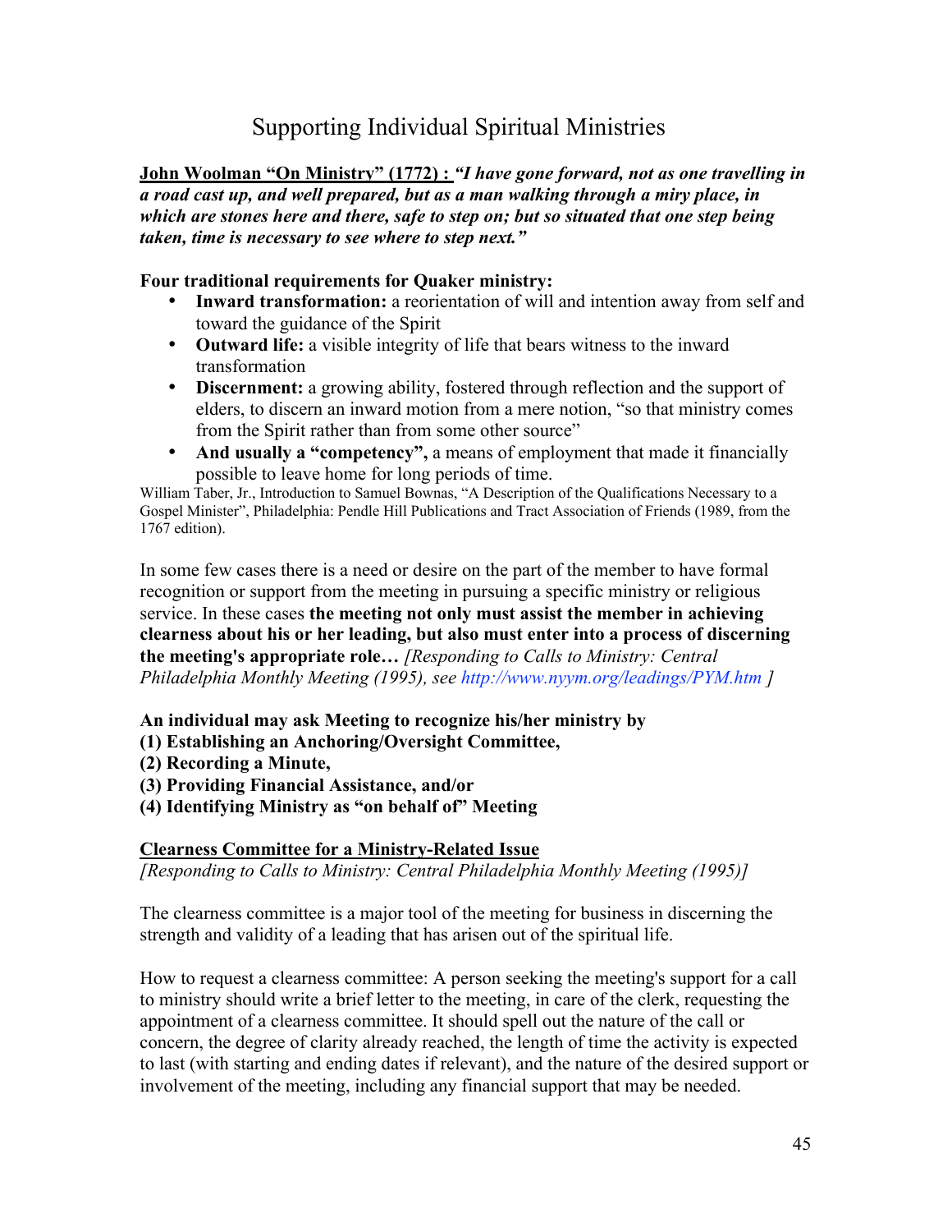# Supporting Individual Spiritual Ministries

**John Woolman "On Ministry" (1772) :** ***"I have gone forward, not as one travelling in a road cast up, and well prepared, but as a man walking through a miry place, in which are stones here and there, safe to step on; but so situated that one step being taken, time is necessary to see where to step next."***

**Four traditional requirements for Quaker ministry:**

- **Inward transformation:** a reorientation of will and intention away from self and toward the guidance of the Spirit
- **Outward life:** a visible integrity of life that bears witness to the inward transformation
- **Discernment:** a growing ability, fostered through reflection and the support of elders, to discern an inward motion from a mere notion, "so that ministry comes from the Spirit rather than from some other source"
- **And usually a "competency",** a means of employment that made it financially possible to leave home for long periods of time.

William Taber, Jr., Introduction to Samuel Bownas, "A Description of the Qualifications Necessary to a Gospel Minister", Philadelphia: Pendle Hill Publications and Tract Association of Friends (1989, from the 1767 edition).

In some few cases there is a need or desire on the part of the member to have formal recognition or support from the meeting in pursuing a specific ministry or religious service. In these cases **the meeting not only must assist the member in achieving clearness about his or her leading, but also must enter into a process of discerning the meeting's appropriate role…** *[Responding to Calls to Ministry: Central Philadelphia Monthly Meeting (1995), see http://www.nyym.org/leadings/PYM.htm ]*

**An individual may ask Meeting to recognize his/her ministry by**
**(1) Establishing an Anchoring/Oversight Committee,**
**(2) Recording a Minute,**
**(3) Providing Financial Assistance, and/or**
**(4) Identifying Ministry as "on behalf of" Meeting**

**Clearness Committee for a Ministry-Related Issue**
*[Responding to Calls to Ministry: Central Philadelphia Monthly Meeting (1995)]*

The clearness committee is a major tool of the meeting for business in discerning the strength and validity of a leading that has arisen out of the spiritual life.

How to request a clearness committee: A person seeking the meeting's support for a call to ministry should write a brief letter to the meeting, in care of the clerk, requesting the appointment of a clearness committee. It should spell out the nature of the call or concern, the degree of clarity already reached, the length of time the activity is expected to last (with starting and ending dates if relevant), and the nature of the desired support or involvement of the meeting, including any financial support that may be needed.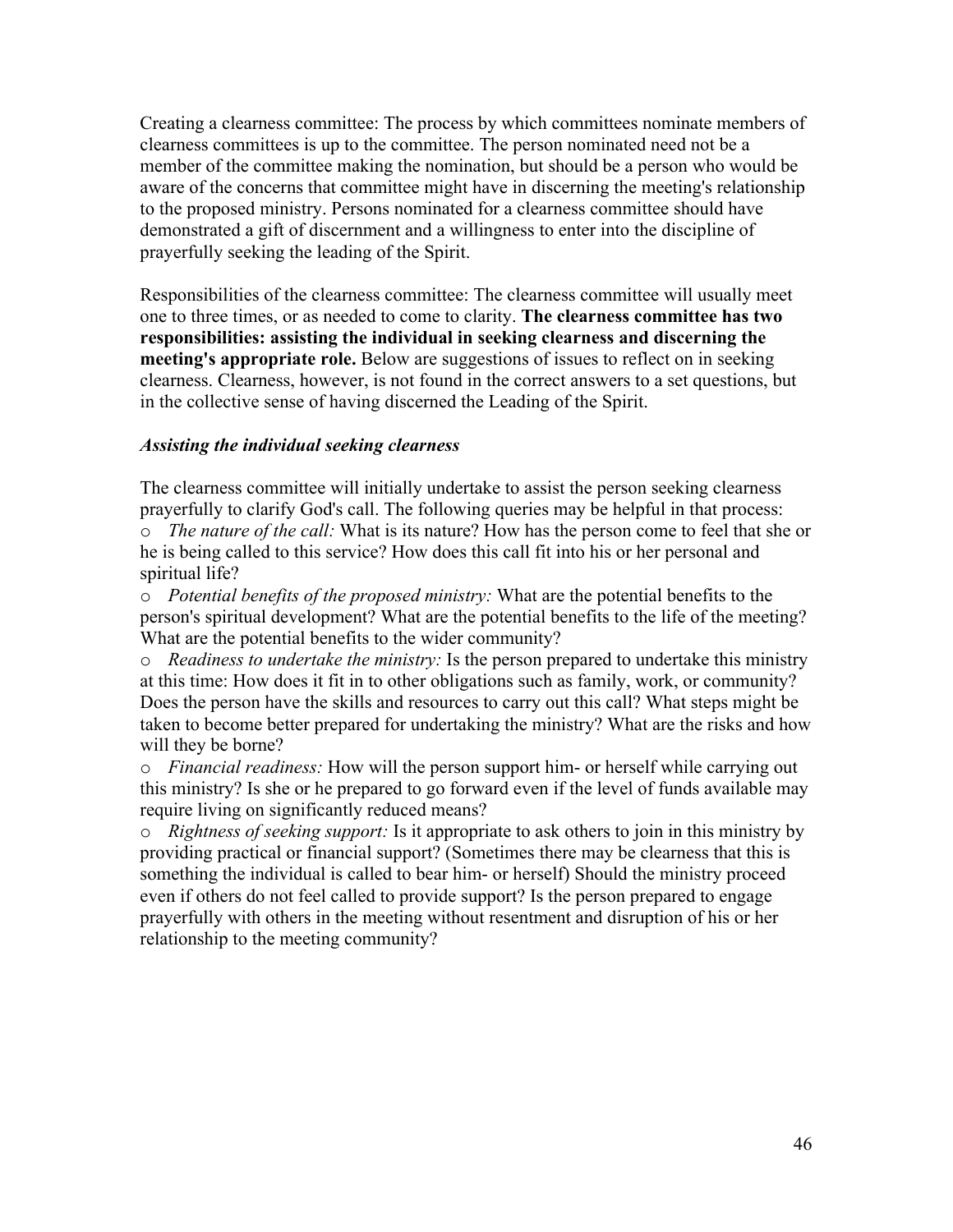Creating a clearness committee: The process by which committees nominate members of clearness committees is up to the committee. The person nominated need not be a member of the committee making the nomination, but should be a person who would be aware of the concerns that committee might have in discerning the meeting's relationship to the proposed ministry. Persons nominated for a clearness committee should have demonstrated a gift of discernment and a willingness to enter into the discipline of prayerfully seeking the leading of the Spirit.

Responsibilities of the clearness committee: The clearness committee will usually meet one to three times, or as needed to come to clarity. **The clearness committee has two responsibilities: assisting the individual in seeking clearness and discerning the meeting's appropriate role.** Below are suggestions of issues to reflect on in seeking clearness. Clearness, however, is not found in the correct answers to a set questions, but in the collective sense of having discerned the Leading of the Spirit.

***Assisting the individual seeking clearness***

The clearness committee will initially undertake to assist the person seeking clearness prayerfully to clarify God's call. The following queries may be helpful in that process:

- *The nature of the call:* What is its nature? How has the person come to feel that she or he is being called to this service? How does this call fit into his or her personal and spiritual life?
- *Potential benefits of the proposed ministry:* What are the potential benefits to the person's spiritual development? What are the potential benefits to the life of the meeting? What are the potential benefits to the wider community?
- *Readiness to undertake the ministry:* Is the person prepared to undertake this ministry at this time: How does it fit in to other obligations such as family, work, or community? Does the person have the skills and resources to carry out this call? What steps might be taken to become better prepared for undertaking the ministry? What are the risks and how will they be borne?
- *Financial readiness:* How will the person support him- or herself while carrying out this ministry? Is she or he prepared to go forward even if the level of funds available may require living on significantly reduced means?
- *Rightness of seeking support:* Is it appropriate to ask others to join in this ministry by providing practical or financial support? (Sometimes there may be clearness that this is something the individual is called to bear him- or herself) Should the ministry proceed even if others do not feel called to provide support? Is the person prepared to engage prayerfully with others in the meeting without resentment and disruption of his or her relationship to the meeting community?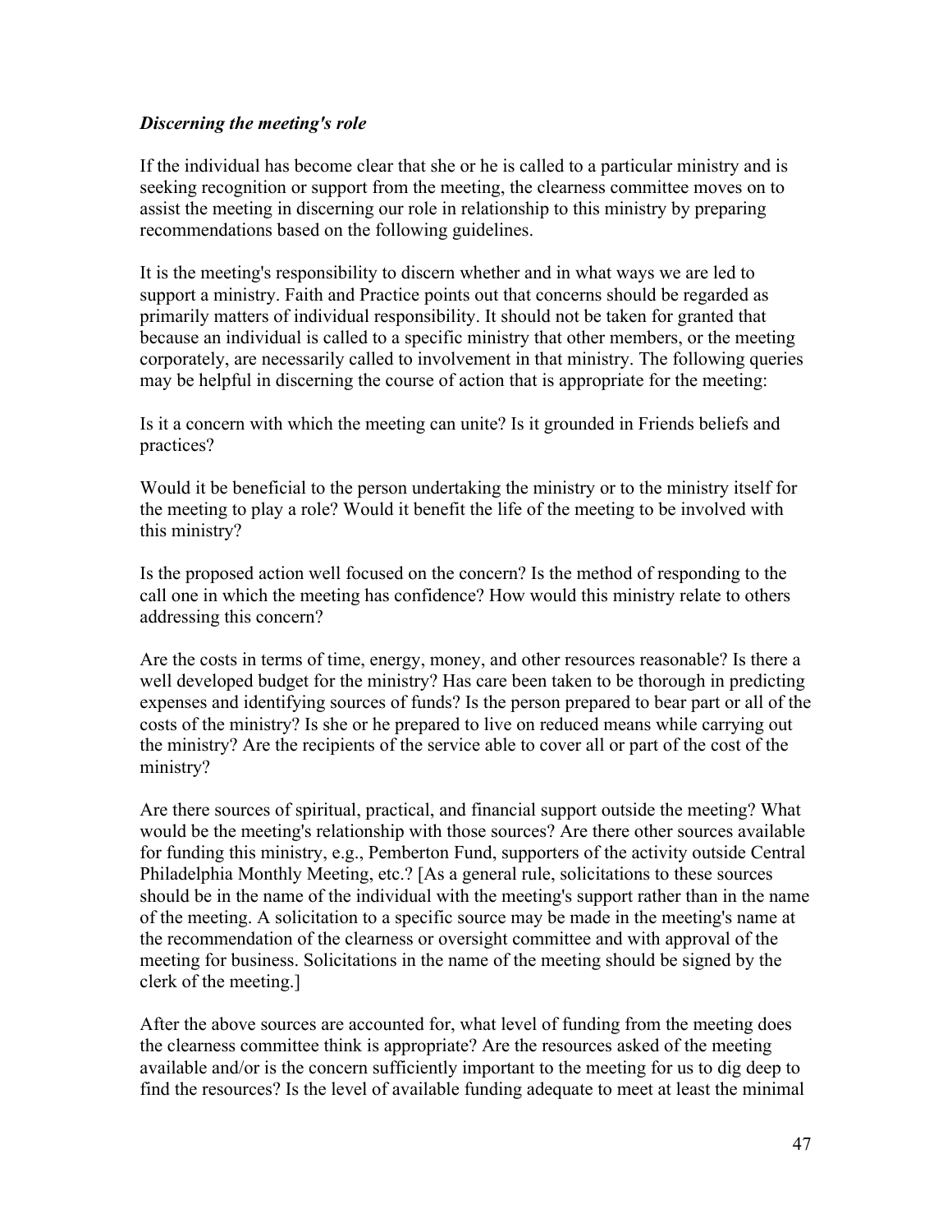### *Discerning the meeting's role*

If the individual has become clear that she or he is called to a particular ministry and is seeking recognition or support from the meeting, the clearness committee moves on to assist the meeting in discerning our role in relationship to this ministry by preparing recommendations based on the following guidelines.

It is the meeting's responsibility to discern whether and in what ways we are led to support a ministry. Faith and Practice points out that concerns should be regarded as primarily matters of individual responsibility. It should not be taken for granted that because an individual is called to a specific ministry that other members, or the meeting corporately, are necessarily called to involvement in that ministry. The following queries may be helpful in discerning the course of action that is appropriate for the meeting:

Is it a concern with which the meeting can unite? Is it grounded in Friends beliefs and practices?

Would it be beneficial to the person undertaking the ministry or to the ministry itself for the meeting to play a role? Would it benefit the life of the meeting to be involved with this ministry?

Is the proposed action well focused on the concern? Is the method of responding to the call one in which the meeting has confidence? How would this ministry relate to others addressing this concern?

Are the costs in terms of time, energy, money, and other resources reasonable? Is there a well developed budget for the ministry? Has care been taken to be thorough in predicting expenses and identifying sources of funds? Is the person prepared to bear part or all of the costs of the ministry? Is she or he prepared to live on reduced means while carrying out the ministry? Are the recipients of the service able to cover all or part of the cost of the ministry?

Are there sources of spiritual, practical, and financial support outside the meeting? What would be the meeting's relationship with those sources? Are there other sources available for funding this ministry, e.g., Pemberton Fund, supporters of the activity outside Central Philadelphia Monthly Meeting, etc.? [As a general rule, solicitations to these sources should be in the name of the individual with the meeting's support rather than in the name of the meeting. A solicitation to a specific source may be made in the meeting's name at the recommendation of the clearness or oversight committee and with approval of the meeting for business. Solicitations in the name of the meeting should be signed by the clerk of the meeting.]

After the above sources are accounted for, what level of funding from the meeting does the clearness committee think is appropriate? Are the resources asked of the meeting available and/or is the concern sufficiently important to the meeting for us to dig deep to find the resources? Is the level of available funding adequate to meet at least the minimal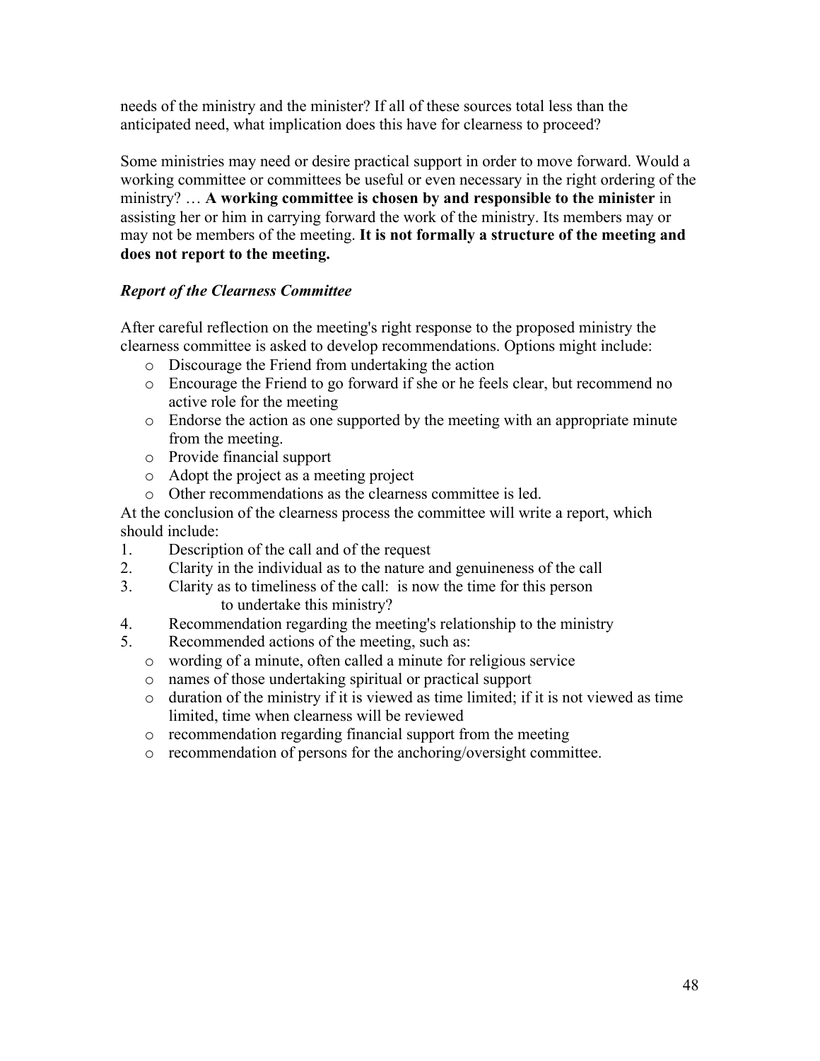needs of the ministry and the minister? If all of these sources total less than the anticipated need, what implication does this have for clearness to proceed?

Some ministries may need or desire practical support in order to move forward. Would a working committee or committees be useful or even necessary in the right ordering of the ministry? … **A working committee is chosen by and responsible to the minister** in assisting her or him in carrying forward the work of the ministry. Its members may or may not be members of the meeting. **It is not formally a structure of the meeting and does not report to the meeting.**

### *Report of the Clearness Committee*

After careful reflection on the meeting's right response to the proposed ministry the clearness committee is asked to develop recommendations. Options might include:

- Discourage the Friend from undertaking the action
- Encourage the Friend to go forward if she or he feels clear, but recommend no active role for the meeting
- Endorse the action as one supported by the meeting with an appropriate minute from the meeting.
- Provide financial support
- Adopt the project as a meeting project
- Other recommendations as the clearness committee is led.

At the conclusion of the clearness process the committee will write a report, which should include:

1. Description of the call and of the request
2. Clarity in the individual as to the nature and genuineness of the call
3. Clarity as to timeliness of the call: is now the time for this person to undertake this ministry?
4. Recommendation regarding the meeting's relationship to the ministry
5. Recommended actions of the meeting, such as:
   - wording of a minute, often called a minute for religious service
   - names of those undertaking spiritual or practical support
   - duration of the ministry if it is viewed as time limited; if it is not viewed as time limited, time when clearness will be reviewed
   - recommendation regarding financial support from the meeting
   - recommendation of persons for the anchoring/oversight committee.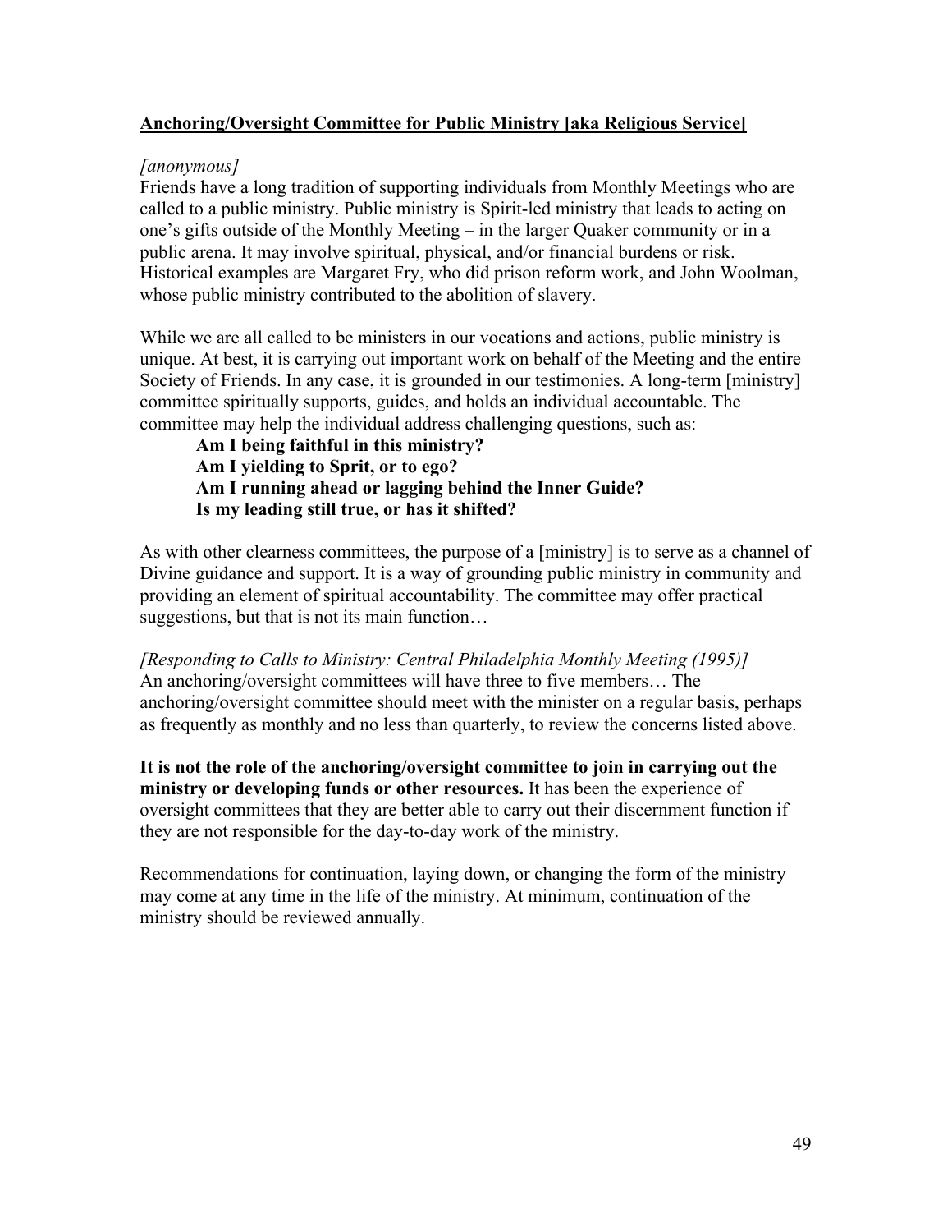**Anchoring/Oversight Committee for Public Ministry [aka Religious Service]**

*[anonymous]*
Friends have a long tradition of supporting individuals from Monthly Meetings who are called to a public ministry. Public ministry is Spirit-led ministry that leads to acting on one's gifts outside of the Monthly Meeting – in the larger Quaker community or in a public arena. It may involve spiritual, physical, and/or financial burdens or risk. Historical examples are Margaret Fry, who did prison reform work, and John Woolman, whose public ministry contributed to the abolition of slavery.

While we are all called to be ministers in our vocations and actions, public ministry is unique. At best, it is carrying out important work on behalf of the Meeting and the entire Society of Friends. In any case, it is grounded in our testimonies. A long-term [ministry] committee spiritually supports, guides, and holds an individual accountable. The committee may help the individual address challenging questions, such as:

> **Am I being faithful in this ministry?**
> **Am I yielding to Sprit, or to ego?**
> **Am I running ahead or lagging behind the Inner Guide?**
> **Is my leading still true, or has it shifted?**

As with other clearness committees, the purpose of a [ministry] is to serve as a channel of Divine guidance and support. It is a way of grounding public ministry in community and providing an element of spiritual accountability. The committee may offer practical suggestions, but that is not its main function…

*[Responding to Calls to Ministry: Central Philadelphia Monthly Meeting (1995)]*
An anchoring/oversight committees will have three to five members… The anchoring/oversight committee should meet with the minister on a regular basis, perhaps as frequently as monthly and no less than quarterly, to review the concerns listed above.

**It is not the role of the anchoring/oversight committee to join in carrying out the ministry or developing funds or other resources.** It has been the experience of oversight committees that they are better able to carry out their discernment function if they are not responsible for the day-to-day work of the ministry.

Recommendations for continuation, laying down, or changing the form of the ministry may come at any time in the life of the ministry. At minimum, continuation of the ministry should be reviewed annually.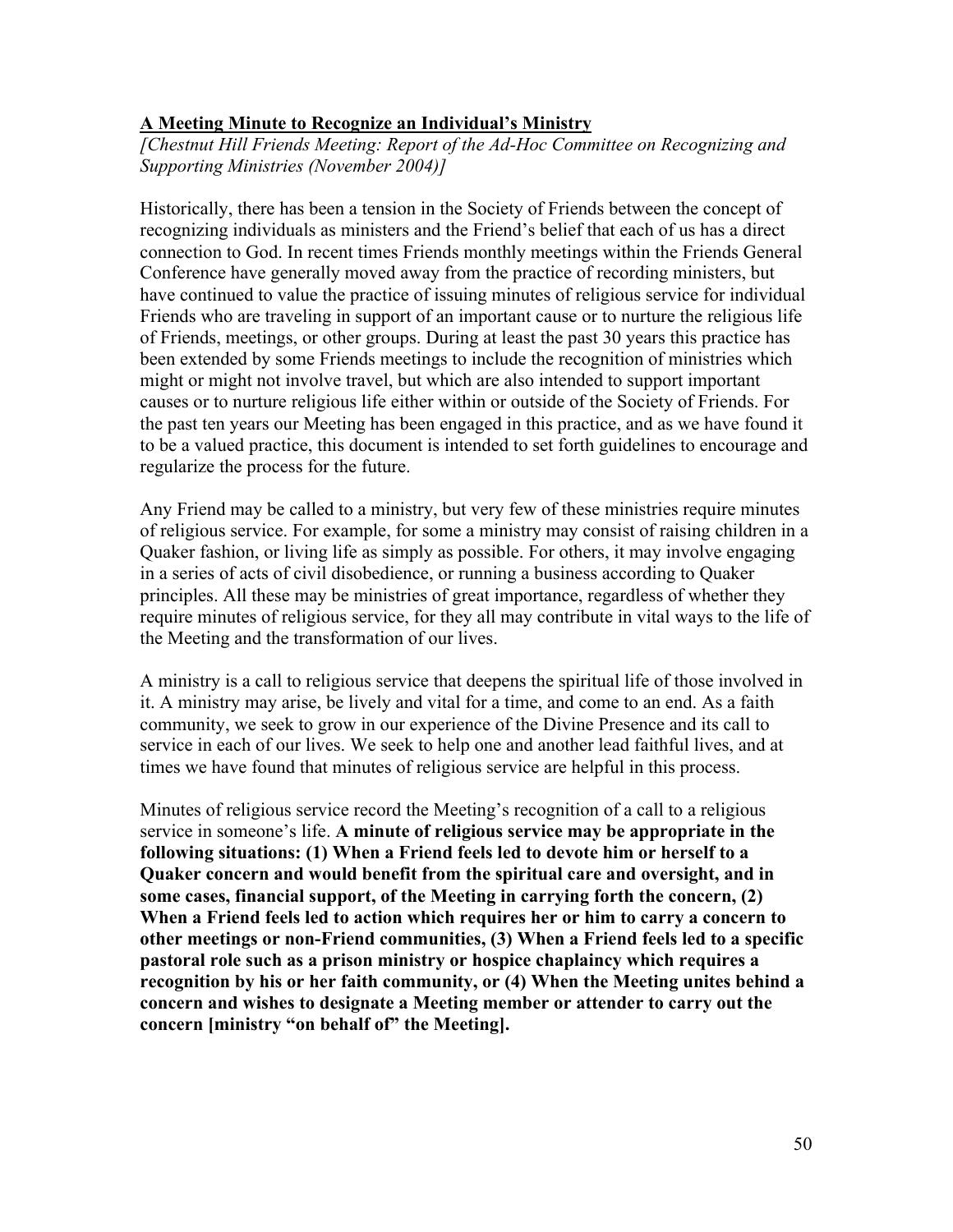## A Meeting Minute to Recognize an Individual's Ministry

*[Chestnut Hill Friends Meeting: Report of the Ad-Hoc Committee on Recognizing and Supporting Ministries (November 2004)]*

Historically, there has been a tension in the Society of Friends between the concept of recognizing individuals as ministers and the Friend's belief that each of us has a direct connection to God. In recent times Friends monthly meetings within the Friends General Conference have generally moved away from the practice of recording ministers, but have continued to value the practice of issuing minutes of religious service for individual Friends who are traveling in support of an important cause or to nurture the religious life of Friends, meetings, or other groups. During at least the past 30 years this practice has been extended by some Friends meetings to include the recognition of ministries which might or might not involve travel, but which are also intended to support important causes or to nurture religious life either within or outside of the Society of Friends. For the past ten years our Meeting has been engaged in this practice, and as we have found it to be a valued practice, this document is intended to set forth guidelines to encourage and regularize the process for the future.

Any Friend may be called to a ministry, but very few of these ministries require minutes of religious service. For example, for some a ministry may consist of raising children in a Quaker fashion, or living life as simply as possible. For others, it may involve engaging in a series of acts of civil disobedience, or running a business according to Quaker principles. All these may be ministries of great importance, regardless of whether they require minutes of religious service, for they all may contribute in vital ways to the life of the Meeting and the transformation of our lives.

A ministry is a call to religious service that deepens the spiritual life of those involved in it. A ministry may arise, be lively and vital for a time, and come to an end. As a faith community, we seek to grow in our experience of the Divine Presence and its call to service in each of our lives. We seek to help one and another lead faithful lives, and at times we have found that minutes of religious service are helpful in this process.

Minutes of religious service record the Meeting's recognition of a call to a religious service in someone's life. **A minute of religious service may be appropriate in the following situations: (1) When a Friend feels led to devote him or herself to a Quaker concern and would benefit from the spiritual care and oversight, and in some cases, financial support, of the Meeting in carrying forth the concern, (2) When a Friend feels led to action which requires her or him to carry a concern to other meetings or non-Friend communities, (3) When a Friend feels led to a specific pastoral role such as a prison ministry or hospice chaplaincy which requires a recognition by his or her faith community, or (4) When the Meeting unites behind a concern and wishes to designate a Meeting member or attender to carry out the concern [ministry "on behalf of" the Meeting].**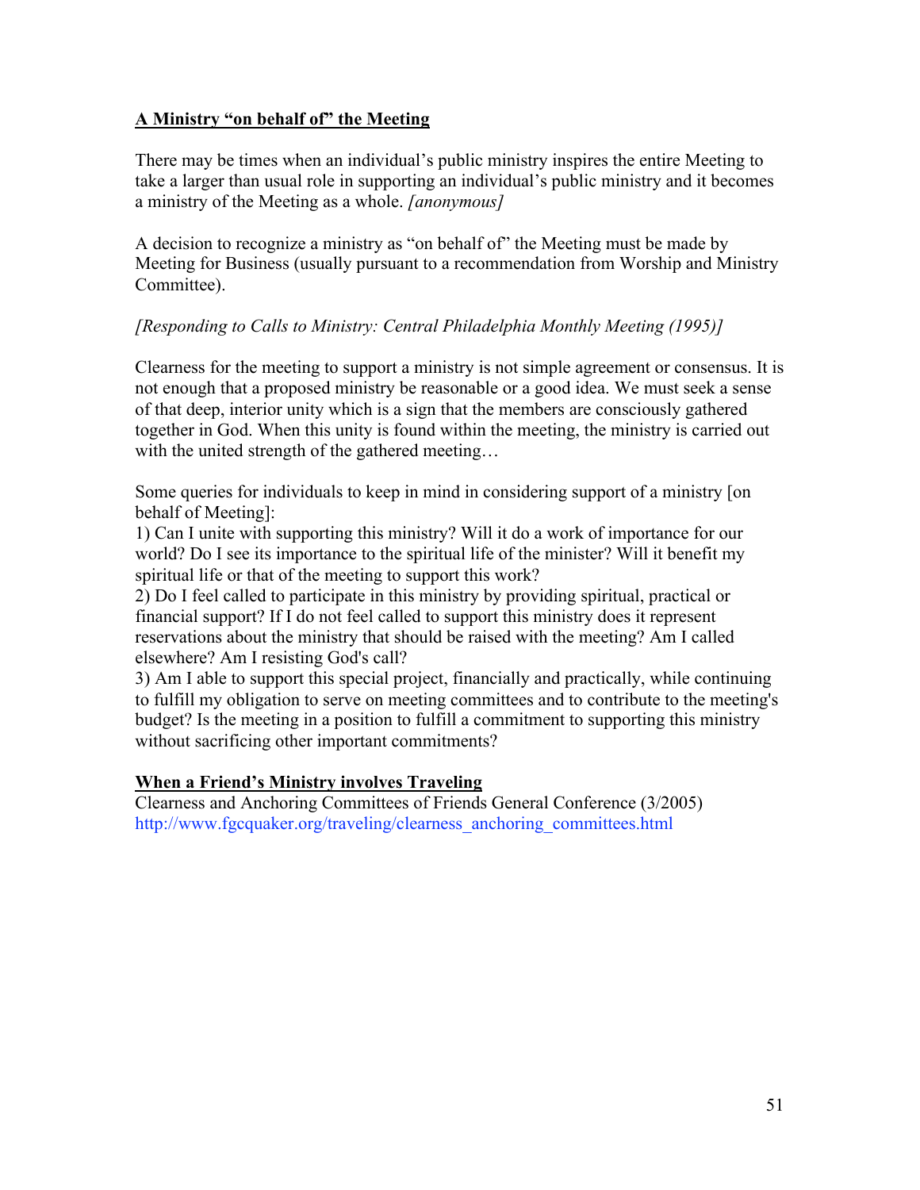**A Ministry "on behalf of" the Meeting**

There may be times when an individual's public ministry inspires the entire Meeting to take a larger than usual role in supporting an individual's public ministry and it becomes a ministry of the Meeting as a whole. *[anonymous]*

A decision to recognize a ministry as "on behalf of" the Meeting must be made by Meeting for Business (usually pursuant to a recommendation from Worship and Ministry Committee).

*[Responding to Calls to Ministry: Central Philadelphia Monthly Meeting (1995)]*

Clearness for the meeting to support a ministry is not simple agreement or consensus. It is not enough that a proposed ministry be reasonable or a good idea. We must seek a sense of that deep, interior unity which is a sign that the members are consciously gathered together in God. When this unity is found within the meeting, the ministry is carried out with the united strength of the gathered meeting…

Some queries for individuals to keep in mind in considering support of a ministry [on behalf of Meeting]:
1) Can I unite with supporting this ministry? Will it do a work of importance for our world? Do I see its importance to the spiritual life of the minister? Will it benefit my spiritual life or that of the meeting to support this work?
2) Do I feel called to participate in this ministry by providing spiritual, practical or financial support? If I do not feel called to support this ministry does it represent reservations about the ministry that should be raised with the meeting? Am I called elsewhere? Am I resisting God's call?
3) Am I able to support this special project, financially and practically, while continuing to fulfill my obligation to serve on meeting committees and to contribute to the meeting's budget? Is the meeting in a position to fulfill a commitment to supporting this ministry without sacrificing other important commitments?

**When a Friend's Ministry involves Traveling**
Clearness and Anchoring Committees of Friends General Conference (3/2005)
http://www.fgcquaker.org/traveling/clearness_anchoring_committees.html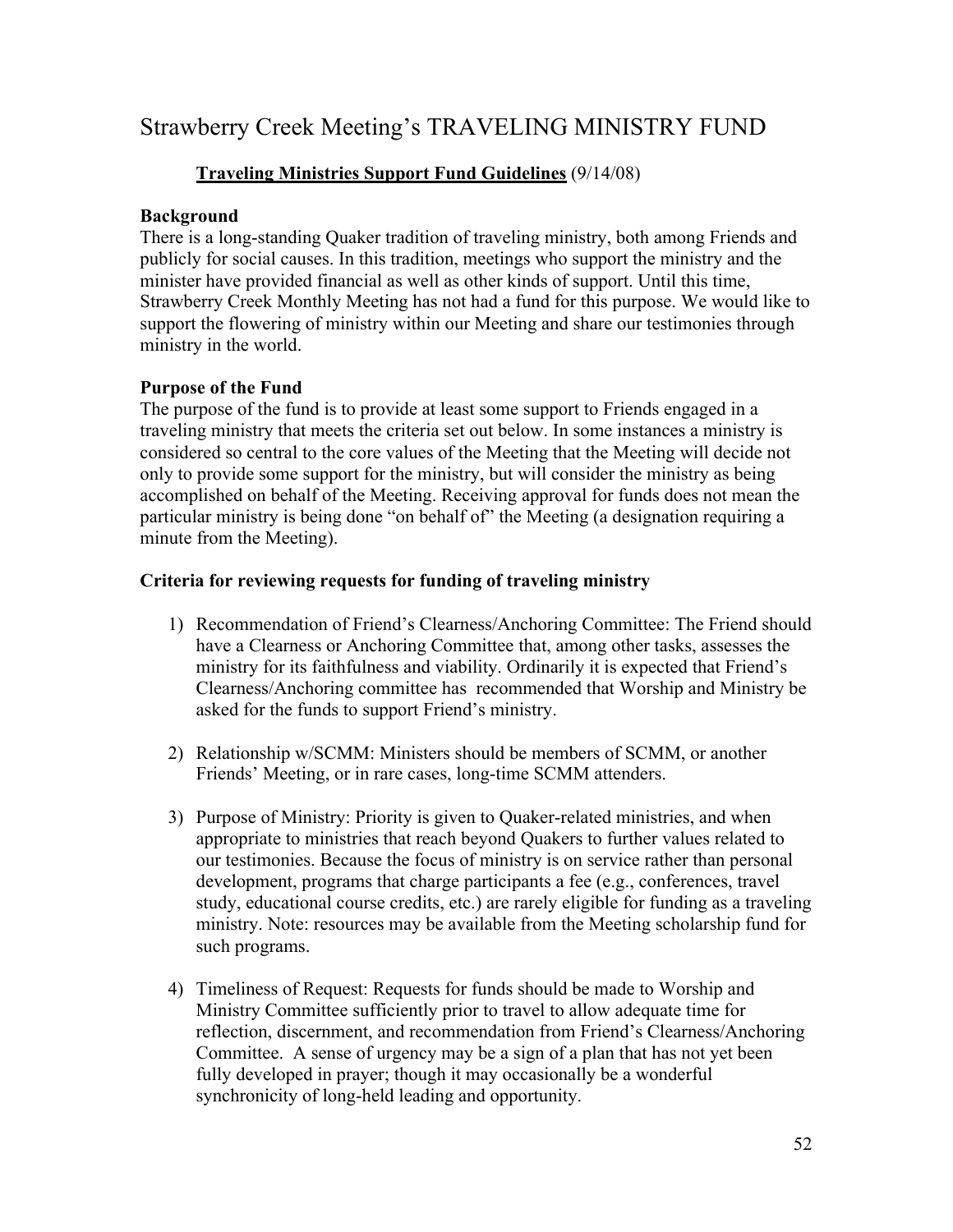# Strawberry Creek Meeting's TRAVELING MINISTRY FUND

**Traveling Ministries Support Fund Guidelines** (9/14/08)

**Background**
There is a long-standing Quaker tradition of traveling ministry, both among Friends and publicly for social causes. In this tradition, meetings who support the ministry and the minister have provided financial as well as other kinds of support. Until this time, Strawberry Creek Monthly Meeting has not had a fund for this purpose. We would like to support the flowering of ministry within our Meeting and share our testimonies through ministry in the world.

**Purpose of the Fund**
The purpose of the fund is to provide at least some support to Friends engaged in a traveling ministry that meets the criteria set out below. In some instances a ministry is considered so central to the core values of the Meeting that the Meeting will decide not only to provide some support for the ministry, but will consider the ministry as being accomplished on behalf of the Meeting. Receiving approval for funds does not mean the particular ministry is being done "on behalf of" the Meeting (a designation requiring a minute from the Meeting).

**Criteria for reviewing requests for funding of traveling ministry**

1) Recommendation of Friend's Clearness/Anchoring Committee: The Friend should have a Clearness or Anchoring Committee that, among other tasks, assesses the ministry for its faithfulness and viability. Ordinarily it is expected that Friend's Clearness/Anchoring committee has recommended that Worship and Ministry be asked for the funds to support Friend's ministry.

2) Relationship w/SCMM: Ministers should be members of SCMM, or another Friends' Meeting, or in rare cases, long-time SCMM attenders.

3) Purpose of Ministry: Priority is given to Quaker-related ministries, and when appropriate to ministries that reach beyond Quakers to further values related to our testimonies. Because the focus of ministry is on service rather than personal development, programs that charge participants a fee (e.g., conferences, travel study, educational course credits, etc.) are rarely eligible for funding as a traveling ministry. Note: resources may be available from the Meeting scholarship fund for such programs.

4) Timeliness of Request: Requests for funds should be made to Worship and Ministry Committee sufficiently prior to travel to allow adequate time for reflection, discernment, and recommendation from Friend's Clearness/Anchoring Committee. A sense of urgency may be a sign of a plan that has not yet been fully developed in prayer; though it may occasionally be a wonderful synchronicity of long-held leading and opportunity.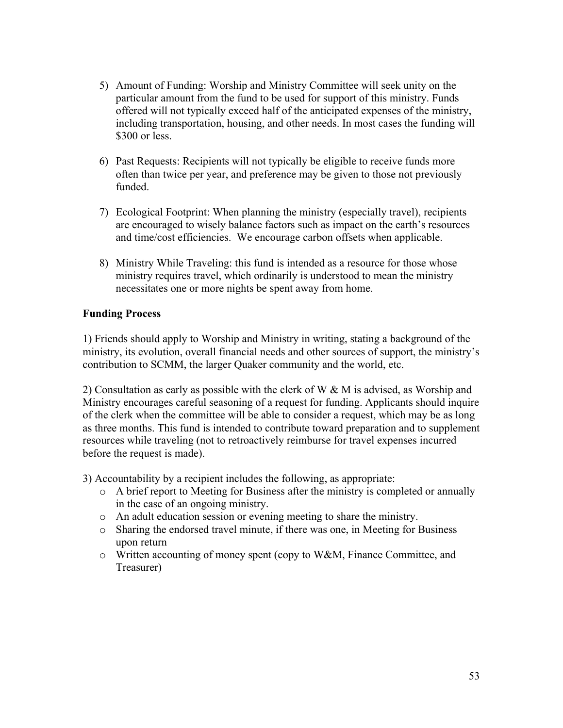5) Amount of Funding: Worship and Ministry Committee will seek unity on the particular amount from the fund to be used for support of this ministry. Funds offered will not typically exceed half of the anticipated expenses of the ministry, including transportation, housing, and other needs. In most cases the funding will $300 or less.

6) Past Requests: Recipients will not typically be eligible to receive funds more often than twice per year, and preference may be given to those not previously funded.

7) Ecological Footprint: When planning the ministry (especially travel), recipients are encouraged to wisely balance factors such as impact on the earth's resources and time/cost efficiencies. We encourage carbon offsets when applicable.

8) Ministry While Traveling: this fund is intended as a resource for those whose ministry requires travel, which ordinarily is understood to mean the ministry necessitates one or more nights be spent away from home.

**Funding Process**

1) Friends should apply to Worship and Ministry in writing, stating a background of the ministry, its evolution, overall financial needs and other sources of support, the ministry's contribution to SCMM, the larger Quaker community and the world, etc.

2) Consultation as early as possible with the clerk of W & M is advised, as Worship and Ministry encourages careful seasoning of a request for funding. Applicants should inquire of the clerk when the committee will be able to consider a request, which may be as long as three months. This fund is intended to contribute toward preparation and to supplement resources while traveling (not to retroactively reimburse for travel expenses incurred before the request is made).

3) Accountability by a recipient includes the following, as appropriate:

- A brief report to Meeting for Business after the ministry is completed or annually in the case of an ongoing ministry.
- An adult education session or evening meeting to share the ministry.
- Sharing the endorsed travel minute, if there was one, in Meeting for Business upon return
- Written accounting of money spent (copy to W&M, Finance Committee, and Treasurer)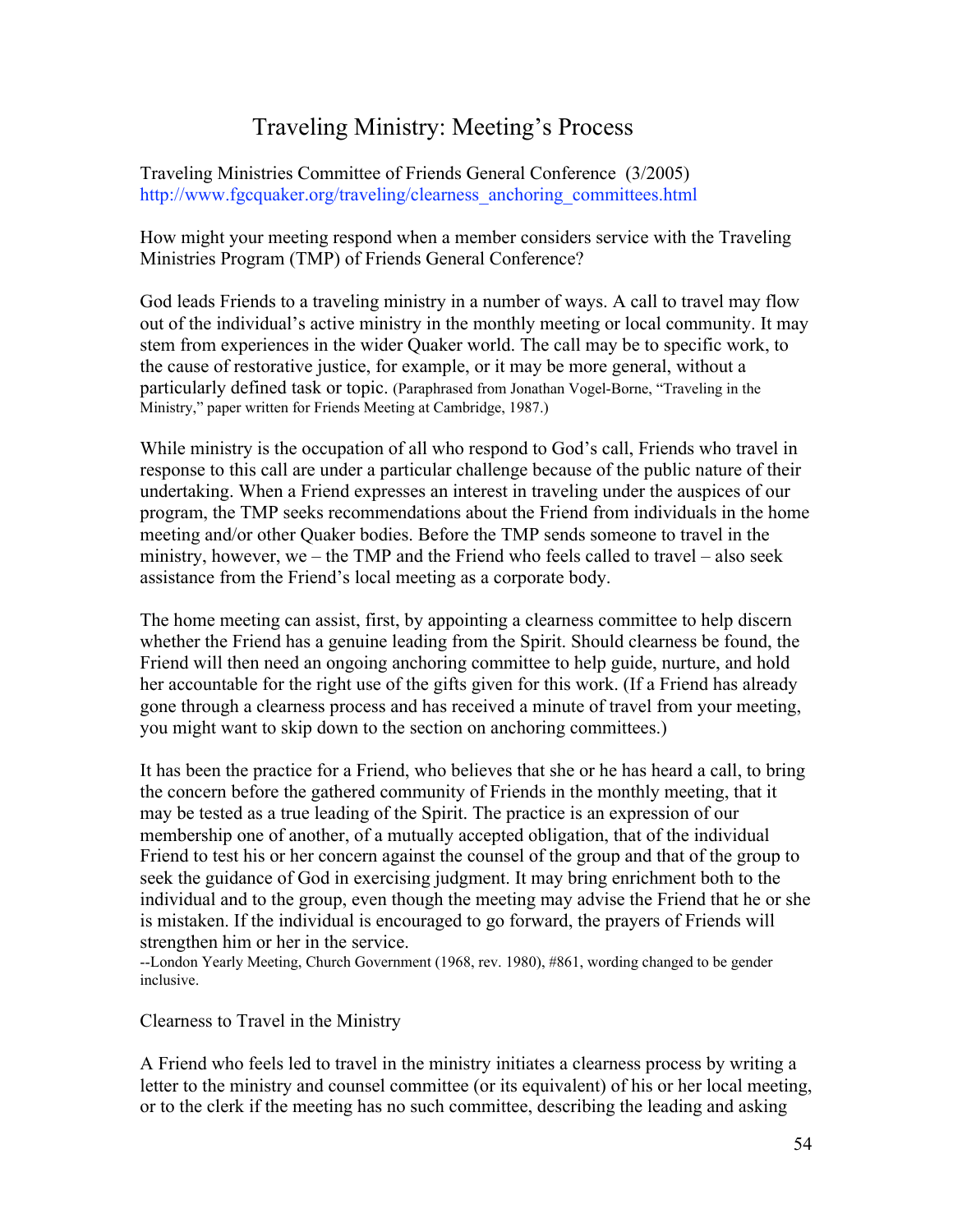# Traveling Ministry: Meeting's Process

Traveling Ministries Committee of Friends General Conference (3/2005)
http://www.fgcquaker.org/traveling/clearness_anchoring_committees.html

How might your meeting respond when a member considers service with the Traveling Ministries Program (TMP) of Friends General Conference?

God leads Friends to a traveling ministry in a number of ways. A call to travel may flow out of the individual's active ministry in the monthly meeting or local community. It may stem from experiences in the wider Quaker world. The call may be to specific work, to the cause of restorative justice, for example, or it may be more general, without a particularly defined task or topic. (Paraphrased from Jonathan Vogel-Borne, "Traveling in the Ministry," paper written for Friends Meeting at Cambridge, 1987.)

While ministry is the occupation of all who respond to God's call, Friends who travel in response to this call are under a particular challenge because of the public nature of their undertaking. When a Friend expresses an interest in traveling under the auspices of our program, the TMP seeks recommendations about the Friend from individuals in the home meeting and/or other Quaker bodies. Before the TMP sends someone to travel in the ministry, however, we – the TMP and the Friend who feels called to travel – also seek assistance from the Friend's local meeting as a corporate body.

The home meeting can assist, first, by appointing a clearness committee to help discern whether the Friend has a genuine leading from the Spirit. Should clearness be found, the Friend will then need an ongoing anchoring committee to help guide, nurture, and hold her accountable for the right use of the gifts given for this work. (If a Friend has already gone through a clearness process and has received a minute of travel from your meeting, you might want to skip down to the section on anchoring committees.)

It has been the practice for a Friend, who believes that she or he has heard a call, to bring the concern before the gathered community of Friends in the monthly meeting, that it may be tested as a true leading of the Spirit. The practice is an expression of our membership one of another, of a mutually accepted obligation, that of the individual Friend to test his or her concern against the counsel of the group and that of the group to seek the guidance of God in exercising judgment. It may bring enrichment both to the individual and to the group, even though the meeting may advise the Friend that he or she is mistaken. If the individual is encouraged to go forward, the prayers of Friends will strengthen him or her in the service.
--London Yearly Meeting, Church Government (1968, rev. 1980), #861, wording changed to be gender inclusive.

## Clearness to Travel in the Ministry

A Friend who feels led to travel in the ministry initiates a clearness process by writing a letter to the ministry and counsel committee (or its equivalent) of his or her local meeting, or to the clerk if the meeting has no such committee, describing the leading and asking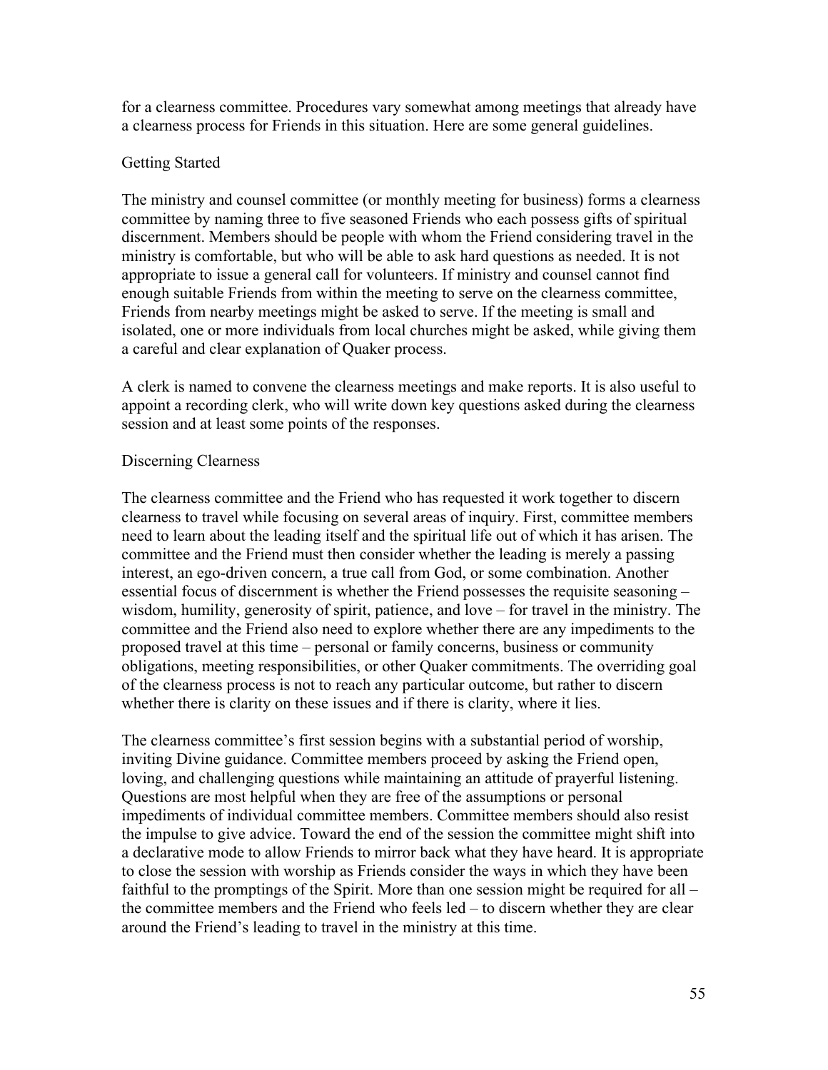for a clearness committee. Procedures vary somewhat among meetings that already have a clearness process for Friends in this situation. Here are some general guidelines.

### Getting Started

The ministry and counsel committee (or monthly meeting for business) forms a clearness committee by naming three to five seasoned Friends who each possess gifts of spiritual discernment. Members should be people with whom the Friend considering travel in the ministry is comfortable, but who will be able to ask hard questions as needed. It is not appropriate to issue a general call for volunteers. If ministry and counsel cannot find enough suitable Friends from within the meeting to serve on the clearness committee, Friends from nearby meetings might be asked to serve. If the meeting is small and isolated, one or more individuals from local churches might be asked, while giving them a careful and clear explanation of Quaker process.

A clerk is named to convene the clearness meetings and make reports. It is also useful to appoint a recording clerk, who will write down key questions asked during the clearness session and at least some points of the responses.

### Discerning Clearness

The clearness committee and the Friend who has requested it work together to discern clearness to travel while focusing on several areas of inquiry. First, committee members need to learn about the leading itself and the spiritual life out of which it has arisen. The committee and the Friend must then consider whether the leading is merely a passing interest, an ego-driven concern, a true call from God, or some combination. Another essential focus of discernment is whether the Friend possesses the requisite seasoning – wisdom, humility, generosity of spirit, patience, and love – for travel in the ministry. The committee and the Friend also need to explore whether there are any impediments to the proposed travel at this time – personal or family concerns, business or community obligations, meeting responsibilities, or other Quaker commitments. The overriding goal of the clearness process is not to reach any particular outcome, but rather to discern whether there is clarity on these issues and if there is clarity, where it lies.

The clearness committee's first session begins with a substantial period of worship, inviting Divine guidance. Committee members proceed by asking the Friend open, loving, and challenging questions while maintaining an attitude of prayerful listening. Questions are most helpful when they are free of the assumptions or personal impediments of individual committee members. Committee members should also resist the impulse to give advice. Toward the end of the session the committee might shift into a declarative mode to allow Friends to mirror back what they have heard. It is appropriate to close the session with worship as Friends consider the ways in which they have been faithful to the promptings of the Spirit. More than one session might be required for all – the committee members and the Friend who feels led – to discern whether they are clear around the Friend's leading to travel in the ministry at this time.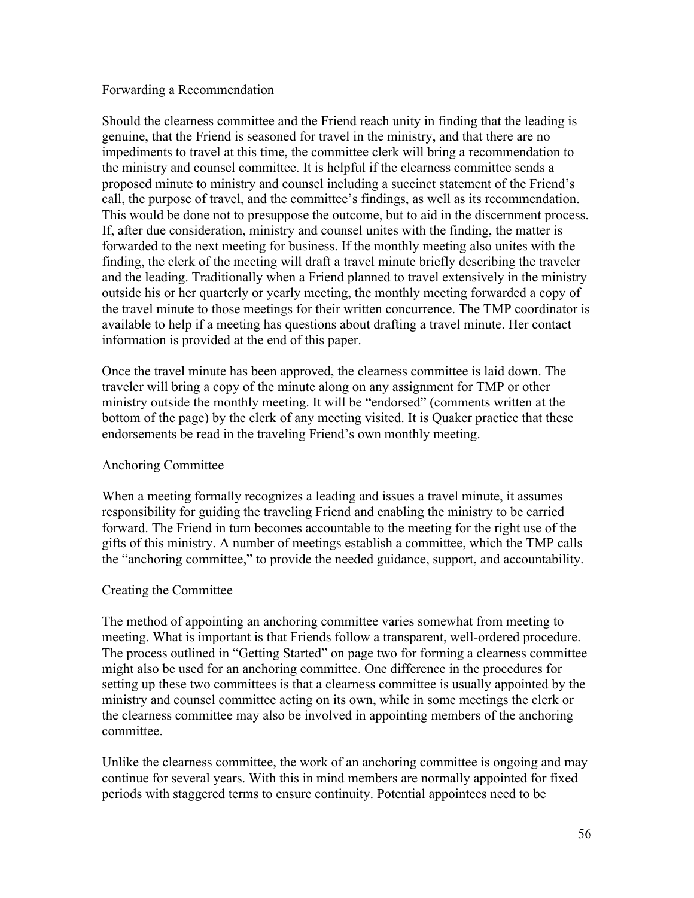## Forwarding a Recommendation

Should the clearness committee and the Friend reach unity in finding that the leading is genuine, that the Friend is seasoned for travel in the ministry, and that there are no impediments to travel at this time, the committee clerk will bring a recommendation to the ministry and counsel committee. It is helpful if the clearness committee sends a proposed minute to ministry and counsel including a succinct statement of the Friend's call, the purpose of travel, and the committee's findings, as well as its recommendation. This would be done not to presuppose the outcome, but to aid in the discernment process. If, after due consideration, ministry and counsel unites with the finding, the matter is forwarded to the next meeting for business. If the monthly meeting also unites with the finding, the clerk of the meeting will draft a travel minute briefly describing the traveler and the leading. Traditionally when a Friend planned to travel extensively in the ministry outside his or her quarterly or yearly meeting, the monthly meeting forwarded a copy of the travel minute to those meetings for their written concurrence. The TMP coordinator is available to help if a meeting has questions about drafting a travel minute. Her contact information is provided at the end of this paper.

Once the travel minute has been approved, the clearness committee is laid down. The traveler will bring a copy of the minute along on any assignment for TMP or other ministry outside the monthly meeting. It will be "endorsed" (comments written at the bottom of the page) by the clerk of any meeting visited. It is Quaker practice that these endorsements be read in the traveling Friend's own monthly meeting.

## Anchoring Committee

When a meeting formally recognizes a leading and issues a travel minute, it assumes responsibility for guiding the traveling Friend and enabling the ministry to be carried forward. The Friend in turn becomes accountable to the meeting for the right use of the gifts of this ministry. A number of meetings establish a committee, which the TMP calls the "anchoring committee," to provide the needed guidance, support, and accountability.

## Creating the Committee

The method of appointing an anchoring committee varies somewhat from meeting to meeting. What is important is that Friends follow a transparent, well-ordered procedure. The process outlined in "Getting Started" on page two for forming a clearness committee might also be used for an anchoring committee. One difference in the procedures for setting up these two committees is that a clearness committee is usually appointed by the ministry and counsel committee acting on its own, while in some meetings the clerk or the clearness committee may also be involved in appointing members of the anchoring committee.

Unlike the clearness committee, the work of an anchoring committee is ongoing and may continue for several years. With this in mind members are normally appointed for fixed periods with staggered terms to ensure continuity. Potential appointees need to be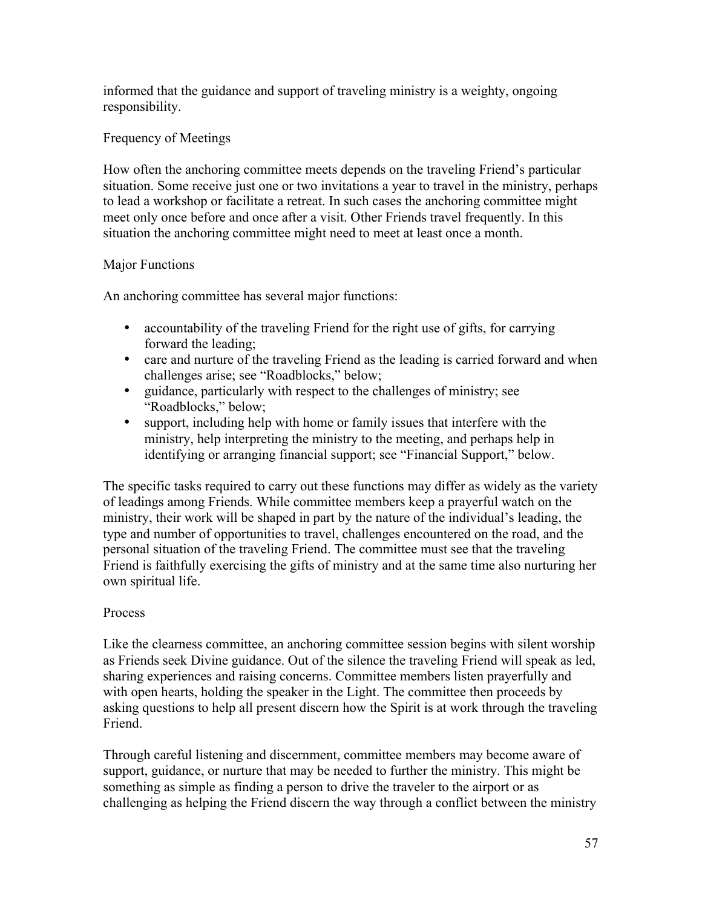informed that the guidance and support of traveling ministry is a weighty, ongoing responsibility.

### Frequency of Meetings

How often the anchoring committee meets depends on the traveling Friend's particular situation. Some receive just one or two invitations a year to travel in the ministry, perhaps to lead a workshop or facilitate a retreat. In such cases the anchoring committee might meet only once before and once after a visit. Other Friends travel frequently. In this situation the anchoring committee might need to meet at least once a month.

### Major Functions

An anchoring committee has several major functions:

- accountability of the traveling Friend for the right use of gifts, for carrying forward the leading;
- care and nurture of the traveling Friend as the leading is carried forward and when challenges arise; see "Roadblocks," below;
- guidance, particularly with respect to the challenges of ministry; see "Roadblocks," below;
- support, including help with home or family issues that interfere with the ministry, help interpreting the ministry to the meeting, and perhaps help in identifying or arranging financial support; see "Financial Support," below.

The specific tasks required to carry out these functions may differ as widely as the variety of leadings among Friends. While committee members keep a prayerful watch on the ministry, their work will be shaped in part by the nature of the individual's leading, the type and number of opportunities to travel, challenges encountered on the road, and the personal situation of the traveling Friend. The committee must see that the traveling Friend is faithfully exercising the gifts of ministry and at the same time also nurturing her own spiritual life.

### Process

Like the clearness committee, an anchoring committee session begins with silent worship as Friends seek Divine guidance. Out of the silence the traveling Friend will speak as led, sharing experiences and raising concerns. Committee members listen prayerfully and with open hearts, holding the speaker in the Light. The committee then proceeds by asking questions to help all present discern how the Spirit is at work through the traveling Friend.

Through careful listening and discernment, committee members may become aware of support, guidance, or nurture that may be needed to further the ministry. This might be something as simple as finding a person to drive the traveler to the airport or as challenging as helping the Friend discern the way through a conflict between the ministry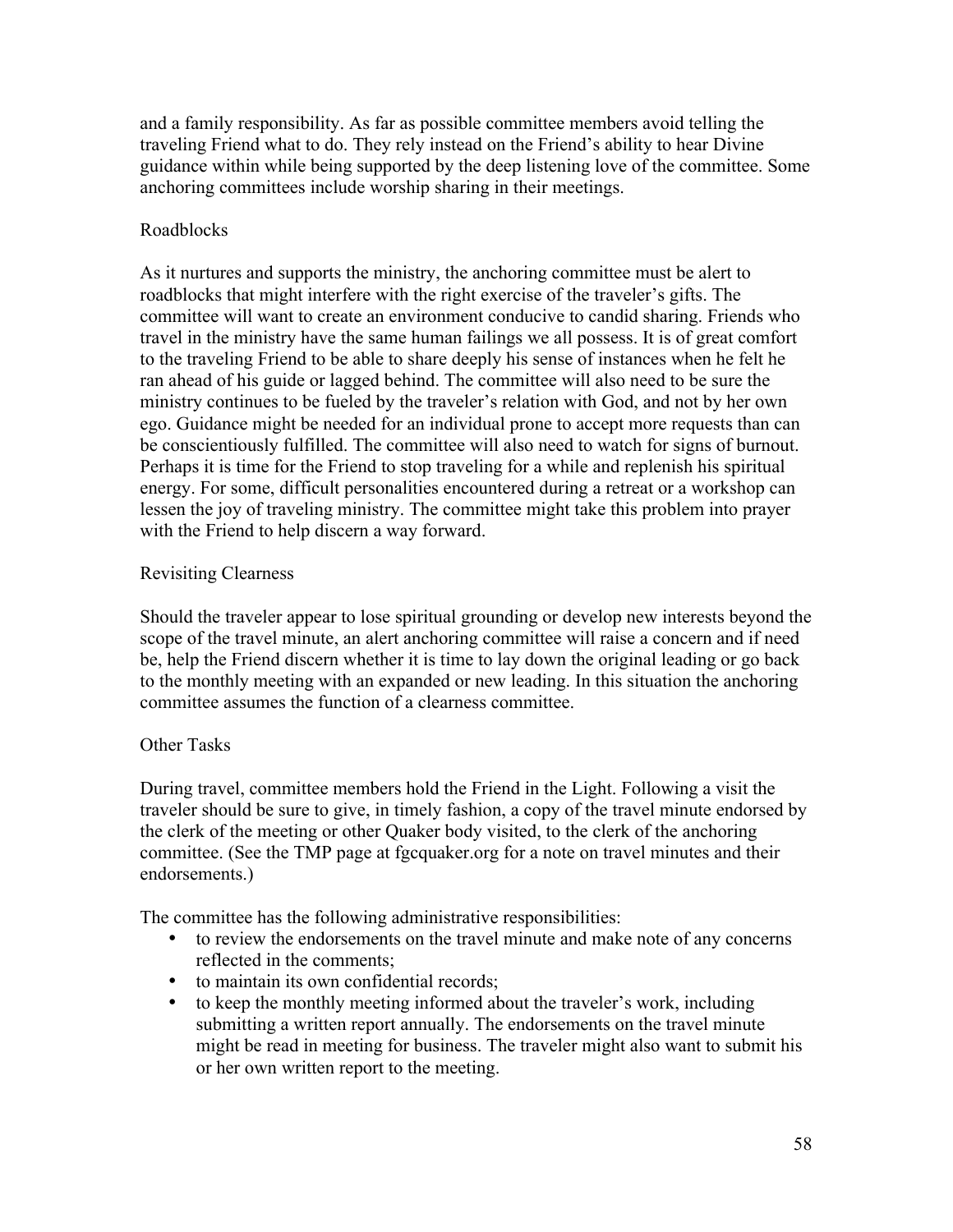and a family responsibility. As far as possible committee members avoid telling the traveling Friend what to do. They rely instead on the Friend's ability to hear Divine guidance within while being supported by the deep listening love of the committee. Some anchoring committees include worship sharing in their meetings.

### Roadblocks

As it nurtures and supports the ministry, the anchoring committee must be alert to roadblocks that might interfere with the right exercise of the traveler's gifts. The committee will want to create an environment conducive to candid sharing. Friends who travel in the ministry have the same human failings we all possess. It is of great comfort to the traveling Friend to be able to share deeply his sense of instances when he felt he ran ahead of his guide or lagged behind. The committee will also need to be sure the ministry continues to be fueled by the traveler's relation with God, and not by her own ego. Guidance might be needed for an individual prone to accept more requests than can be conscientiously fulfilled. The committee will also need to watch for signs of burnout. Perhaps it is time for the Friend to stop traveling for a while and replenish his spiritual energy. For some, difficult personalities encountered during a retreat or a workshop can lessen the joy of traveling ministry. The committee might take this problem into prayer with the Friend to help discern a way forward.

### Revisiting Clearness

Should the traveler appear to lose spiritual grounding or develop new interests beyond the scope of the travel minute, an alert anchoring committee will raise a concern and if need be, help the Friend discern whether it is time to lay down the original leading or go back to the monthly meeting with an expanded or new leading. In this situation the anchoring committee assumes the function of a clearness committee.

### Other Tasks

During travel, committee members hold the Friend in the Light. Following a visit the traveler should be sure to give, in timely fashion, a copy of the travel minute endorsed by the clerk of the meeting or other Quaker body visited, to the clerk of the anchoring committee. (See the TMP page at fgcquaker.org for a note on travel minutes and their endorsements.)

The committee has the following administrative responsibilities:

- to review the endorsements on the travel minute and make note of any concerns reflected in the comments;
- to maintain its own confidential records;
- to keep the monthly meeting informed about the traveler's work, including submitting a written report annually. The endorsements on the travel minute might be read in meeting for business. The traveler might also want to submit his or her own written report to the meeting.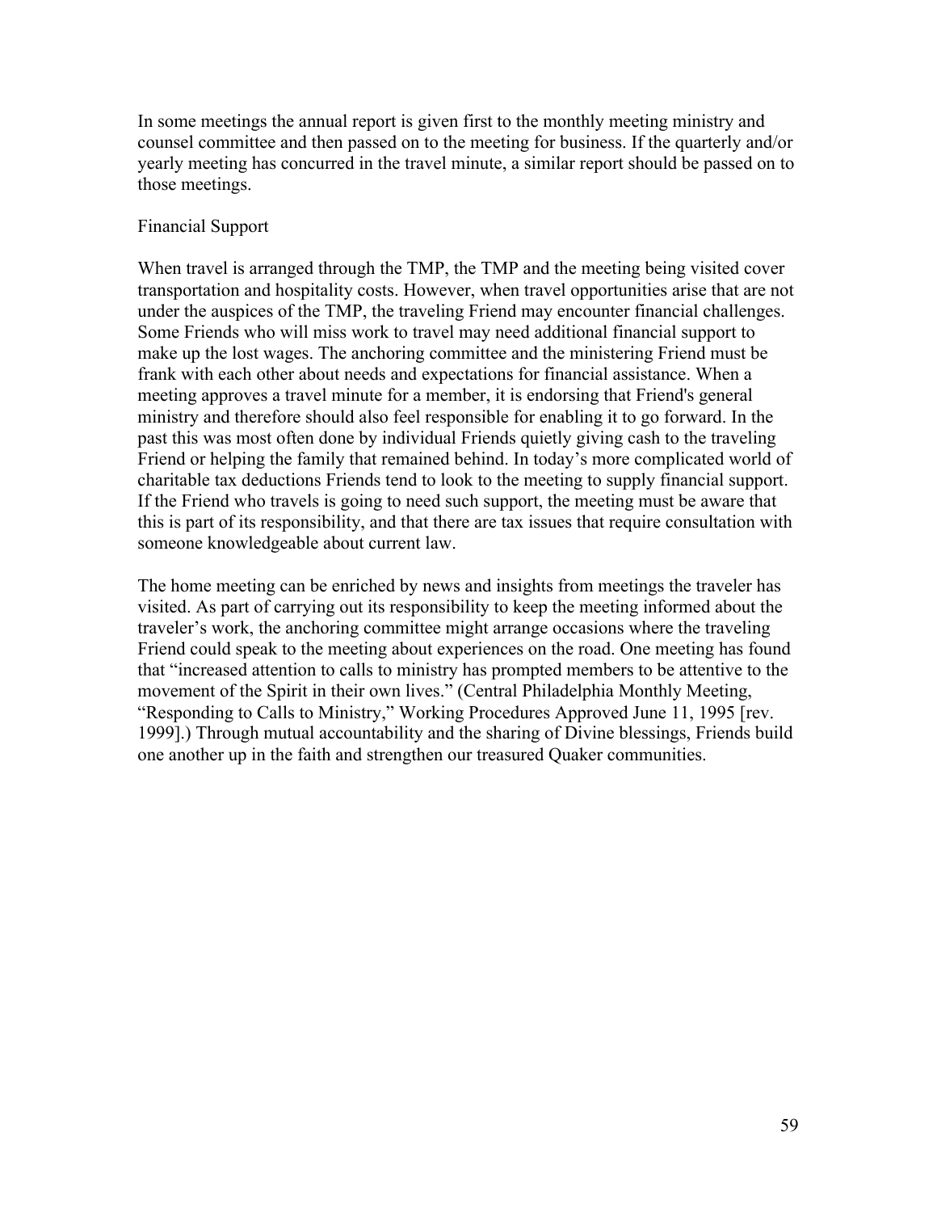In some meetings the annual report is given first to the monthly meeting ministry and counsel committee and then passed on to the meeting for business. If the quarterly and/or yearly meeting has concurred in the travel minute, a similar report should be passed on to those meetings.

## Financial Support

When travel is arranged through the TMP, the TMP and the meeting being visited cover transportation and hospitality costs. However, when travel opportunities arise that are not under the auspices of the TMP, the traveling Friend may encounter financial challenges. Some Friends who will miss work to travel may need additional financial support to make up the lost wages. The anchoring committee and the ministering Friend must be frank with each other about needs and expectations for financial assistance. When a meeting approves a travel minute for a member, it is endorsing that Friend's general ministry and therefore should also feel responsible for enabling it to go forward. In the past this was most often done by individual Friends quietly giving cash to the traveling Friend or helping the family that remained behind. In today's more complicated world of charitable tax deductions Friends tend to look to the meeting to supply financial support. If the Friend who travels is going to need such support, the meeting must be aware that this is part of its responsibility, and that there are tax issues that require consultation with someone knowledgeable about current law.

The home meeting can be enriched by news and insights from meetings the traveler has visited. As part of carrying out its responsibility to keep the meeting informed about the traveler's work, the anchoring committee might arrange occasions where the traveling Friend could speak to the meeting about experiences on the road. One meeting has found that "increased attention to calls to ministry has prompted members to be attentive to the movement of the Spirit in their own lives." (Central Philadelphia Monthly Meeting, "Responding to Calls to Ministry," Working Procedures Approved June 11, 1995 [rev. 1999].) Through mutual accountability and the sharing of Divine blessings, Friends build one another up in the faith and strengthen our treasured Quaker communities.